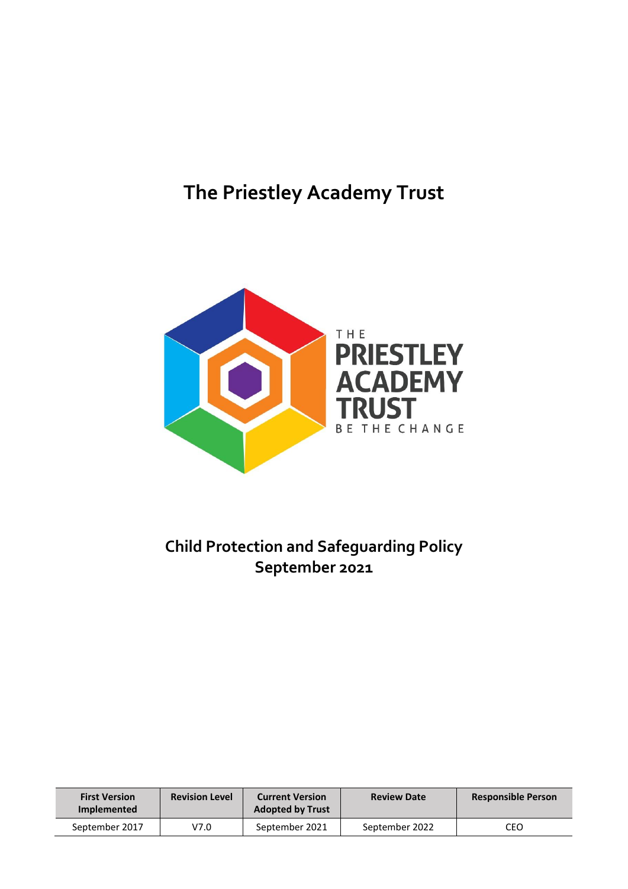# The Priestley Academy Trust

## Child Protection and Safeguarding Policy
## September 2021

| First Version Implemented | Revision Level | Current Version Adopted by Trust | Review Date | Responsible Person |
|---|---|---|---|---|
| September 2017 | V7.0 | September 2021 | September 2022 | CEO |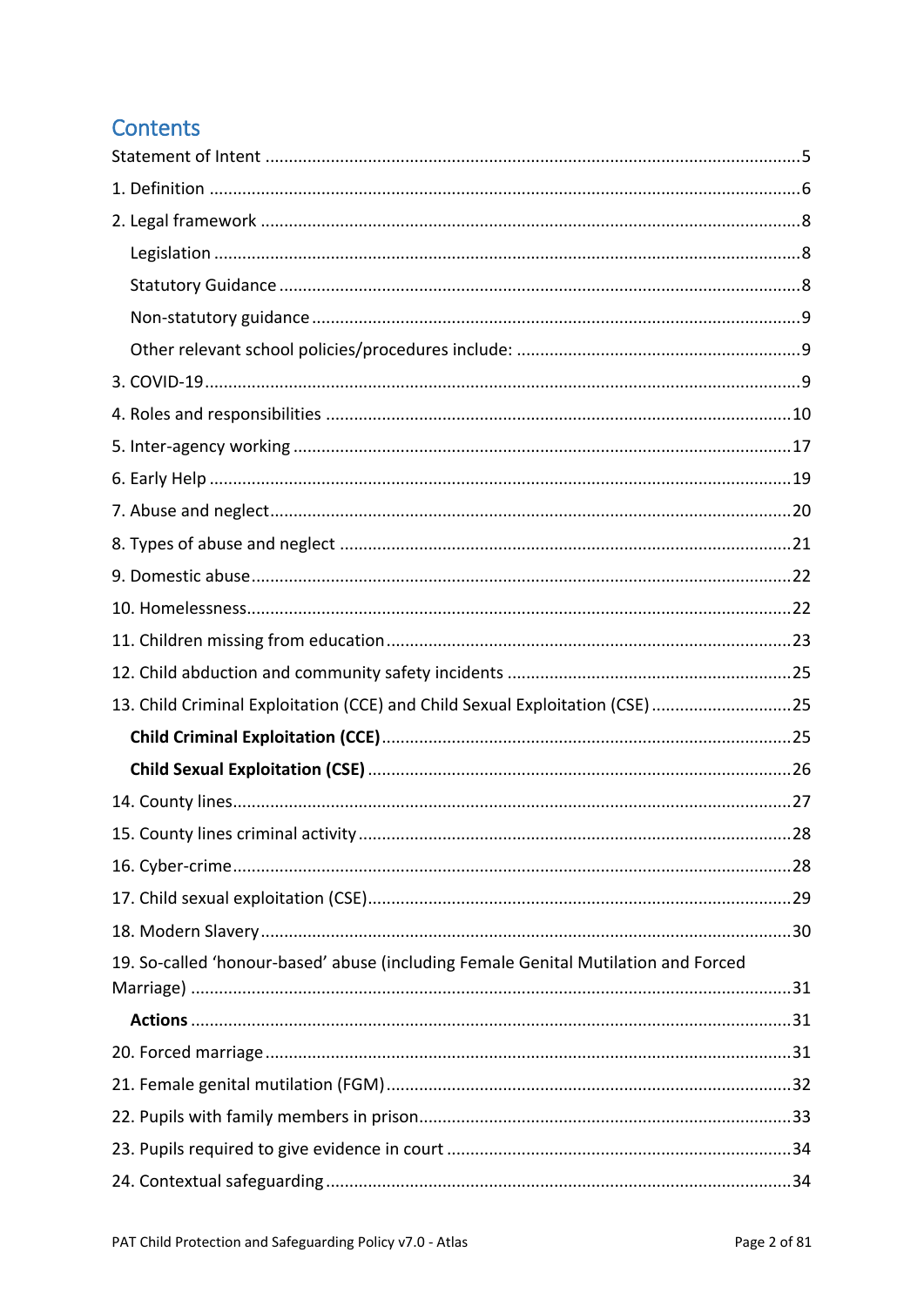# Contents

Statement of Intent ..... 5

1. Definition ..... 6

2. Legal framework ..... 8

    Legislation ..... 8

    Statutory Guidance ..... 8

    Non-statutory guidance ..... 9

    Other relevant school policies/procedures include: ..... 9

3. COVID-19 ..... 9

4. Roles and responsibilities ..... 10

5. Inter-agency working ..... 17

6. Early Help ..... 19

7. Abuse and neglect ..... 20

8. Types of abuse and neglect ..... 21

9. Domestic abuse ..... 22

10. Homelessness ..... 22

11. Children missing from education ..... 23

12. Child abduction and community safety incidents ..... 25

13. Child Criminal Exploitation (CCE) and Child Sexual Exploitation (CSE) ..... 25

    **Child Criminal Exploitation (CCE)** ..... 25

    **Child Sexual Exploitation (CSE)** ..... 26

14. County lines ..... 27

15. County lines criminal activity ..... 28

16. Cyber-crime ..... 28

17. Child sexual exploitation (CSE) ..... 29

18. Modern Slavery ..... 30

19. So-called 'honour-based' abuse (including Female Genital Mutilation and Forced Marriage) ..... 31

    **Actions** ..... 31

20. Forced marriage ..... 31

21. Female genital mutilation (FGM) ..... 32

22. Pupils with family members in prison ..... 33

23. Pupils required to give evidence in court ..... 34

24. Contextual safeguarding ..... 34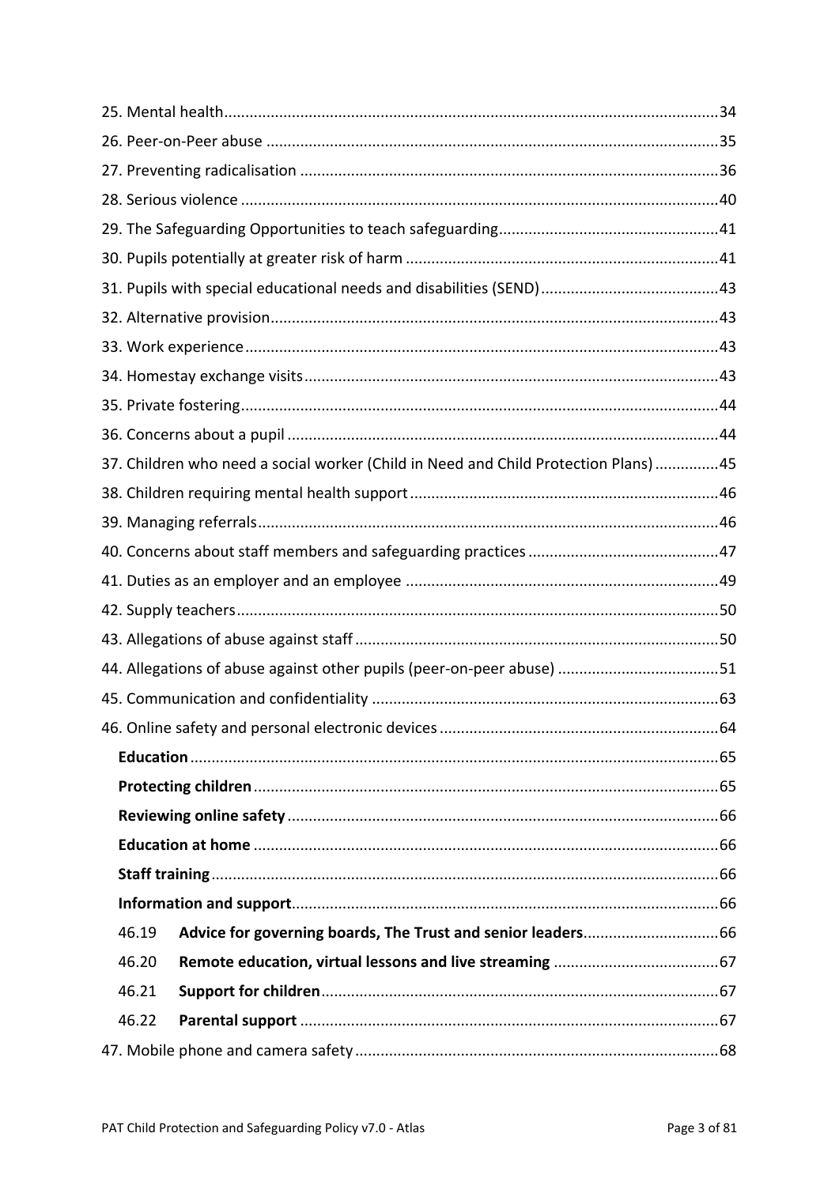25. Mental health....................................................................................................................34
26. Peer-on-Peer abuse ..........................................................................................................35
27. Preventing radicalisation ..................................................................................................36
28. Serious violence ................................................................................................................40
29. The Safeguarding Opportunities to teach safeguarding....................................................41
30. Pupils potentially at greater risk of harm .........................................................................41
31. Pupils with special educational needs and disabilities (SEND)..........................................43
32. Alternative provision.........................................................................................................43
33. Work experience...............................................................................................................43
34. Homestay exchange visits.................................................................................................43
35. Private fostering................................................................................................................44
36. Concerns about a pupil .....................................................................................................44
37. Children who need a social worker (Child in Need and Child Protection Plans) ...............45
38. Children requiring mental health support........................................................................46
39. Managing referrals............................................................................................................46
40. Concerns about staff members and safeguarding practices ............................................47
41. Duties as an employer and an employee .........................................................................49
42. Supply teachers.................................................................................................................50
43. Allegations of abuse against staff .....................................................................................50
44. Allegations of abuse against other pupils (peer-on-peer abuse) ......................................51
45. Communication and confidentiality .................................................................................63
46. Online safety and personal electronic devices .................................................................64

**Education**............................................................................................................65

**Protecting children**.............................................................................................65

**Reviewing online safety**.....................................................................................66

**Education at home** .............................................................................................66

**Staff training**.......................................................................................................66

**Information and support**....................................................................................66

46.19 **Advice for governing boards, The Trust and senior leaders**................................66

46.20 **Remote education, virtual lessons and live streaming** .......................................67

46.21 **Support for children**.............................................................................................67

46.22 **Parental support** ..................................................................................................67

47. Mobile phone and camera safety .....................................................................................68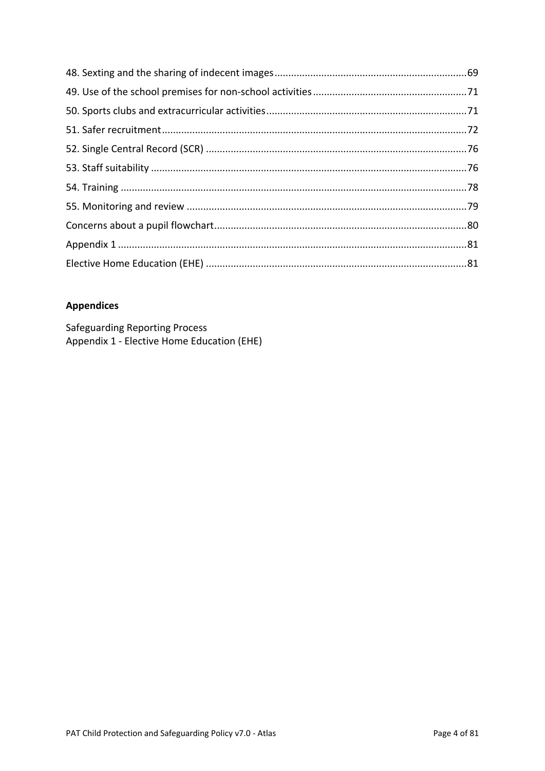48. Sexting and the sharing of indecent images ..... 69
49. Use of the school premises for non-school activities ..... 71
50. Sports clubs and extracurricular activities ..... 71
51. Safer recruitment ..... 72
52. Single Central Record (SCR) ..... 76
53. Staff suitability ..... 76
54. Training ..... 78
55. Monitoring and review ..... 79
Concerns about a pupil flowchart ..... 80
Appendix 1 ..... 81
Elective Home Education (EHE) ..... 81

**Appendices**

Safeguarding Reporting Process
Appendix 1 - Elective Home Education (EHE)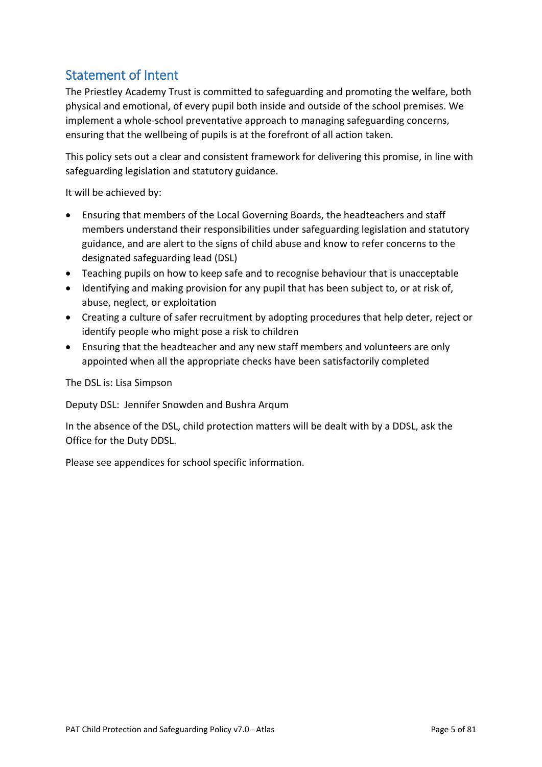## Statement of Intent

The Priestley Academy Trust is committed to safeguarding and promoting the welfare, both physical and emotional, of every pupil both inside and outside of the school premises. We implement a whole-school preventative approach to managing safeguarding concerns, ensuring that the wellbeing of pupils is at the forefront of all action taken.

This policy sets out a clear and consistent framework for delivering this promise, in line with safeguarding legislation and statutory guidance.

It will be achieved by:

- Ensuring that members of the Local Governing Boards, the headteachers and staff members understand their responsibilities under safeguarding legislation and statutory guidance, and are alert to the signs of child abuse and know to refer concerns to the designated safeguarding lead (DSL)
- Teaching pupils on how to keep safe and to recognise behaviour that is unacceptable
- Identifying and making provision for any pupil that has been subject to, or at risk of, abuse, neglect, or exploitation
- Creating a culture of safer recruitment by adopting procedures that help deter, reject or identify people who might pose a risk to children
- Ensuring that the headteacher and any new staff members and volunteers are only appointed when all the appropriate checks have been satisfactorily completed

The DSL is: Lisa Simpson

Deputy DSL: Jennifer Snowden and Bushra Arqum

In the absence of the DSL, child protection matters will be dealt with by a DDSL, ask the Office for the Duty DDSL.

Please see appendices for school specific information.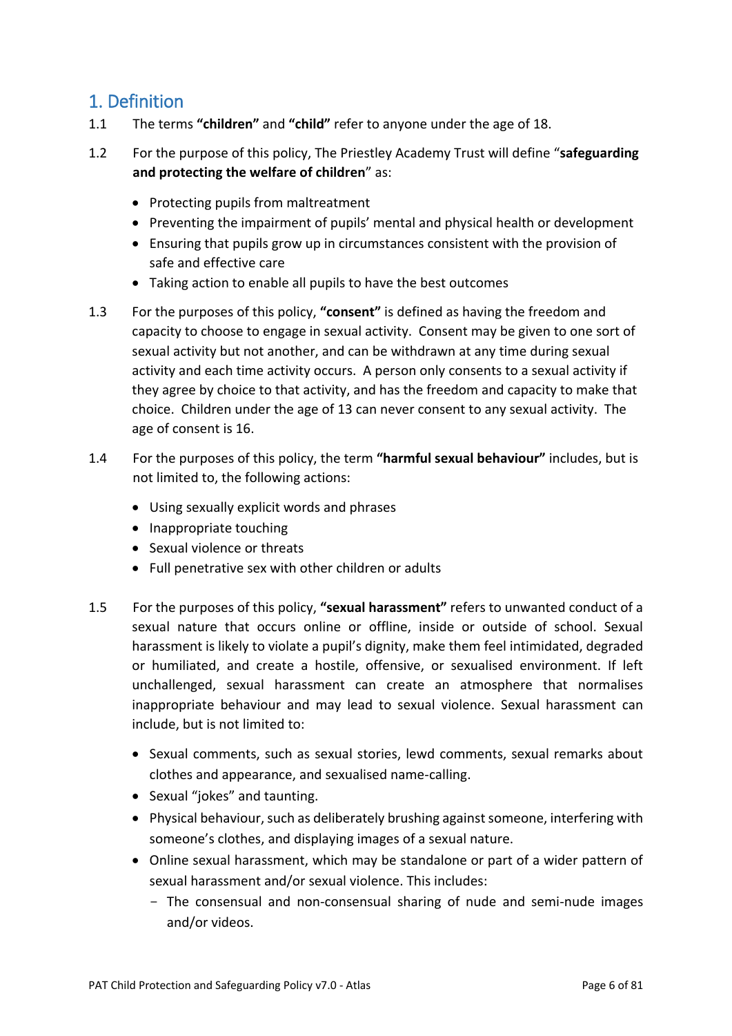## 1. Definition

1.1 The terms **"children"** and **"child"** refer to anyone under the age of 18.

1.2 For the purpose of this policy, The Priestley Academy Trust will define "**safeguarding and protecting the welfare of children**" as:

- Protecting pupils from maltreatment
- Preventing the impairment of pupils' mental and physical health or development
- Ensuring that pupils grow up in circumstances consistent with the provision of safe and effective care
- Taking action to enable all pupils to have the best outcomes

1.3 For the purposes of this policy, **"consent"** is defined as having the freedom and capacity to choose to engage in sexual activity. Consent may be given to one sort of sexual activity but not another, and can be withdrawn at any time during sexual activity and each time activity occurs. A person only consents to a sexual activity if they agree by choice to that activity, and has the freedom and capacity to make that choice. Children under the age of 13 can never consent to any sexual activity. The age of consent is 16.

1.4 For the purposes of this policy, the term **"harmful sexual behaviour"** includes, but is not limited to, the following actions:

- Using sexually explicit words and phrases
- Inappropriate touching
- Sexual violence or threats
- Full penetrative sex with other children or adults

1.5 For the purposes of this policy, **"sexual harassment"** refers to unwanted conduct of a sexual nature that occurs online or offline, inside or outside of school. Sexual harassment is likely to violate a pupil's dignity, make them feel intimidated, degraded or humiliated, and create a hostile, offensive, or sexualised environment. If left unchallenged, sexual harassment can create an atmosphere that normalises inappropriate behaviour and may lead to sexual violence. Sexual harassment can include, but is not limited to:

- Sexual comments, such as sexual stories, lewd comments, sexual remarks about clothes and appearance, and sexualised name-calling.
- Sexual "jokes" and taunting.
- Physical behaviour, such as deliberately brushing against someone, interfering with someone's clothes, and displaying images of a sexual nature.
- Online sexual harassment, which may be standalone or part of a wider pattern of sexual harassment and/or sexual violence. This includes:
  - The consensual and non-consensual sharing of nude and semi-nude images and/or videos.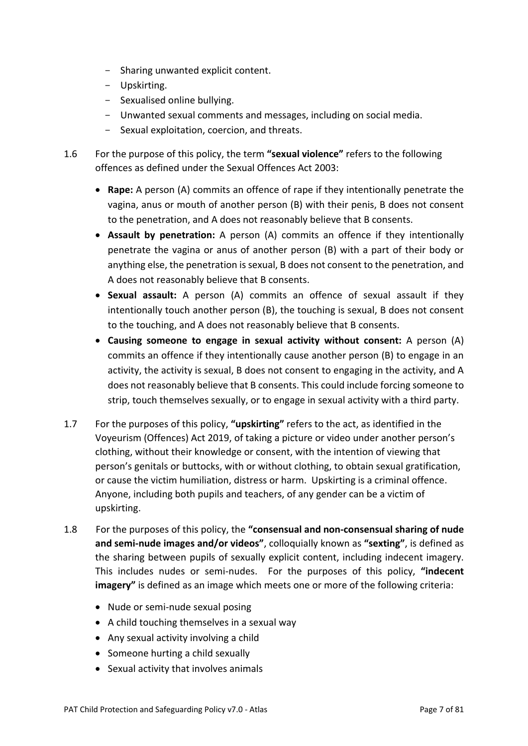- Sharing unwanted explicit content.
- Upskirting.
- Sexualised online bullying.
- Unwanted sexual comments and messages, including on social media.
- Sexual exploitation, coercion, and threats.

1.6 For the purpose of this policy, the term **"sexual violence"** refers to the following offences as defined under the Sexual Offences Act 2003:

- **Rape:** A person (A) commits an offence of rape if they intentionally penetrate the vagina, anus or mouth of another person (B) with their penis, B does not consent to the penetration, and A does not reasonably believe that B consents.
- **Assault by penetration:** A person (A) commits an offence if they intentionally penetrate the vagina or anus of another person (B) with a part of their body or anything else, the penetration is sexual, B does not consent to the penetration, and A does not reasonably believe that B consents.
- **Sexual assault:** A person (A) commits an offence of sexual assault if they intentionally touch another person (B), the touching is sexual, B does not consent to the touching, and A does not reasonably believe that B consents.
- **Causing someone to engage in sexual activity without consent:** A person (A) commits an offence if they intentionally cause another person (B) to engage in an activity, the activity is sexual, B does not consent to engaging in the activity, and A does not reasonably believe that B consents. This could include forcing someone to strip, touch themselves sexually, or to engage in sexual activity with a third party.

1.7 For the purposes of this policy, **"upskirting"** refers to the act, as identified in the Voyeurism (Offences) Act 2019, of taking a picture or video under another person's clothing, without their knowledge or consent, with the intention of viewing that person's genitals or buttocks, with or without clothing, to obtain sexual gratification, or cause the victim humiliation, distress or harm. Upskirting is a criminal offence. Anyone, including both pupils and teachers, of any gender can be a victim of upskirting.

1.8 For the purposes of this policy, the **"consensual and non-consensual sharing of nude and semi-nude images and/or videos"**, colloquially known as **"sexting"**, is defined as the sharing between pupils of sexually explicit content, including indecent imagery. This includes nudes or semi-nudes. For the purposes of this policy, **"indecent imagery"** is defined as an image which meets one or more of the following criteria:

- Nude or semi-nude sexual posing
- A child touching themselves in a sexual way
- Any sexual activity involving a child
- Someone hurting a child sexually
- Sexual activity that involves animals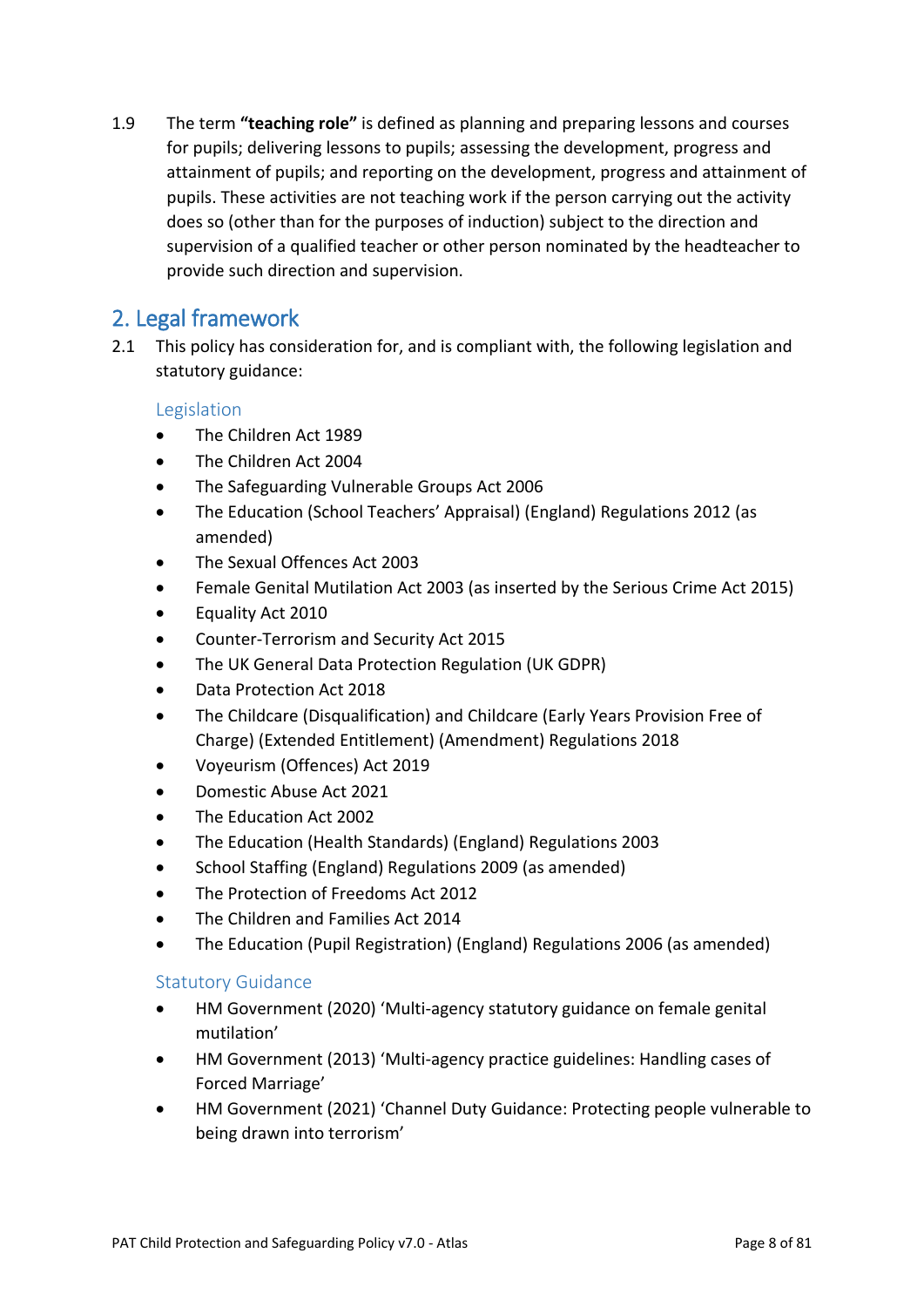1.9 The term **"teaching role"** is defined as planning and preparing lessons and courses for pupils; delivering lessons to pupils; assessing the development, progress and attainment of pupils; and reporting on the development, progress and attainment of pupils. These activities are not teaching work if the person carrying out the activity does so (other than for the purposes of induction) subject to the direction and supervision of a qualified teacher or other person nominated by the headteacher to provide such direction and supervision.

## 2. Legal framework

2.1 This policy has consideration for, and is compliant with, the following legislation and statutory guidance:

### Legislation

- The Children Act 1989
- The Children Act 2004
- The Safeguarding Vulnerable Groups Act 2006
- The Education (School Teachers' Appraisal) (England) Regulations 2012 (as amended)
- The Sexual Offences Act 2003
- Female Genital Mutilation Act 2003 (as inserted by the Serious Crime Act 2015)
- Equality Act 2010
- Counter-Terrorism and Security Act 2015
- The UK General Data Protection Regulation (UK GDPR)
- Data Protection Act 2018
- The Childcare (Disqualification) and Childcare (Early Years Provision Free of Charge) (Extended Entitlement) (Amendment) Regulations 2018
- Voyeurism (Offences) Act 2019
- Domestic Abuse Act 2021
- The Education Act 2002
- The Education (Health Standards) (England) Regulations 2003
- School Staffing (England) Regulations 2009 (as amended)
- The Protection of Freedoms Act 2012
- The Children and Families Act 2014
- The Education (Pupil Registration) (England) Regulations 2006 (as amended)

### Statutory Guidance

- HM Government (2020) 'Multi-agency statutory guidance on female genital mutilation'
- HM Government (2013) 'Multi-agency practice guidelines: Handling cases of Forced Marriage'
- HM Government (2021) 'Channel Duty Guidance: Protecting people vulnerable to being drawn into terrorism'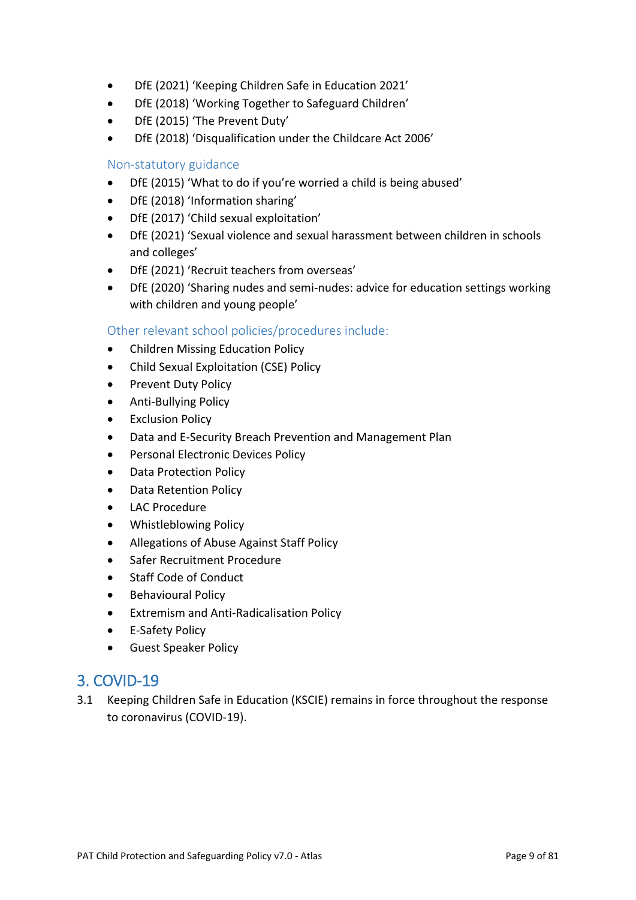- DfE (2021) 'Keeping Children Safe in Education 2021'
- DfE (2018) 'Working Together to Safeguard Children'
- DfE (2015) 'The Prevent Duty'
- DfE (2018) 'Disqualification under the Childcare Act 2006'

### Non-statutory guidance

- DfE (2015) 'What to do if you're worried a child is being abused'
- DfE (2018) 'Information sharing'
- DfE (2017) 'Child sexual exploitation'
- DfE (2021) 'Sexual violence and sexual harassment between children in schools and colleges'
- DfE (2021) 'Recruit teachers from overseas'
- DfE (2020) 'Sharing nudes and semi-nudes: advice for education settings working with children and young people'

### Other relevant school policies/procedures include:

- Children Missing Education Policy
- Child Sexual Exploitation (CSE) Policy
- Prevent Duty Policy
- Anti-Bullying Policy
- Exclusion Policy
- Data and E-Security Breach Prevention and Management Plan
- Personal Electronic Devices Policy
- Data Protection Policy
- Data Retention Policy
- LAC Procedure
- Whistleblowing Policy
- Allegations of Abuse Against Staff Policy
- Safer Recruitment Procedure
- Staff Code of Conduct
- Behavioural Policy
- Extremism and Anti-Radicalisation Policy
- E-Safety Policy
- Guest Speaker Policy

## 3. COVID-19

3.1 Keeping Children Safe in Education (KSCIE) remains in force throughout the response to coronavirus (COVID-19).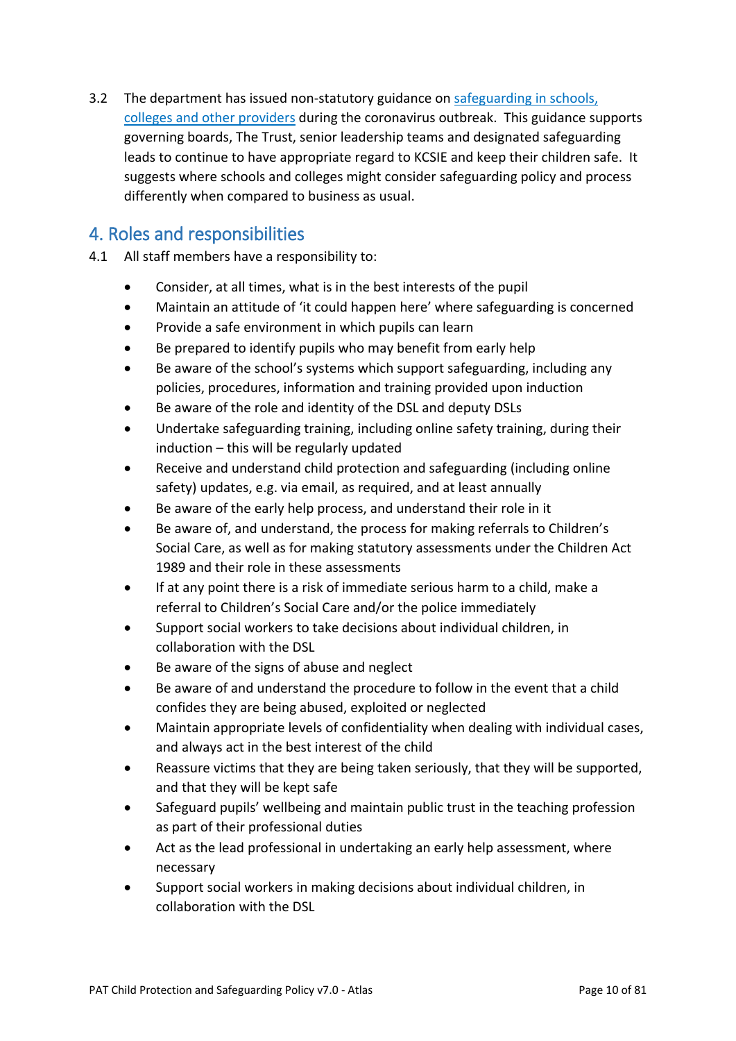3.2 The department has issued non-statutory guidance on [safeguarding in schools, colleges and other providers] during the coronavirus outbreak. This guidance supports governing boards, The Trust, senior leadership teams and designated safeguarding leads to continue to have appropriate regard to KCSIE and keep their children safe. It suggests where schools and colleges might consider safeguarding policy and process differently when compared to business as usual.

## 4. Roles and responsibilities

4.1 All staff members have a responsibility to:

- Consider, at all times, what is in the best interests of the pupil
- Maintain an attitude of 'it could happen here' where safeguarding is concerned
- Provide a safe environment in which pupils can learn
- Be prepared to identify pupils who may benefit from early help
- Be aware of the school's systems which support safeguarding, including any policies, procedures, information and training provided upon induction
- Be aware of the role and identity of the DSL and deputy DSLs
- Undertake safeguarding training, including online safety training, during their induction – this will be regularly updated
- Receive and understand child protection and safeguarding (including online safety) updates, e.g. via email, as required, and at least annually
- Be aware of the early help process, and understand their role in it
- Be aware of, and understand, the process for making referrals to Children's Social Care, as well as for making statutory assessments under the Children Act 1989 and their role in these assessments
- If at any point there is a risk of immediate serious harm to a child, make a referral to Children's Social Care and/or the police immediately
- Support social workers to take decisions about individual children, in collaboration with the DSL
- Be aware of the signs of abuse and neglect
- Be aware of and understand the procedure to follow in the event that a child confides they are being abused, exploited or neglected
- Maintain appropriate levels of confidentiality when dealing with individual cases, and always act in the best interest of the child
- Reassure victims that they are being taken seriously, that they will be supported, and that they will be kept safe
- Safeguard pupils' wellbeing and maintain public trust in the teaching profession as part of their professional duties
- Act as the lead professional in undertaking an early help assessment, where necessary
- Support social workers in making decisions about individual children, in collaboration with the DSL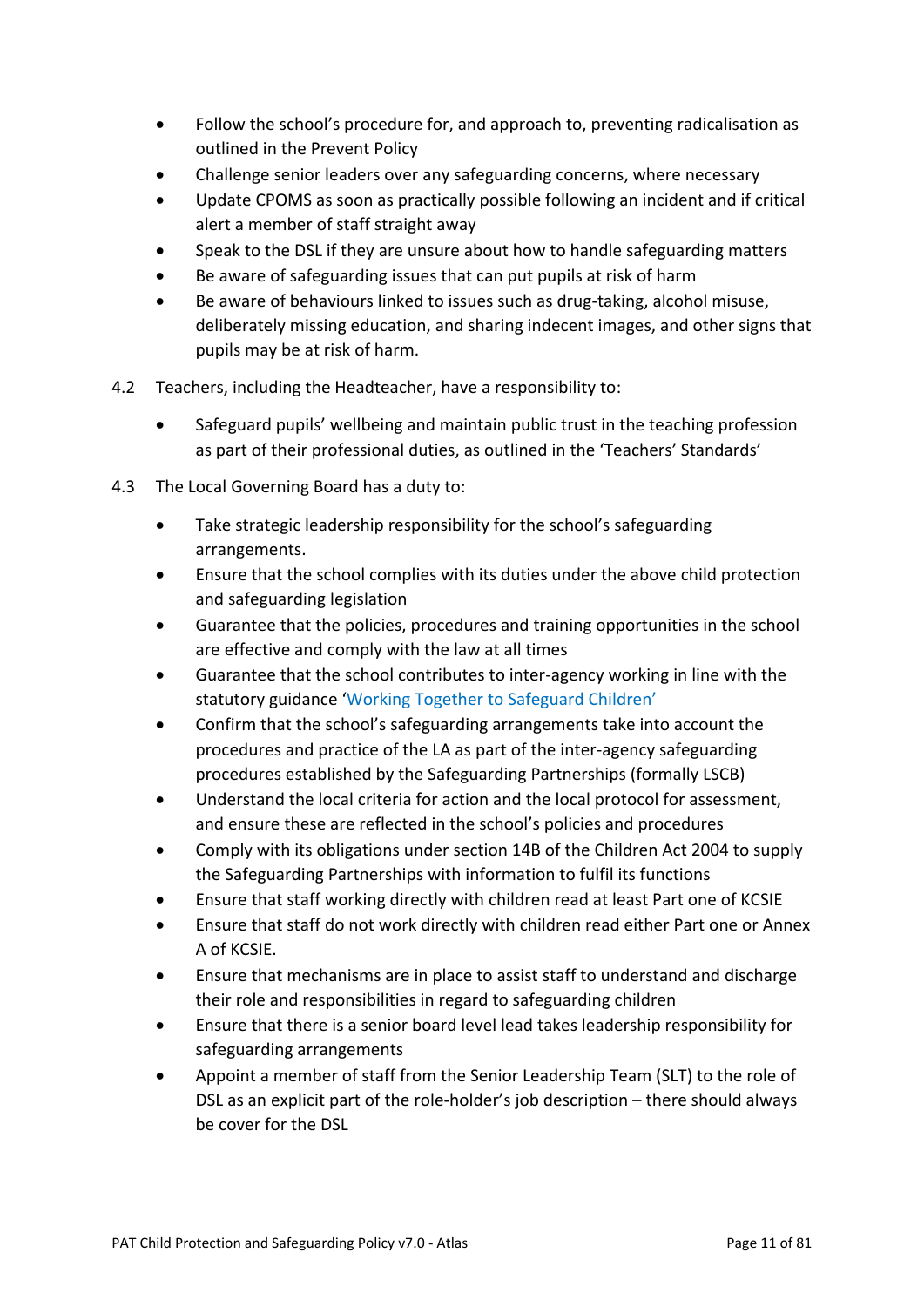- Follow the school's procedure for, and approach to, preventing radicalisation as outlined in the Prevent Policy
- Challenge senior leaders over any safeguarding concerns, where necessary
- Update CPOMS as soon as practically possible following an incident and if critical alert a member of staff straight away
- Speak to the DSL if they are unsure about how to handle safeguarding matters
- Be aware of safeguarding issues that can put pupils at risk of harm
- Be aware of behaviours linked to issues such as drug-taking, alcohol misuse, deliberately missing education, and sharing indecent images, and other signs that pupils may be at risk of harm.

4.2 Teachers, including the Headteacher, have a responsibility to:

- Safeguard pupils' wellbeing and maintain public trust in the teaching profession as part of their professional duties, as outlined in the 'Teachers' Standards'

4.3 The Local Governing Board has a duty to:

- Take strategic leadership responsibility for the school's safeguarding arrangements.
- Ensure that the school complies with its duties under the above child protection and safeguarding legislation
- Guarantee that the policies, procedures and training opportunities in the school are effective and comply with the law at all times
- Guarantee that the school contributes to inter-agency working in line with the statutory guidance 'Working Together to Safeguard Children'
- Confirm that the school's safeguarding arrangements take into account the procedures and practice of the LA as part of the inter-agency safeguarding procedures established by the Safeguarding Partnerships (formally LSCB)
- Understand the local criteria for action and the local protocol for assessment, and ensure these are reflected in the school's policies and procedures
- Comply with its obligations under section 14B of the Children Act 2004 to supply the Safeguarding Partnerships with information to fulfil its functions
- Ensure that staff working directly with children read at least Part one of KCSIE
- Ensure that staff do not work directly with children read either Part one or Annex A of KCSIE.
- Ensure that mechanisms are in place to assist staff to understand and discharge their role and responsibilities in regard to safeguarding children
- Ensure that there is a senior board level lead takes leadership responsibility for safeguarding arrangements
- Appoint a member of staff from the Senior Leadership Team (SLT) to the role of DSL as an explicit part of the role-holder's job description – there should always be cover for the DSL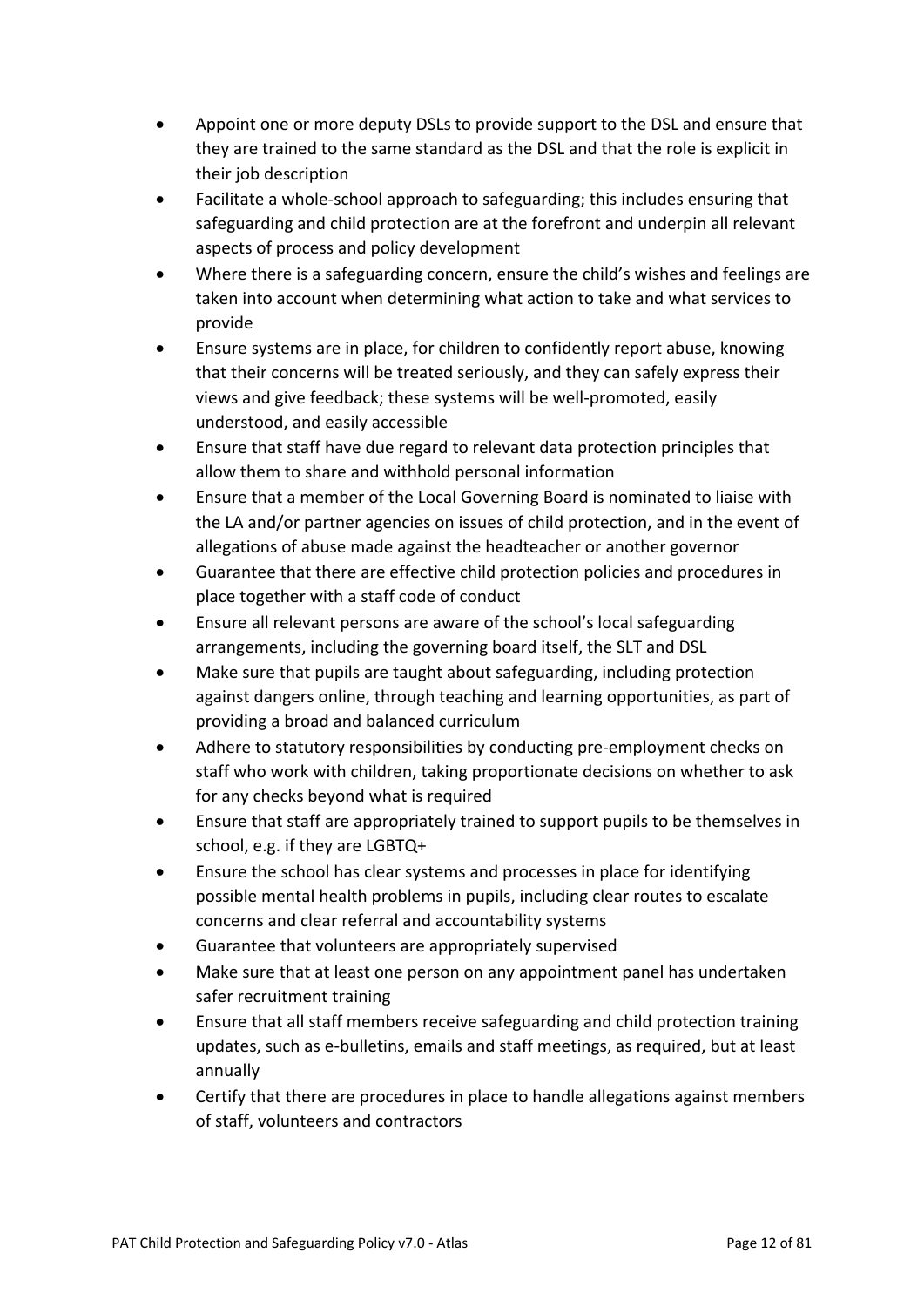- Appoint one or more deputy DSLs to provide support to the DSL and ensure that they are trained to the same standard as the DSL and that the role is explicit in their job description
- Facilitate a whole-school approach to safeguarding; this includes ensuring that safeguarding and child protection are at the forefront and underpin all relevant aspects of process and policy development
- Where there is a safeguarding concern, ensure the child's wishes and feelings are taken into account when determining what action to take and what services to provide
- Ensure systems are in place, for children to confidently report abuse, knowing that their concerns will be treated seriously, and they can safely express their views and give feedback; these systems will be well-promoted, easily understood, and easily accessible
- Ensure that staff have due regard to relevant data protection principles that allow them to share and withhold personal information
- Ensure that a member of the Local Governing Board is nominated to liaise with the LA and/or partner agencies on issues of child protection, and in the event of allegations of abuse made against the headteacher or another governor
- Guarantee that there are effective child protection policies and procedures in place together with a staff code of conduct
- Ensure all relevant persons are aware of the school's local safeguarding arrangements, including the governing board itself, the SLT and DSL
- Make sure that pupils are taught about safeguarding, including protection against dangers online, through teaching and learning opportunities, as part of providing a broad and balanced curriculum
- Adhere to statutory responsibilities by conducting pre-employment checks on staff who work with children, taking proportionate decisions on whether to ask for any checks beyond what is required
- Ensure that staff are appropriately trained to support pupils to be themselves in school, e.g. if they are LGBTQ+
- Ensure the school has clear systems and processes in place for identifying possible mental health problems in pupils, including clear routes to escalate concerns and clear referral and accountability systems
- Guarantee that volunteers are appropriately supervised
- Make sure that at least one person on any appointment panel has undertaken safer recruitment training
- Ensure that all staff members receive safeguarding and child protection training updates, such as e-bulletins, emails and staff meetings, as required, but at least annually
- Certify that there are procedures in place to handle allegations against members of staff, volunteers and contractors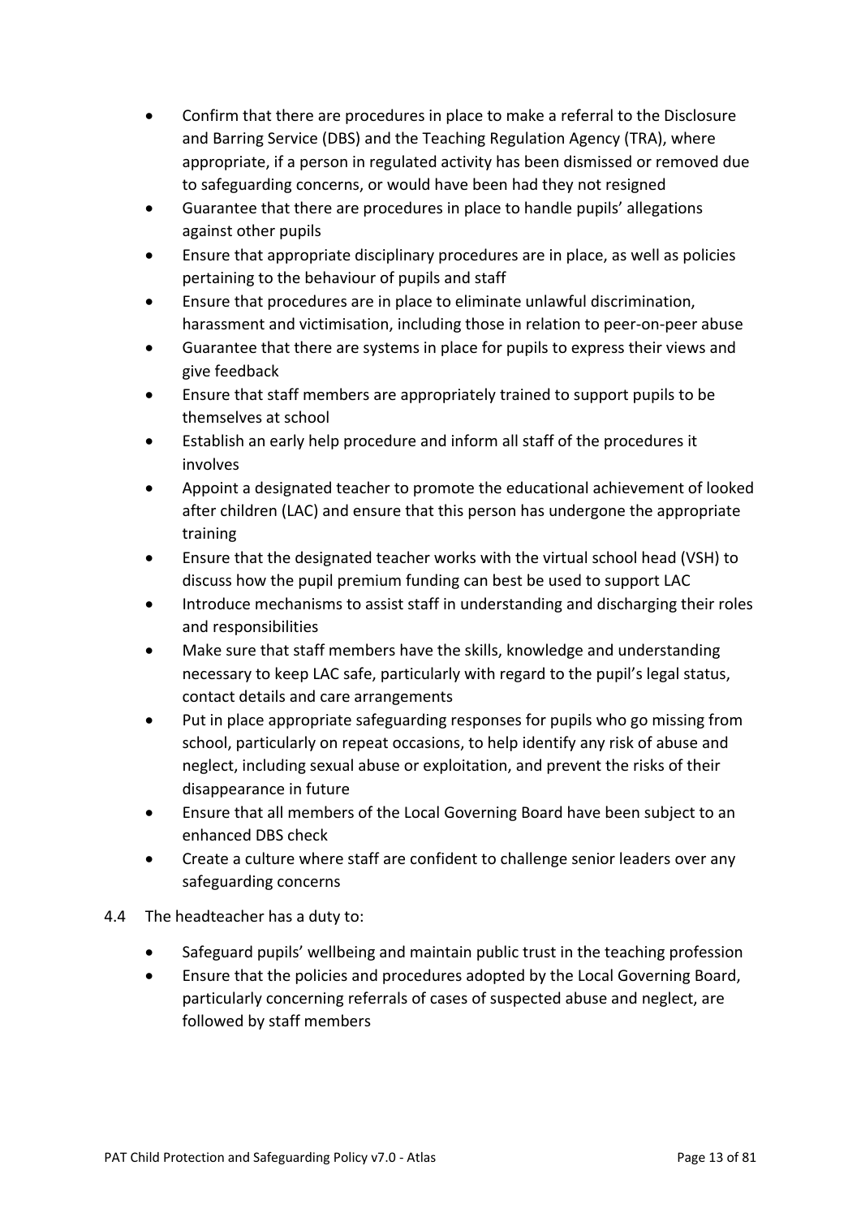- Confirm that there are procedures in place to make a referral to the Disclosure and Barring Service (DBS) and the Teaching Regulation Agency (TRA), where appropriate, if a person in regulated activity has been dismissed or removed due to safeguarding concerns, or would have been had they not resigned
- Guarantee that there are procedures in place to handle pupils' allegations against other pupils
- Ensure that appropriate disciplinary procedures are in place, as well as policies pertaining to the behaviour of pupils and staff
- Ensure that procedures are in place to eliminate unlawful discrimination, harassment and victimisation, including those in relation to peer-on-peer abuse
- Guarantee that there are systems in place for pupils to express their views and give feedback
- Ensure that staff members are appropriately trained to support pupils to be themselves at school
- Establish an early help procedure and inform all staff of the procedures it involves
- Appoint a designated teacher to promote the educational achievement of looked after children (LAC) and ensure that this person has undergone the appropriate training
- Ensure that the designated teacher works with the virtual school head (VSH) to discuss how the pupil premium funding can best be used to support LAC
- Introduce mechanisms to assist staff in understanding and discharging their roles and responsibilities
- Make sure that staff members have the skills, knowledge and understanding necessary to keep LAC safe, particularly with regard to the pupil's legal status, contact details and care arrangements
- Put in place appropriate safeguarding responses for pupils who go missing from school, particularly on repeat occasions, to help identify any risk of abuse and neglect, including sexual abuse or exploitation, and prevent the risks of their disappearance in future
- Ensure that all members of the Local Governing Board have been subject to an enhanced DBS check
- Create a culture where staff are confident to challenge senior leaders over any safeguarding concerns

4.4 The headteacher has a duty to:

- Safeguard pupils' wellbeing and maintain public trust in the teaching profession
- Ensure that the policies and procedures adopted by the Local Governing Board, particularly concerning referrals of cases of suspected abuse and neglect, are followed by staff members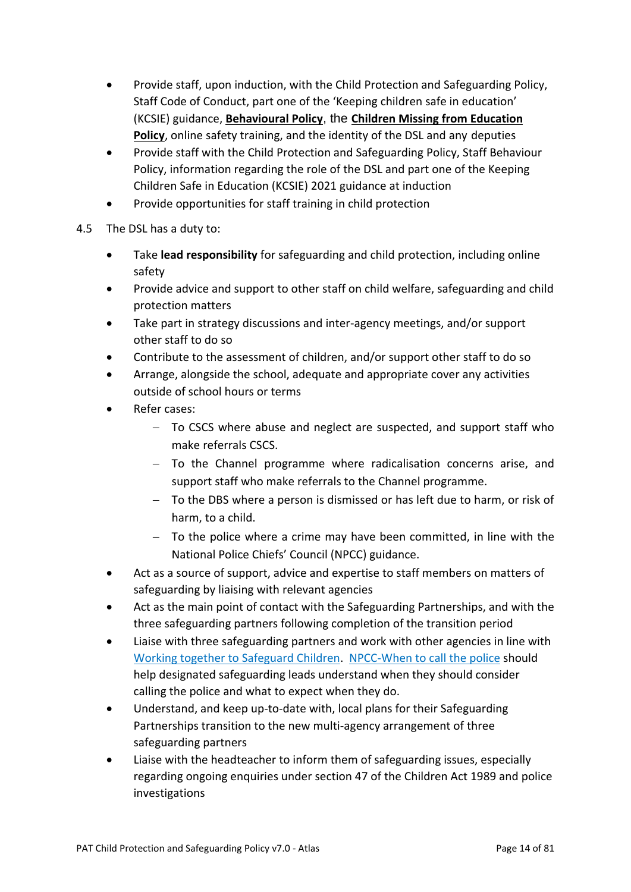- Provide staff, upon induction, with the Child Protection and Safeguarding Policy, Staff Code of Conduct, part one of the 'Keeping children safe in education' (KCSIE) guidance, **Behavioural Policy**, the **Children Missing from Education Policy**, online safety training, and the identity of the DSL and any deputies
- Provide staff with the Child Protection and Safeguarding Policy, Staff Behaviour Policy, information regarding the role of the DSL and part one of the Keeping Children Safe in Education (KCSIE) 2021 guidance at induction
- Provide opportunities for staff training in child protection

4.5 The DSL has a duty to:

- Take **lead responsibility** for safeguarding and child protection, including online safety
- Provide advice and support to other staff on child welfare, safeguarding and child protection matters
- Take part in strategy discussions and inter-agency meetings, and/or support other staff to do so
- Contribute to the assessment of children, and/or support other staff to do so
- Arrange, alongside the school, adequate and appropriate cover any activities outside of school hours or terms
- Refer cases:
  - To CSCS where abuse and neglect are suspected, and support staff who make referrals CSCS.
  - To the Channel programme where radicalisation concerns arise, and support staff who make referrals to the Channel programme.
  - To the DBS where a person is dismissed or has left due to harm, or risk of harm, to a child.
  - To the police where a crime may have been committed, in line with the National Police Chiefs' Council (NPCC) guidance.
- Act as a source of support, advice and expertise to staff members on matters of safeguarding by liaising with relevant agencies
- Act as the main point of contact with the Safeguarding Partnerships, and with the three safeguarding partners following completion of the transition period
- Liaise with three safeguarding partners and work with other agencies in line with Working together to Safeguard Children. NPCC-When to call the police should help designated safeguarding leads understand when they should consider calling the police and what to expect when they do.
- Understand, and keep up-to-date with, local plans for their Safeguarding Partnerships transition to the new multi-agency arrangement of three safeguarding partners
- Liaise with the headteacher to inform them of safeguarding issues, especially regarding ongoing enquiries under section 47 of the Children Act 1989 and police investigations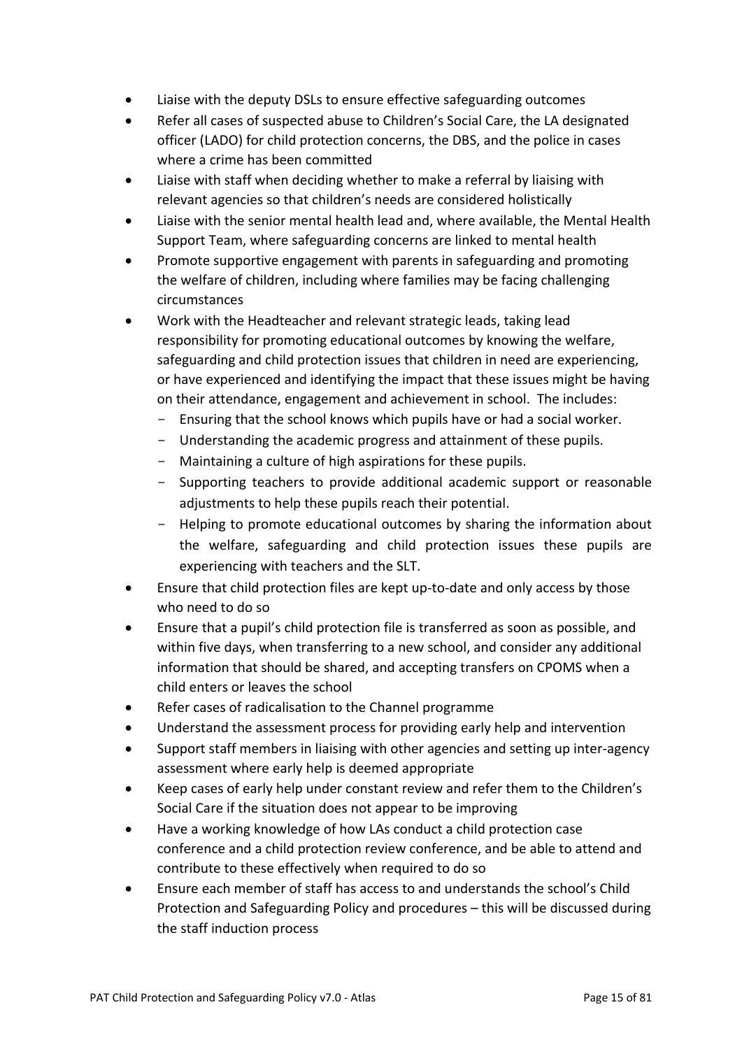- Liaise with the deputy DSLs to ensure effective safeguarding outcomes
- Refer all cases of suspected abuse to Children's Social Care, the LA designated officer (LADO) for child protection concerns, the DBS, and the police in cases where a crime has been committed
- Liaise with staff when deciding whether to make a referral by liaising with relevant agencies so that children's needs are considered holistically
- Liaise with the senior mental health lead and, where available, the Mental Health Support Team, where safeguarding concerns are linked to mental health
- Promote supportive engagement with parents in safeguarding and promoting the welfare of children, including where families may be facing challenging circumstances
- Work with the Headteacher and relevant strategic leads, taking lead responsibility for promoting educational outcomes by knowing the welfare, safeguarding and child protection issues that children in need are experiencing, or have experienced and identifying the impact that these issues might be having on their attendance, engagement and achievement in school. The includes:
  - Ensuring that the school knows which pupils have or had a social worker.
  - Understanding the academic progress and attainment of these pupils.
  - Maintaining a culture of high aspirations for these pupils.
  - Supporting teachers to provide additional academic support or reasonable adjustments to help these pupils reach their potential.
  - Helping to promote educational outcomes by sharing the information about the welfare, safeguarding and child protection issues these pupils are experiencing with teachers and the SLT.
- Ensure that child protection files are kept up-to-date and only access by those who need to do so
- Ensure that a pupil's child protection file is transferred as soon as possible, and within five days, when transferring to a new school, and consider any additional information that should be shared, and accepting transfers on CPOMS when a child enters or leaves the school
- Refer cases of radicalisation to the Channel programme
- Understand the assessment process for providing early help and intervention
- Support staff members in liaising with other agencies and setting up inter-agency assessment where early help is deemed appropriate
- Keep cases of early help under constant review and refer them to the Children's Social Care if the situation does not appear to be improving
- Have a working knowledge of how LAs conduct a child protection case conference and a child protection review conference, and be able to attend and contribute to these effectively when required to do so
- Ensure each member of staff has access to and understands the school's Child Protection and Safeguarding Policy and procedures – this will be discussed during the staff induction process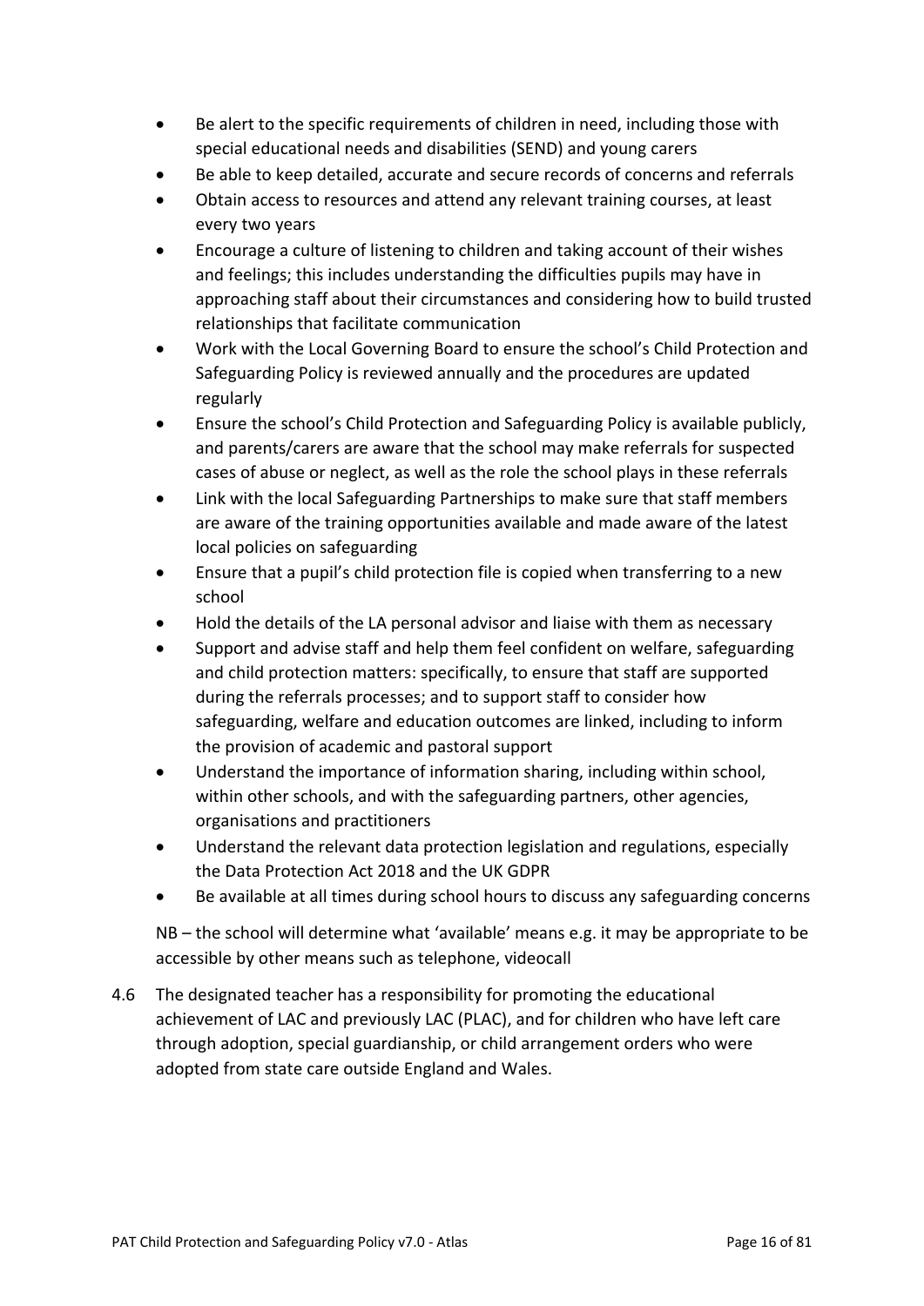- Be alert to the specific requirements of children in need, including those with special educational needs and disabilities (SEND) and young carers
- Be able to keep detailed, accurate and secure records of concerns and referrals
- Obtain access to resources and attend any relevant training courses, at least every two years
- Encourage a culture of listening to children and taking account of their wishes and feelings; this includes understanding the difficulties pupils may have in approaching staff about their circumstances and considering how to build trusted relationships that facilitate communication
- Work with the Local Governing Board to ensure the school's Child Protection and Safeguarding Policy is reviewed annually and the procedures are updated regularly
- Ensure the school's Child Protection and Safeguarding Policy is available publicly, and parents/carers are aware that the school may make referrals for suspected cases of abuse or neglect, as well as the role the school plays in these referrals
- Link with the local Safeguarding Partnerships to make sure that staff members are aware of the training opportunities available and made aware of the latest local policies on safeguarding
- Ensure that a pupil's child protection file is copied when transferring to a new school
- Hold the details of the LA personal advisor and liaise with them as necessary
- Support and advise staff and help them feel confident on welfare, safeguarding and child protection matters: specifically, to ensure that staff are supported during the referrals processes; and to support staff to consider how safeguarding, welfare and education outcomes are linked, including to inform the provision of academic and pastoral support
- Understand the importance of information sharing, including within school, within other schools, and with the safeguarding partners, other agencies, organisations and practitioners
- Understand the relevant data protection legislation and regulations, especially the Data Protection Act 2018 and the UK GDPR
- Be available at all times during school hours to discuss any safeguarding concerns

NB – the school will determine what 'available' means e.g. it may be appropriate to be accessible by other means such as telephone, videocall

4.6 The designated teacher has a responsibility for promoting the educational achievement of LAC and previously LAC (PLAC), and for children who have left care through adoption, special guardianship, or child arrangement orders who were adopted from state care outside England and Wales.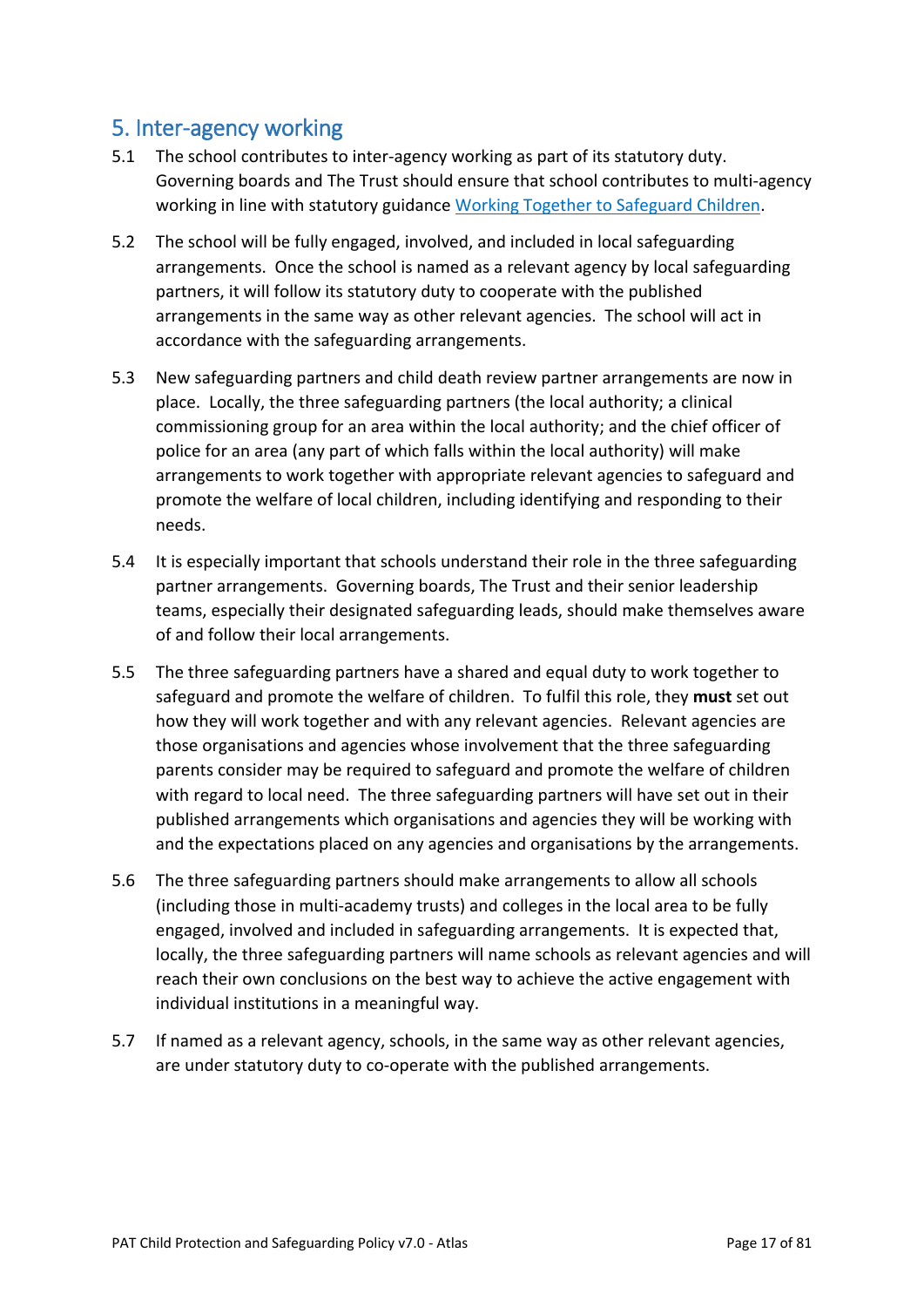## 5. Inter-agency working

5.1 The school contributes to inter-agency working as part of its statutory duty. Governing boards and The Trust should ensure that school contributes to multi-agency working in line with statutory guidance [Working Together to Safeguard Children](Working Together to Safeguard Children).

5.2 The school will be fully engaged, involved, and included in local safeguarding arrangements. Once the school is named as a relevant agency by local safeguarding partners, it will follow its statutory duty to cooperate with the published arrangements in the same way as other relevant agencies. The school will act in accordance with the safeguarding arrangements.

5.3 New safeguarding partners and child death review partner arrangements are now in place. Locally, the three safeguarding partners (the local authority; a clinical commissioning group for an area within the local authority; and the chief officer of police for an area (any part of which falls within the local authority) will make arrangements to work together with appropriate relevant agencies to safeguard and promote the welfare of local children, including identifying and responding to their needs.

5.4 It is especially important that schools understand their role in the three safeguarding partner arrangements. Governing boards, The Trust and their senior leadership teams, especially their designated safeguarding leads, should make themselves aware of and follow their local arrangements.

5.5 The three safeguarding partners have a shared and equal duty to work together to safeguard and promote the welfare of children. To fulfil this role, they **must** set out how they will work together and with any relevant agencies. Relevant agencies are those organisations and agencies whose involvement that the three safeguarding parents consider may be required to safeguard and promote the welfare of children with regard to local need. The three safeguarding partners will have set out in their published arrangements which organisations and agencies they will be working with and the expectations placed on any agencies and organisations by the arrangements.

5.6 The three safeguarding partners should make arrangements to allow all schools (including those in multi-academy trusts) and colleges in the local area to be fully engaged, involved and included in safeguarding arrangements. It is expected that, locally, the three safeguarding partners will name schools as relevant agencies and will reach their own conclusions on the best way to achieve the active engagement with individual institutions in a meaningful way.

5.7 If named as a relevant agency, schools, in the same way as other relevant agencies, are under statutory duty to co-operate with the published arrangements.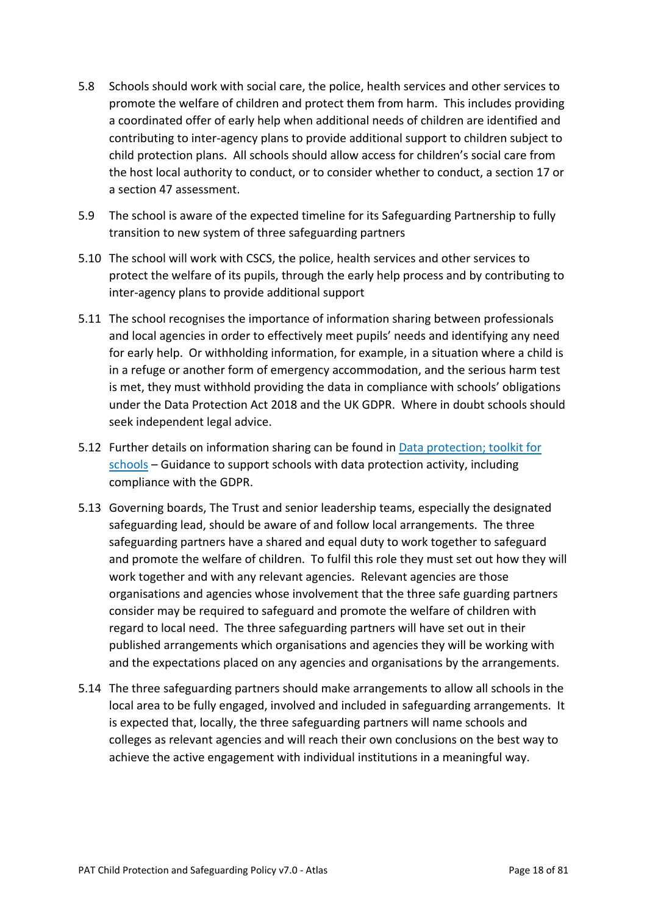5.8 Schools should work with social care, the police, health services and other services to promote the welfare of children and protect them from harm. This includes providing a coordinated offer of early help when additional needs of children are identified and contributing to inter-agency plans to provide additional support to children subject to child protection plans. All schools should allow access for children's social care from the host local authority to conduct, or to consider whether to conduct, a section 17 or a section 47 assessment.

5.9 The school is aware of the expected timeline for its Safeguarding Partnership to fully transition to new system of three safeguarding partners

5.10 The school will work with CSCS, the police, health services and other services to protect the welfare of its pupils, through the early help process and by contributing to inter-agency plans to provide additional support

5.11 The school recognises the importance of information sharing between professionals and local agencies in order to effectively meet pupils' needs and identifying any need for early help. Or withholding information, for example, in a situation where a child is in a refuge or another form of emergency accommodation, and the serious harm test is met, they must withhold providing the data in compliance with schools' obligations under the Data Protection Act 2018 and the UK GDPR. Where in doubt schools should seek independent legal advice.

5.12 Further details on information sharing can be found in [Data protection; toolkit for schools]() – Guidance to support schools with data protection activity, including compliance with the GDPR.

5.13 Governing boards, The Trust and senior leadership teams, especially the designated safeguarding lead, should be aware of and follow local arrangements. The three safeguarding partners have a shared and equal duty to work together to safeguard and promote the welfare of children. To fulfil this role they must set out how they will work together and with any relevant agencies. Relevant agencies are those organisations and agencies whose involvement that the three safe guarding partners consider may be required to safeguard and promote the welfare of children with regard to local need. The three safeguarding partners will have set out in their published arrangements which organisations and agencies they will be working with and the expectations placed on any agencies and organisations by the arrangements.

5.14 The three safeguarding partners should make arrangements to allow all schools in the local area to be fully engaged, involved and included in safeguarding arrangements. It is expected that, locally, the three safeguarding partners will name schools and colleges as relevant agencies and will reach their own conclusions on the best way to achieve the active engagement with individual institutions in a meaningful way.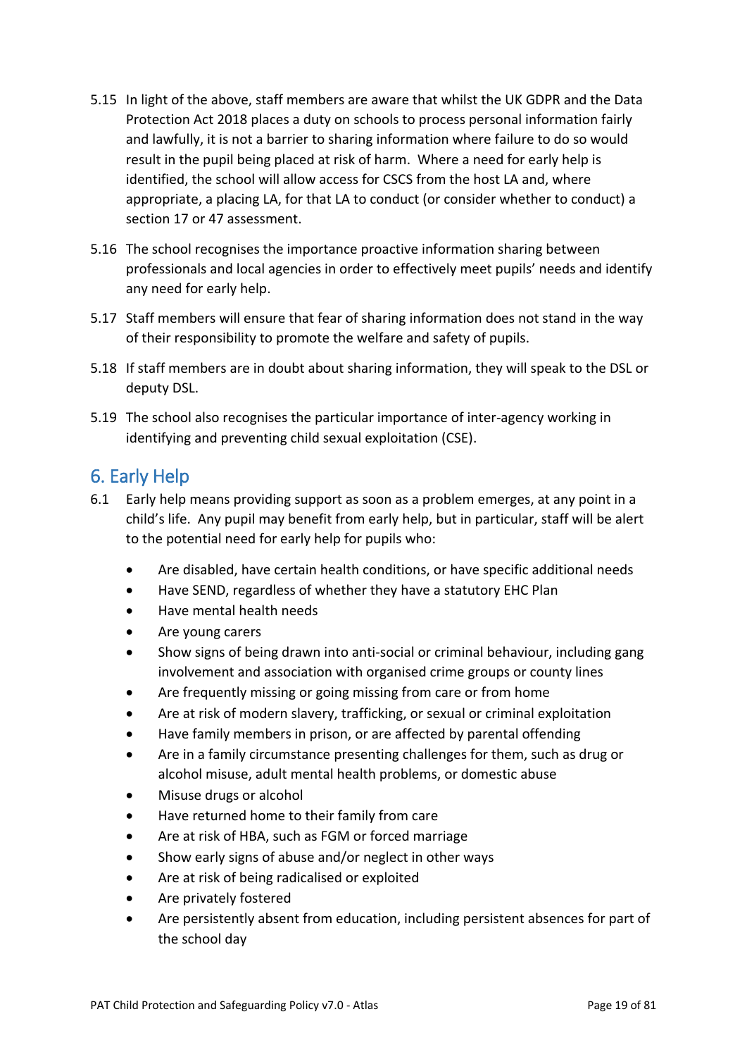5.15 In light of the above, staff members are aware that whilst the UK GDPR and the Data Protection Act 2018 places a duty on schools to process personal information fairly and lawfully, it is not a barrier to sharing information where failure to do so would result in the pupil being placed at risk of harm. Where a need for early help is identified, the school will allow access for CSCS from the host LA and, where appropriate, a placing LA, for that LA to conduct (or consider whether to conduct) a section 17 or 47 assessment.

5.16 The school recognises the importance proactive information sharing between professionals and local agencies in order to effectively meet pupils' needs and identify any need for early help.

5.17 Staff members will ensure that fear of sharing information does not stand in the way of their responsibility to promote the welfare and safety of pupils.

5.18 If staff members are in doubt about sharing information, they will speak to the DSL or deputy DSL.

5.19 The school also recognises the particular importance of inter-agency working in identifying and preventing child sexual exploitation (CSE).

## 6. Early Help

6.1 Early help means providing support as soon as a problem emerges, at any point in a child's life. Any pupil may benefit from early help, but in particular, staff will be alert to the potential need for early help for pupils who:

- Are disabled, have certain health conditions, or have specific additional needs
- Have SEND, regardless of whether they have a statutory EHC Plan
- Have mental health needs
- Are young carers
- Show signs of being drawn into anti-social or criminal behaviour, including gang involvement and association with organised crime groups or county lines
- Are frequently missing or going missing from care or from home
- Are at risk of modern slavery, trafficking, or sexual or criminal exploitation
- Have family members in prison, or are affected by parental offending
- Are in a family circumstance presenting challenges for them, such as drug or alcohol misuse, adult mental health problems, or domestic abuse
- Misuse drugs or alcohol
- Have returned home to their family from care
- Are at risk of HBA, such as FGM or forced marriage
- Show early signs of abuse and/or neglect in other ways
- Are at risk of being radicalised or exploited
- Are privately fostered
- Are persistently absent from education, including persistent absences for part of the school day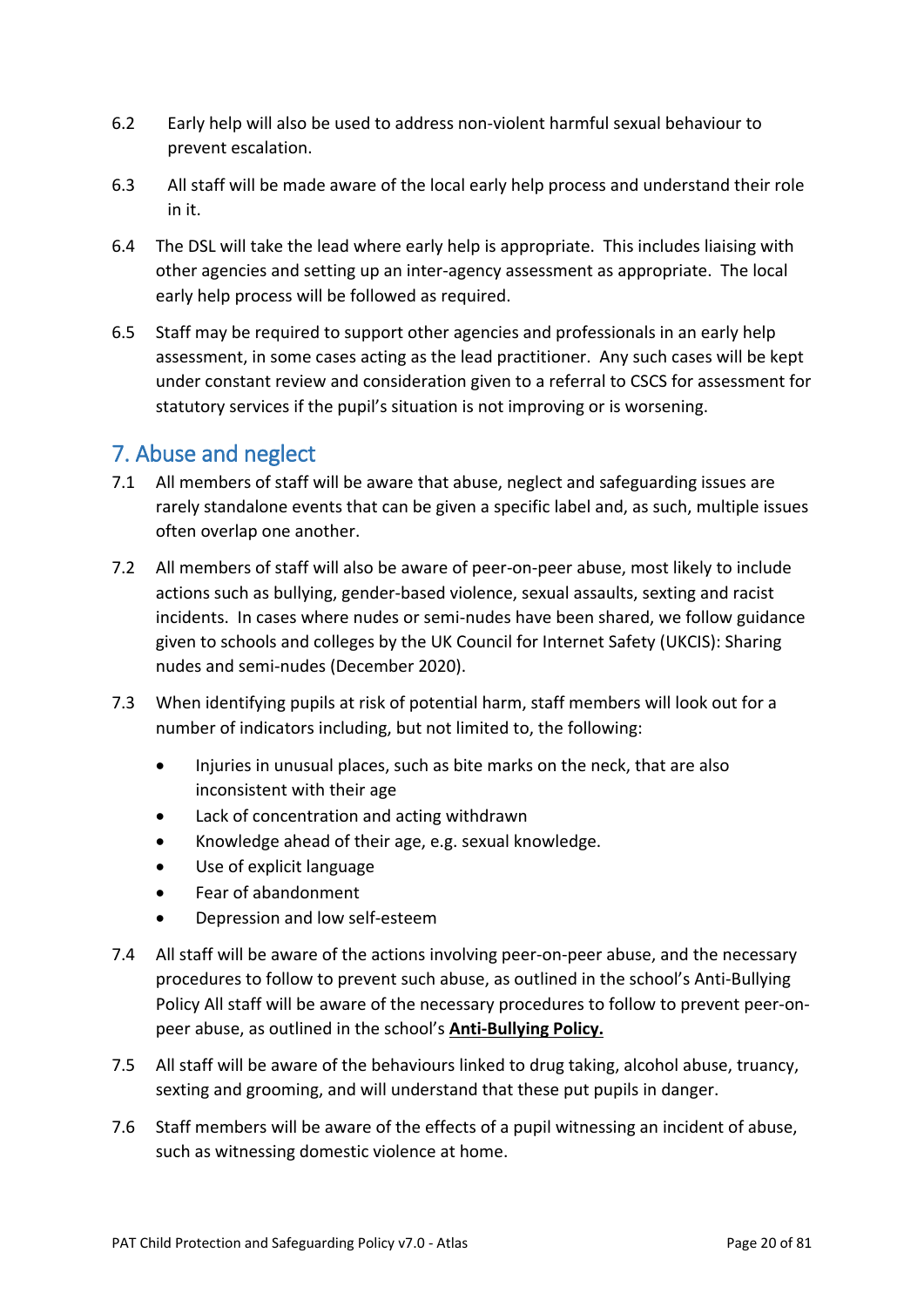6.2 Early help will also be used to address non-violent harmful sexual behaviour to prevent escalation.

6.3 All staff will be made aware of the local early help process and understand their role in it.

6.4 The DSL will take the lead where early help is appropriate. This includes liaising with other agencies and setting up an inter-agency assessment as appropriate. The local early help process will be followed as required.

6.5 Staff may be required to support other agencies and professionals in an early help assessment, in some cases acting as the lead practitioner. Any such cases will be kept under constant review and consideration given to a referral to CSCS for assessment for statutory services if the pupil's situation is not improving or is worsening.

## 7. Abuse and neglect

7.1 All members of staff will be aware that abuse, neglect and safeguarding issues are rarely standalone events that can be given a specific label and, as such, multiple issues often overlap one another.

7.2 All members of staff will also be aware of peer-on-peer abuse, most likely to include actions such as bullying, gender-based violence, sexual assaults, sexting and racist incidents. In cases where nudes or semi-nudes have been shared, we follow guidance given to schools and colleges by the UK Council for Internet Safety (UKCIS): Sharing nudes and semi-nudes (December 2020).

7.3 When identifying pupils at risk of potential harm, staff members will look out for a number of indicators including, but not limited to, the following:

- Injuries in unusual places, such as bite marks on the neck, that are also inconsistent with their age
- Lack of concentration and acting withdrawn
- Knowledge ahead of their age, e.g. sexual knowledge.
- Use of explicit language
- Fear of abandonment
- Depression and low self-esteem

7.4 All staff will be aware of the actions involving peer-on-peer abuse, and the necessary procedures to follow to prevent such abuse, as outlined in the school's Anti-Bullying Policy All staff will be aware of the necessary procedures to follow to prevent peer-on-peer abuse, as outlined in the school's **Anti-Bullying Policy.**

7.5 All staff will be aware of the behaviours linked to drug taking, alcohol abuse, truancy, sexting and grooming, and will understand that these put pupils in danger.

7.6 Staff members will be aware of the effects of a pupil witnessing an incident of abuse, such as witnessing domestic violence at home.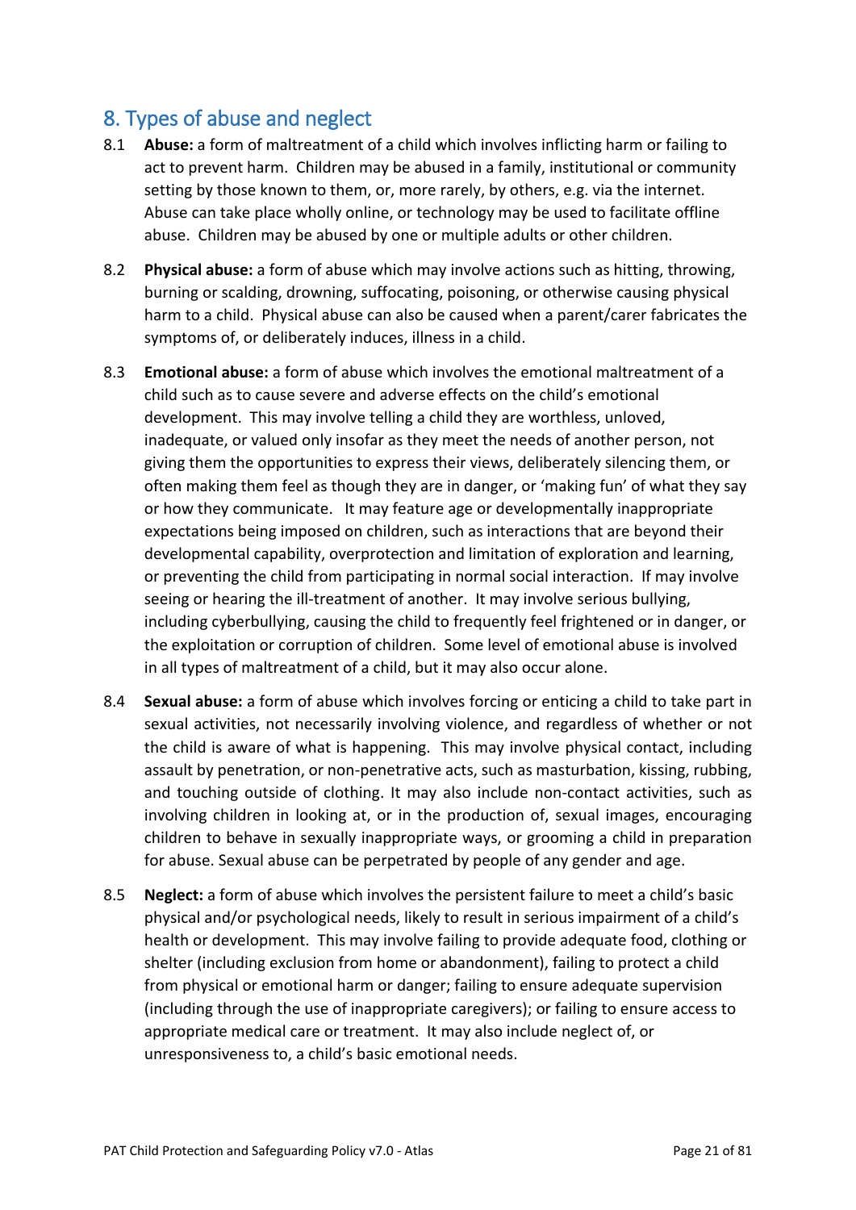## 8. Types of abuse and neglect

8.1 **Abuse:** a form of maltreatment of a child which involves inflicting harm or failing to act to prevent harm. Children may be abused in a family, institutional or community setting by those known to them, or, more rarely, by others, e.g. via the internet. Abuse can take place wholly online, or technology may be used to facilitate offline abuse. Children may be abused by one or multiple adults or other children.

8.2 **Physical abuse:** a form of abuse which may involve actions such as hitting, throwing, burning or scalding, drowning, suffocating, poisoning, or otherwise causing physical harm to a child. Physical abuse can also be caused when a parent/carer fabricates the symptoms of, or deliberately induces, illness in a child.

8.3 **Emotional abuse:** a form of abuse which involves the emotional maltreatment of a child such as to cause severe and adverse effects on the child's emotional development. This may involve telling a child they are worthless, unloved, inadequate, or valued only insofar as they meet the needs of another person, not giving them the opportunities to express their views, deliberately silencing them, or often making them feel as though they are in danger, or 'making fun' of what they say or how they communicate. It may feature age or developmentally inappropriate expectations being imposed on children, such as interactions that are beyond their developmental capability, overprotection and limitation of exploration and learning, or preventing the child from participating in normal social interaction. If may involve seeing or hearing the ill-treatment of another. It may involve serious bullying, including cyberbullying, causing the child to frequently feel frightened or in danger, or the exploitation or corruption of children. Some level of emotional abuse is involved in all types of maltreatment of a child, but it may also occur alone.

8.4 **Sexual abuse:** a form of abuse which involves forcing or enticing a child to take part in sexual activities, not necessarily involving violence, and regardless of whether or not the child is aware of what is happening. This may involve physical contact, including assault by penetration, or non-penetrative acts, such as masturbation, kissing, rubbing, and touching outside of clothing. It may also include non-contact activities, such as involving children in looking at, or in the production of, sexual images, encouraging children to behave in sexually inappropriate ways, or grooming a child in preparation for abuse. Sexual abuse can be perpetrated by people of any gender and age.

8.5 **Neglect:** a form of abuse which involves the persistent failure to meet a child's basic physical and/or psychological needs, likely to result in serious impairment of a child's health or development. This may involve failing to provide adequate food, clothing or shelter (including exclusion from home or abandonment), failing to protect a child from physical or emotional harm or danger; failing to ensure adequate supervision (including through the use of inappropriate caregivers); or failing to ensure access to appropriate medical care or treatment. It may also include neglect of, or unresponsiveness to, a child's basic emotional needs.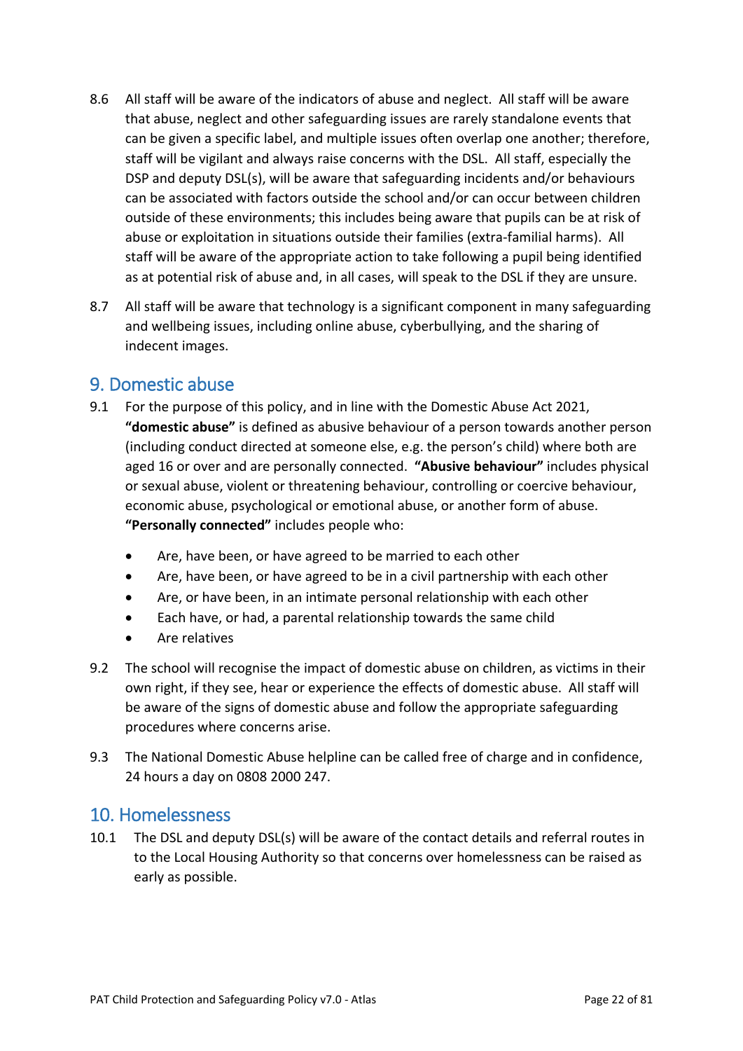8.6 All staff will be aware of the indicators of abuse and neglect. All staff will be aware that abuse, neglect and other safeguarding issues are rarely standalone events that can be given a specific label, and multiple issues often overlap one another; therefore, staff will be vigilant and always raise concerns with the DSL. All staff, especially the DSP and deputy DSL(s), will be aware that safeguarding incidents and/or behaviours can be associated with factors outside the school and/or can occur between children outside of these environments; this includes being aware that pupils can be at risk of abuse or exploitation in situations outside their families (extra-familial harms). All staff will be aware of the appropriate action to take following a pupil being identified as at potential risk of abuse and, in all cases, will speak to the DSL if they are unsure.

8.7 All staff will be aware that technology is a significant component in many safeguarding and wellbeing issues, including online abuse, cyberbullying, and the sharing of indecent images.

## 9. Domestic abuse

9.1 For the purpose of this policy, and in line with the Domestic Abuse Act 2021, **"domestic abuse"** is defined as abusive behaviour of a person towards another person (including conduct directed at someone else, e.g. the person's child) where both are aged 16 or over and are personally connected. **"Abusive behaviour"** includes physical or sexual abuse, violent or threatening behaviour, controlling or coercive behaviour, economic abuse, psychological or emotional abuse, or another form of abuse. **"Personally connected"** includes people who:

- Are, have been, or have agreed to be married to each other
- Are, have been, or have agreed to be in a civil partnership with each other
- Are, or have been, in an intimate personal relationship with each other
- Each have, or had, a parental relationship towards the same child
- Are relatives

9.2 The school will recognise the impact of domestic abuse on children, as victims in their own right, if they see, hear or experience the effects of domestic abuse. All staff will be aware of the signs of domestic abuse and follow the appropriate safeguarding procedures where concerns arise.

9.3 The National Domestic Abuse helpline can be called free of charge and in confidence, 24 hours a day on 0808 2000 247.

## 10. Homelessness

10.1 The DSL and deputy DSL(s) will be aware of the contact details and referral routes in to the Local Housing Authority so that concerns over homelessness can be raised as early as possible.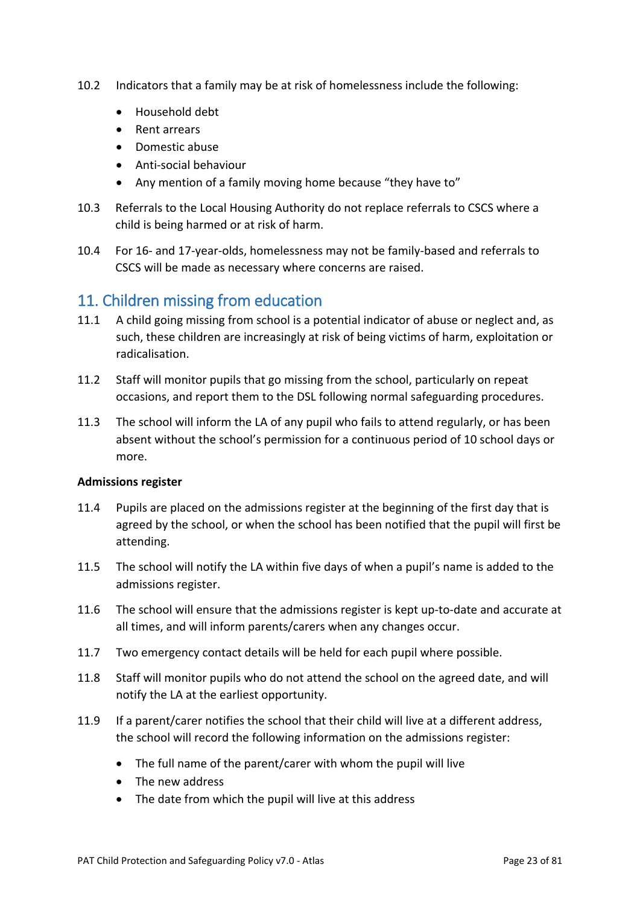10.2 Indicators that a family may be at risk of homelessness include the following:

- Household debt
- Rent arrears
- Domestic abuse
- Anti-social behaviour
- Any mention of a family moving home because "they have to"

10.3 Referrals to the Local Housing Authority do not replace referrals to CSCS where a child is being harmed or at risk of harm.

10.4 For 16- and 17-year-olds, homelessness may not be family-based and referrals to CSCS will be made as necessary where concerns are raised.

## 11. Children missing from education

11.1 A child going missing from school is a potential indicator of abuse or neglect and, as such, these children are increasingly at risk of being victims of harm, exploitation or radicalisation.

11.2 Staff will monitor pupils that go missing from the school, particularly on repeat occasions, and report them to the DSL following normal safeguarding procedures.

11.3 The school will inform the LA of any pupil who fails to attend regularly, or has been absent without the school's permission for a continuous period of 10 school days or more.

**Admissions register**

11.4 Pupils are placed on the admissions register at the beginning of the first day that is agreed by the school, or when the school has been notified that the pupil will first be attending.

11.5 The school will notify the LA within five days of when a pupil's name is added to the admissions register.

11.6 The school will ensure that the admissions register is kept up-to-date and accurate at all times, and will inform parents/carers when any changes occur.

11.7 Two emergency contact details will be held for each pupil where possible.

11.8 Staff will monitor pupils who do not attend the school on the agreed date, and will notify the LA at the earliest opportunity.

11.9 If a parent/carer notifies the school that their child will live at a different address, the school will record the following information on the admissions register:

- The full name of the parent/carer with whom the pupil will live
- The new address
- The date from which the pupil will live at this address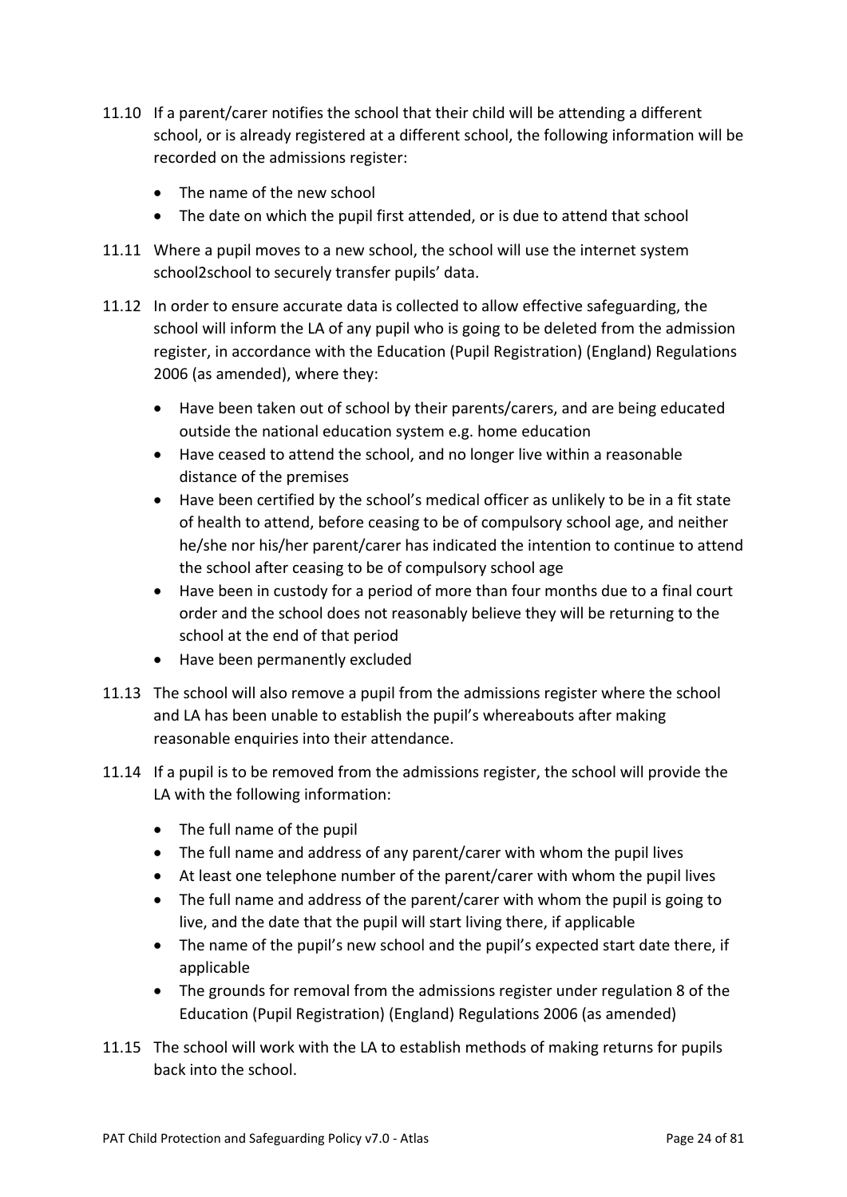11.10 If a parent/carer notifies the school that their child will be attending a different school, or is already registered at a different school, the following information will be recorded on the admissions register:

- The name of the new school
- The date on which the pupil first attended, or is due to attend that school

11.11 Where a pupil moves to a new school, the school will use the internet system school2school to securely transfer pupils' data.

11.12 In order to ensure accurate data is collected to allow effective safeguarding, the school will inform the LA of any pupil who is going to be deleted from the admission register, in accordance with the Education (Pupil Registration) (England) Regulations 2006 (as amended), where they:

- Have been taken out of school by their parents/carers, and are being educated outside the national education system e.g. home education
- Have ceased to attend the school, and no longer live within a reasonable distance of the premises
- Have been certified by the school's medical officer as unlikely to be in a fit state of health to attend, before ceasing to be of compulsory school age, and neither he/she nor his/her parent/carer has indicated the intention to continue to attend the school after ceasing to be of compulsory school age
- Have been in custody for a period of more than four months due to a final court order and the school does not reasonably believe they will be returning to the school at the end of that period
- Have been permanently excluded

11.13 The school will also remove a pupil from the admissions register where the school and LA has been unable to establish the pupil's whereabouts after making reasonable enquiries into their attendance.

11.14 If a pupil is to be removed from the admissions register, the school will provide the LA with the following information:

- The full name of the pupil
- The full name and address of any parent/carer with whom the pupil lives
- At least one telephone number of the parent/carer with whom the pupil lives
- The full name and address of the parent/carer with whom the pupil is going to live, and the date that the pupil will start living there, if applicable
- The name of the pupil's new school and the pupil's expected start date there, if applicable
- The grounds for removal from the admissions register under regulation 8 of the Education (Pupil Registration) (England) Regulations 2006 (as amended)

11.15 The school will work with the LA to establish methods of making returns for pupils back into the school.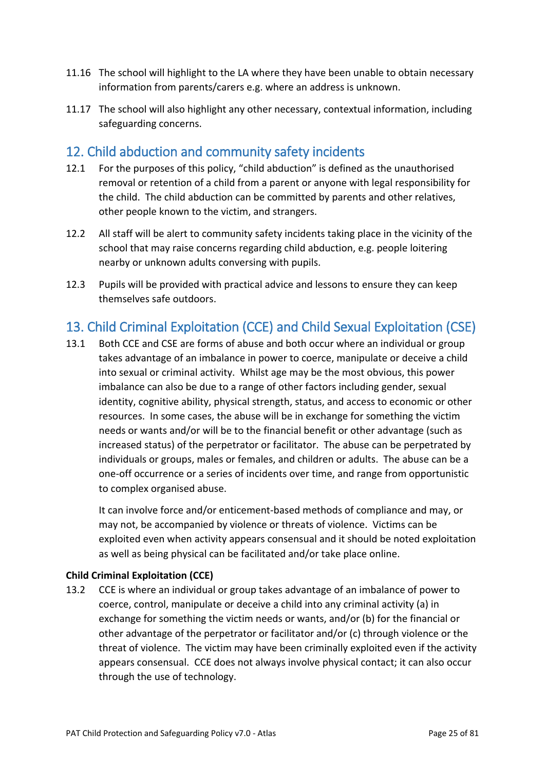11.16 The school will highlight to the LA where they have been unable to obtain necessary information from parents/carers e.g. where an address is unknown.

11.17 The school will also highlight any other necessary, contextual information, including safeguarding concerns.

## 12. Child abduction and community safety incidents

12.1 For the purposes of this policy, "child abduction" is defined as the unauthorised removal or retention of a child from a parent or anyone with legal responsibility for the child. The child abduction can be committed by parents and other relatives, other people known to the victim, and strangers.

12.2 All staff will be alert to community safety incidents taking place in the vicinity of the school that may raise concerns regarding child abduction, e.g. people loitering nearby or unknown adults conversing with pupils.

12.3 Pupils will be provided with practical advice and lessons to ensure they can keep themselves safe outdoors.

## 13. Child Criminal Exploitation (CCE) and Child Sexual Exploitation (CSE)

13.1 Both CCE and CSE are forms of abuse and both occur where an individual or group takes advantage of an imbalance in power to coerce, manipulate or deceive a child into sexual or criminal activity. Whilst age may be the most obvious, this power imbalance can also be due to a range of other factors including gender, sexual identity, cognitive ability, physical strength, status, and access to economic or other resources. In some cases, the abuse will be in exchange for something the victim needs or wants and/or will be to the financial benefit or other advantage (such as increased status) of the perpetrator or facilitator. The abuse can be perpetrated by individuals or groups, males or females, and children or adults. The abuse can be a one-off occurrence or a series of incidents over time, and range from opportunistic to complex organised abuse.

It can involve force and/or enticement-based methods of compliance and may, or may not, be accompanied by violence or threats of violence. Victims can be exploited even when activity appears consensual and it should be noted exploitation as well as being physical can be facilitated and/or take place online.

**Child Criminal Exploitation (CCE)**

13.2 CCE is where an individual or group takes advantage of an imbalance of power to coerce, control, manipulate or deceive a child into any criminal activity (a) in exchange for something the victim needs or wants, and/or (b) for the financial or other advantage of the perpetrator or facilitator and/or (c) through violence or the threat of violence. The victim may have been criminally exploited even if the activity appears consensual. CCE does not always involve physical contact; it can also occur through the use of technology.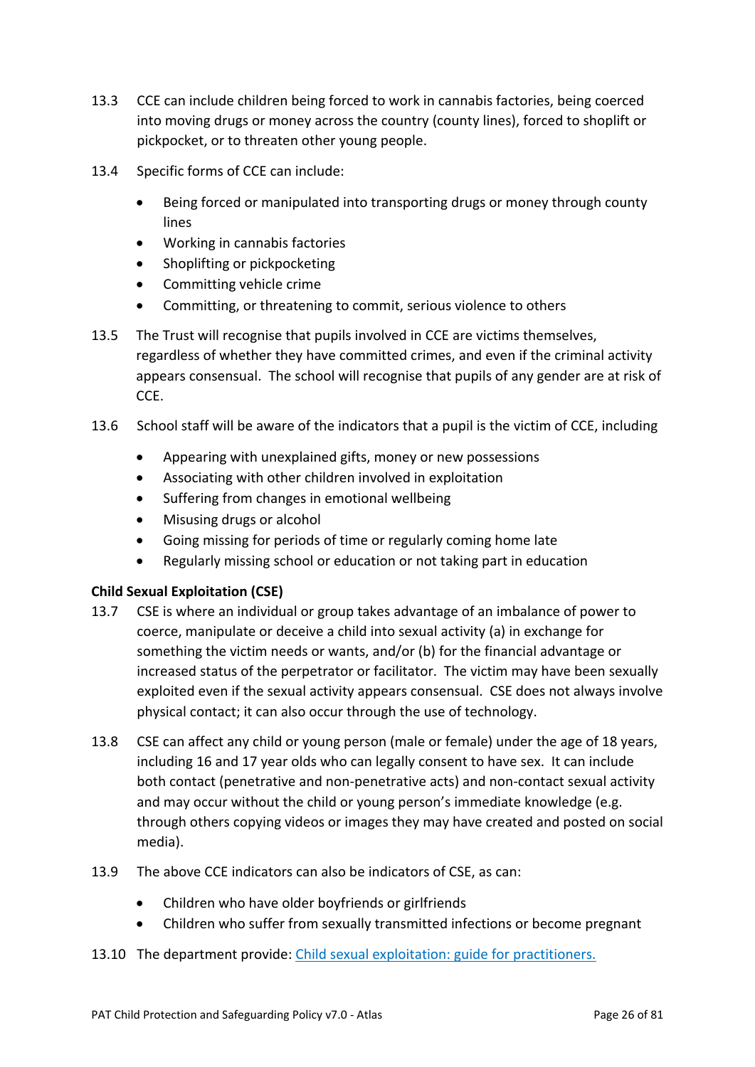13.3 CCE can include children being forced to work in cannabis factories, being coerced into moving drugs or money across the country (county lines), forced to shoplift or pickpocket, or to threaten other young people.

13.4 Specific forms of CCE can include:

- Being forced or manipulated into transporting drugs or money through county lines
- Working in cannabis factories
- Shoplifting or pickpocketing
- Committing vehicle crime
- Committing, or threatening to commit, serious violence to others

13.5 The Trust will recognise that pupils involved in CCE are victims themselves, regardless of whether they have committed crimes, and even if the criminal activity appears consensual. The school will recognise that pupils of any gender are at risk of CCE.

13.6 School staff will be aware of the indicators that a pupil is the victim of CCE, including

- Appearing with unexplained gifts, money or new possessions
- Associating with other children involved in exploitation
- Suffering from changes in emotional wellbeing
- Misusing drugs or alcohol
- Going missing for periods of time or regularly coming home late
- Regularly missing school or education or not taking part in education

**Child Sexual Exploitation (CSE)**

13.7 CSE is where an individual or group takes advantage of an imbalance of power to coerce, manipulate or deceive a child into sexual activity (a) in exchange for something the victim needs or wants, and/or (b) for the financial advantage or increased status of the perpetrator or facilitator. The victim may have been sexually exploited even if the sexual activity appears consensual. CSE does not always involve physical contact; it can also occur through the use of technology.

13.8 CSE can affect any child or young person (male or female) under the age of 18 years, including 16 and 17 year olds who can legally consent to have sex. It can include both contact (penetrative and non-penetrative acts) and non-contact sexual activity and may occur without the child or young person's immediate knowledge (e.g. through others copying videos or images they may have created and posted on social media).

13.9 The above CCE indicators can also be indicators of CSE, as can:

- Children who have older boyfriends or girlfriends
- Children who suffer from sexually transmitted infections or become pregnant

13.10 The department provide: Child sexual exploitation: guide for practitioners.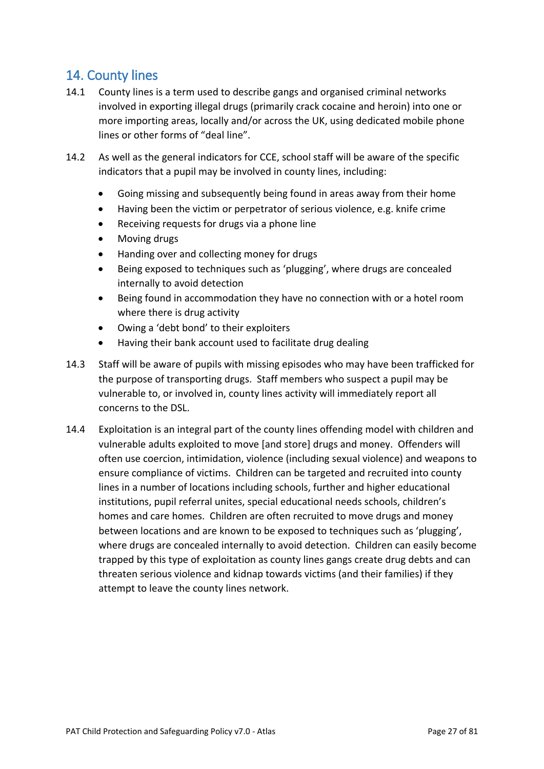## 14. County lines

14.1 County lines is a term used to describe gangs and organised criminal networks involved in exporting illegal drugs (primarily crack cocaine and heroin) into one or more importing areas, locally and/or across the UK, using dedicated mobile phone lines or other forms of "deal line".

14.2 As well as the general indicators for CCE, school staff will be aware of the specific indicators that a pupil may be involved in county lines, including:

- Going missing and subsequently being found in areas away from their home
- Having been the victim or perpetrator of serious violence, e.g. knife crime
- Receiving requests for drugs via a phone line
- Moving drugs
- Handing over and collecting money for drugs
- Being exposed to techniques such as 'plugging', where drugs are concealed internally to avoid detection
- Being found in accommodation they have no connection with or a hotel room where there is drug activity
- Owing a 'debt bond' to their exploiters
- Having their bank account used to facilitate drug dealing

14.3 Staff will be aware of pupils with missing episodes who may have been trafficked for the purpose of transporting drugs. Staff members who suspect a pupil may be vulnerable to, or involved in, county lines activity will immediately report all concerns to the DSL.

14.4 Exploitation is an integral part of the county lines offending model with children and vulnerable adults exploited to move [and store] drugs and money. Offenders will often use coercion, intimidation, violence (including sexual violence) and weapons to ensure compliance of victims. Children can be targeted and recruited into county lines in a number of locations including schools, further and higher educational institutions, pupil referral unites, special educational needs schools, children's homes and care homes. Children are often recruited to move drugs and money between locations and are known to be exposed to techniques such as 'plugging', where drugs are concealed internally to avoid detection. Children can easily become trapped by this type of exploitation as county lines gangs create drug debts and can threaten serious violence and kidnap towards victims (and their families) if they attempt to leave the county lines network.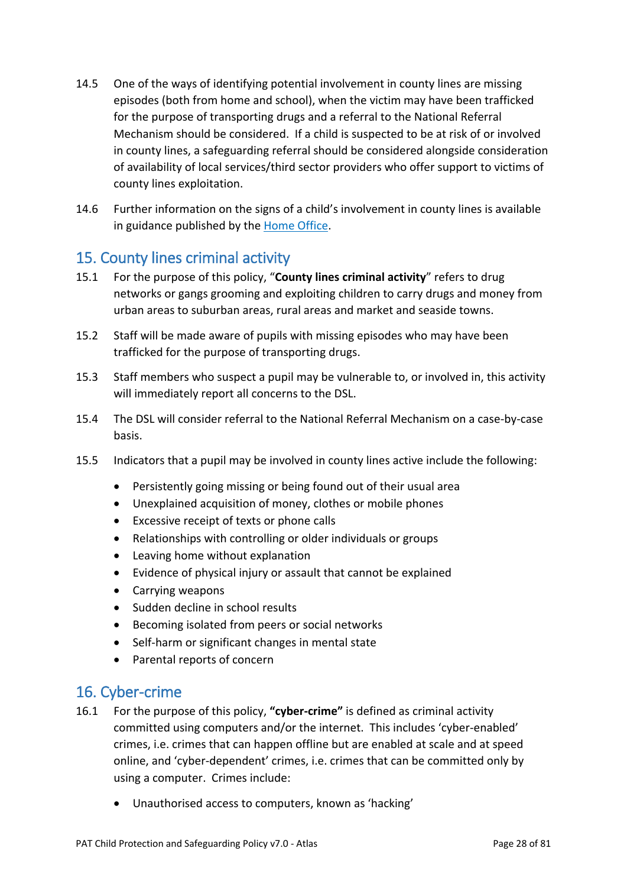14.5 One of the ways of identifying potential involvement in county lines are missing episodes (both from home and school), when the victim may have been trafficked for the purpose of transporting drugs and a referral to the National Referral Mechanism should be considered. If a child is suspected to be at risk of or involved in county lines, a safeguarding referral should be considered alongside consideration of availability of local services/third sector providers who offer support to victims of county lines exploitation.

14.6 Further information on the signs of a child's involvement in county lines is available in guidance published by the Home Office.

## 15. County lines criminal activity

15.1 For the purpose of this policy, "**County lines criminal activity**" refers to drug networks or gangs grooming and exploiting children to carry drugs and money from urban areas to suburban areas, rural areas and market and seaside towns.

15.2 Staff will be made aware of pupils with missing episodes who may have been trafficked for the purpose of transporting drugs.

15.3 Staff members who suspect a pupil may be vulnerable to, or involved in, this activity will immediately report all concerns to the DSL.

15.4 The DSL will consider referral to the National Referral Mechanism on a case-by-case basis.

15.5 Indicators that a pupil may be involved in county lines active include the following:

- Persistently going missing or being found out of their usual area
- Unexplained acquisition of money, clothes or mobile phones
- Excessive receipt of texts or phone calls
- Relationships with controlling or older individuals or groups
- Leaving home without explanation
- Evidence of physical injury or assault that cannot be explained
- Carrying weapons
- Sudden decline in school results
- Becoming isolated from peers or social networks
- Self-harm or significant changes in mental state
- Parental reports of concern

## 16. Cyber-crime

16.1 For the purpose of this policy, **"cyber-crime"** is defined as criminal activity committed using computers and/or the internet. This includes 'cyber-enabled' crimes, i.e. crimes that can happen offline but are enabled at scale and at speed online, and 'cyber-dependent' crimes, i.e. crimes that can be committed only by using a computer. Crimes include:

- Unauthorised access to computers, known as 'hacking'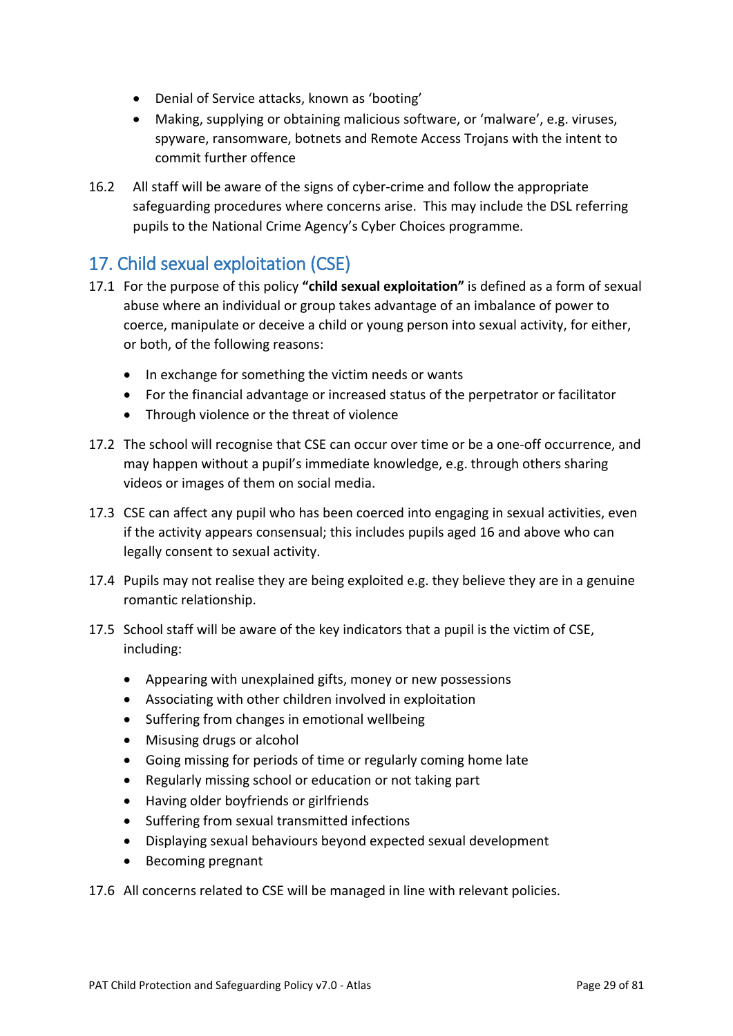- Denial of Service attacks, known as 'booting'
- Making, supplying or obtaining malicious software, or 'malware', e.g. viruses, spyware, ransomware, botnets and Remote Access Trojans with the intent to commit further offence

16.2 All staff will be aware of the signs of cyber-crime and follow the appropriate safeguarding procedures where concerns arise. This may include the DSL referring pupils to the National Crime Agency's Cyber Choices programme.

## 17. Child sexual exploitation (CSE)

17.1 For the purpose of this policy **"child sexual exploitation"** is defined as a form of sexual abuse where an individual or group takes advantage of an imbalance of power to coerce, manipulate or deceive a child or young person into sexual activity, for either, or both, of the following reasons:

- In exchange for something the victim needs or wants
- For the financial advantage or increased status of the perpetrator or facilitator
- Through violence or the threat of violence

17.2 The school will recognise that CSE can occur over time or be a one-off occurrence, and may happen without a pupil's immediate knowledge, e.g. through others sharing videos or images of them on social media.

17.3 CSE can affect any pupil who has been coerced into engaging in sexual activities, even if the activity appears consensual; this includes pupils aged 16 and above who can legally consent to sexual activity.

17.4 Pupils may not realise they are being exploited e.g. they believe they are in a genuine romantic relationship.

17.5 School staff will be aware of the key indicators that a pupil is the victim of CSE, including:

- Appearing with unexplained gifts, money or new possessions
- Associating with other children involved in exploitation
- Suffering from changes in emotional wellbeing
- Misusing drugs or alcohol
- Going missing for periods of time or regularly coming home late
- Regularly missing school or education or not taking part
- Having older boyfriends or girlfriends
- Suffering from sexual transmitted infections
- Displaying sexual behaviours beyond expected sexual development
- Becoming pregnant

17.6 All concerns related to CSE will be managed in line with relevant policies.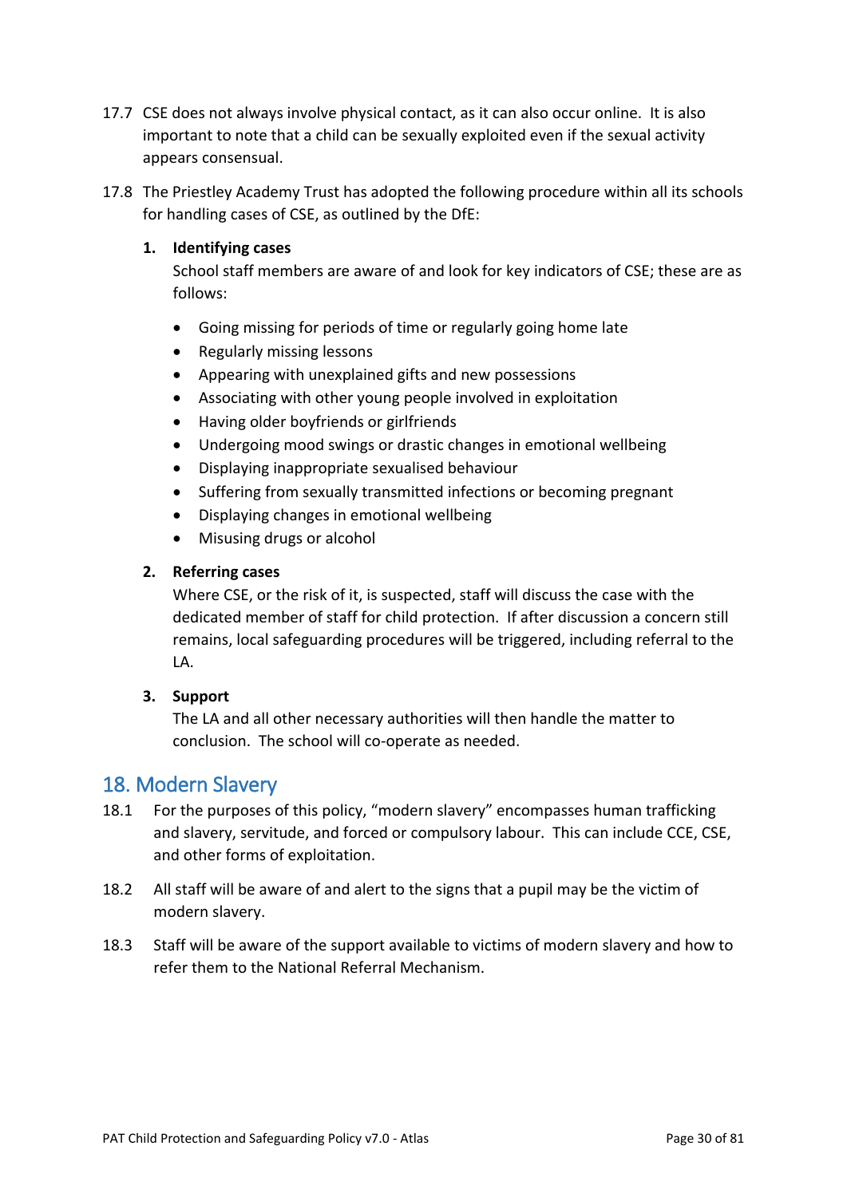17.7 CSE does not always involve physical contact, as it can also occur online. It is also important to note that a child can be sexually exploited even if the sexual activity appears consensual.

17.8 The Priestley Academy Trust has adopted the following procedure within all its schools for handling cases of CSE, as outlined by the DfE:

1. **Identifying cases**
   School staff members are aware of and look for key indicators of CSE; these are as follows:

   - Going missing for periods of time or regularly going home late
   - Regularly missing lessons
   - Appearing with unexplained gifts and new possessions
   - Associating with other young people involved in exploitation
   - Having older boyfriends or girlfriends
   - Undergoing mood swings or drastic changes in emotional wellbeing
   - Displaying inappropriate sexualised behaviour
   - Suffering from sexually transmitted infections or becoming pregnant
   - Displaying changes in emotional wellbeing
   - Misusing drugs or alcohol

2. **Referring cases**
   Where CSE, or the risk of it, is suspected, staff will discuss the case with the dedicated member of staff for child protection. If after discussion a concern still remains, local safeguarding procedures will be triggered, including referral to the LA.

3. **Support**
   The LA and all other necessary authorities will then handle the matter to conclusion. The school will co-operate as needed.

## 18. Modern Slavery

18.1 For the purposes of this policy, "modern slavery" encompasses human trafficking and slavery, servitude, and forced or compulsory labour. This can include CCE, CSE, and other forms of exploitation.

18.2 All staff will be aware of and alert to the signs that a pupil may be the victim of modern slavery.

18.3 Staff will be aware of the support available to victims of modern slavery and how to refer them to the National Referral Mechanism.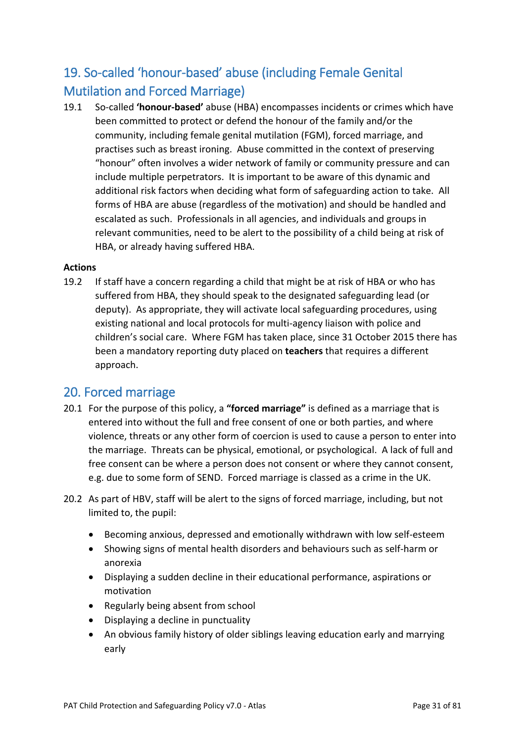## 19. So-called 'honour-based' abuse (including Female Genital Mutilation and Forced Marriage)

19.1 So-called **'honour-based'** abuse (HBA) encompasses incidents or crimes which have been committed to protect or defend the honour of the family and/or the community, including female genital mutilation (FGM), forced marriage, and practises such as breast ironing. Abuse committed in the context of preserving "honour" often involves a wider network of family or community pressure and can include multiple perpetrators. It is important to be aware of this dynamic and additional risk factors when deciding what form of safeguarding action to take. All forms of HBA are abuse (regardless of the motivation) and should be handled and escalated as such. Professionals in all agencies, and individuals and groups in relevant communities, need to be alert to the possibility of a child being at risk of HBA, or already having suffered HBA.

**Actions**

19.2 If staff have a concern regarding a child that might be at risk of HBA or who has suffered from HBA, they should speak to the designated safeguarding lead (or deputy). As appropriate, they will activate local safeguarding procedures, using existing national and local protocols for multi-agency liaison with police and children's social care. Where FGM has taken place, since 31 October 2015 there has been a mandatory reporting duty placed on **teachers** that requires a different approach.

## 20. Forced marriage

20.1 For the purpose of this policy, a **"forced marriage"** is defined as a marriage that is entered into without the full and free consent of one or both parties, and where violence, threats or any other form of coercion is used to cause a person to enter into the marriage. Threats can be physical, emotional, or psychological. A lack of full and free consent can be where a person does not consent or where they cannot consent, e.g. due to some form of SEND. Forced marriage is classed as a crime in the UK.

20.2 As part of HBV, staff will be alert to the signs of forced marriage, including, but not limited to, the pupil:

- Becoming anxious, depressed and emotionally withdrawn with low self-esteem
- Showing signs of mental health disorders and behaviours such as self-harm or anorexia
- Displaying a sudden decline in their educational performance, aspirations or motivation
- Regularly being absent from school
- Displaying a decline in punctuality
- An obvious family history of older siblings leaving education early and marrying early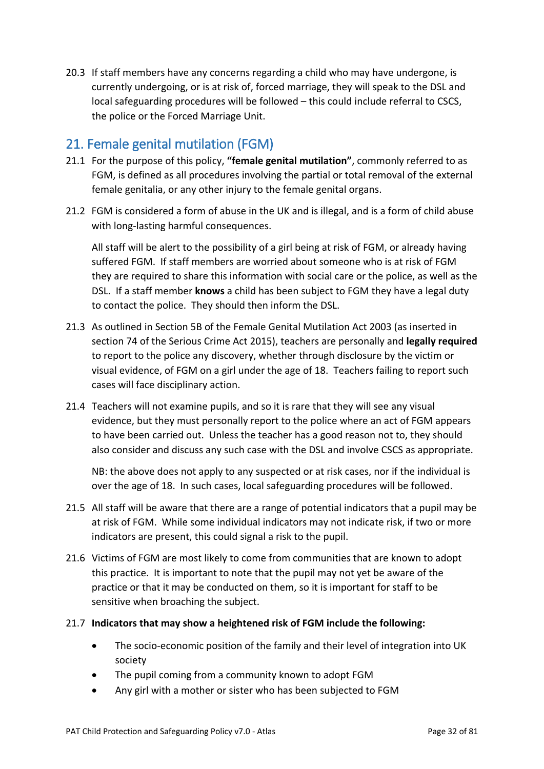20.3 If staff members have any concerns regarding a child who may have undergone, is currently undergoing, or is at risk of, forced marriage, they will speak to the DSL and local safeguarding procedures will be followed – this could include referral to CSCS, the police or the Forced Marriage Unit.

## 21. Female genital mutilation (FGM)

21.1 For the purpose of this policy, **"female genital mutilation"**, commonly referred to as FGM, is defined as all procedures involving the partial or total removal of the external female genitalia, or any other injury to the female genital organs.

21.2 FGM is considered a form of abuse in the UK and is illegal, and is a form of child abuse with long-lasting harmful consequences.

All staff will be alert to the possibility of a girl being at risk of FGM, or already having suffered FGM. If staff members are worried about someone who is at risk of FGM they are required to share this information with social care or the police, as well as the DSL. If a staff member **knows** a child has been subject to FGM they have a legal duty to contact the police. They should then inform the DSL.

21.3 As outlined in Section 5B of the Female Genital Mutilation Act 2003 (as inserted in section 74 of the Serious Crime Act 2015), teachers are personally and **legally required** to report to the police any discovery, whether through disclosure by the victim or visual evidence, of FGM on a girl under the age of 18. Teachers failing to report such cases will face disciplinary action.

21.4 Teachers will not examine pupils, and so it is rare that they will see any visual evidence, but they must personally report to the police where an act of FGM appears to have been carried out. Unless the teacher has a good reason not to, they should also consider and discuss any such case with the DSL and involve CSCS as appropriate.

NB: the above does not apply to any suspected or at risk cases, nor if the individual is over the age of 18. In such cases, local safeguarding procedures will be followed.

21.5 All staff will be aware that there are a range of potential indicators that a pupil may be at risk of FGM. While some individual indicators may not indicate risk, if two or more indicators are present, this could signal a risk to the pupil.

21.6 Victims of FGM are most likely to come from communities that are known to adopt this practice. It is important to note that the pupil may not yet be aware of the practice or that it may be conducted on them, so it is important for staff to be sensitive when broaching the subject.

21.7 **Indicators that may show a heightened risk of FGM include the following:**

- The socio-economic position of the family and their level of integration into UK society
- The pupil coming from a community known to adopt FGM
- Any girl with a mother or sister who has been subjected to FGM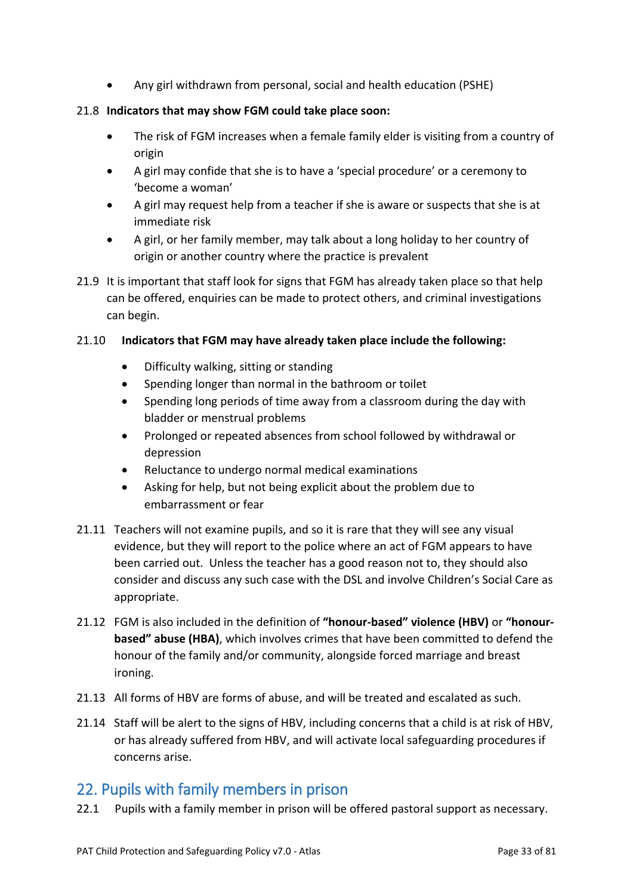- Any girl withdrawn from personal, social and health education (PSHE)

21.8 **Indicators that may show FGM could take place soon:**

- The risk of FGM increases when a female family elder is visiting from a country of origin
- A girl may confide that she is to have a 'special procedure' or a ceremony to 'become a woman'
- A girl may request help from a teacher if she is aware or suspects that she is at immediate risk
- A girl, or her family member, may talk about a long holiday to her country of origin or another country where the practice is prevalent

21.9 It is important that staff look for signs that FGM has already taken place so that help can be offered, enquiries can be made to protect others, and criminal investigations can begin.

21.10 **Indicators that FGM may have already taken place include the following:**

- Difficulty walking, sitting or standing
- Spending longer than normal in the bathroom or toilet
- Spending long periods of time away from a classroom during the day with bladder or menstrual problems
- Prolonged or repeated absences from school followed by withdrawal or depression
- Reluctance to undergo normal medical examinations
- Asking for help, but not being explicit about the problem due to embarrassment or fear

21.11 Teachers will not examine pupils, and so it is rare that they will see any visual evidence, but they will report to the police where an act of FGM appears to have been carried out. Unless the teacher has a good reason not to, they should also consider and discuss any such case with the DSL and involve Children's Social Care as appropriate.

21.12 FGM is also included in the definition of **"honour-based" violence (HBV)** or **"honour-based" abuse (HBA)**, which involves crimes that have been committed to defend the honour of the family and/or community, alongside forced marriage and breast ironing.

21.13 All forms of HBV are forms of abuse, and will be treated and escalated as such.

21.14 Staff will be alert to the signs of HBV, including concerns that a child is at risk of HBV, or has already suffered from HBV, and will activate local safeguarding procedures if concerns arise.

## 22. Pupils with family members in prison

22.1 Pupils with a family member in prison will be offered pastoral support as necessary.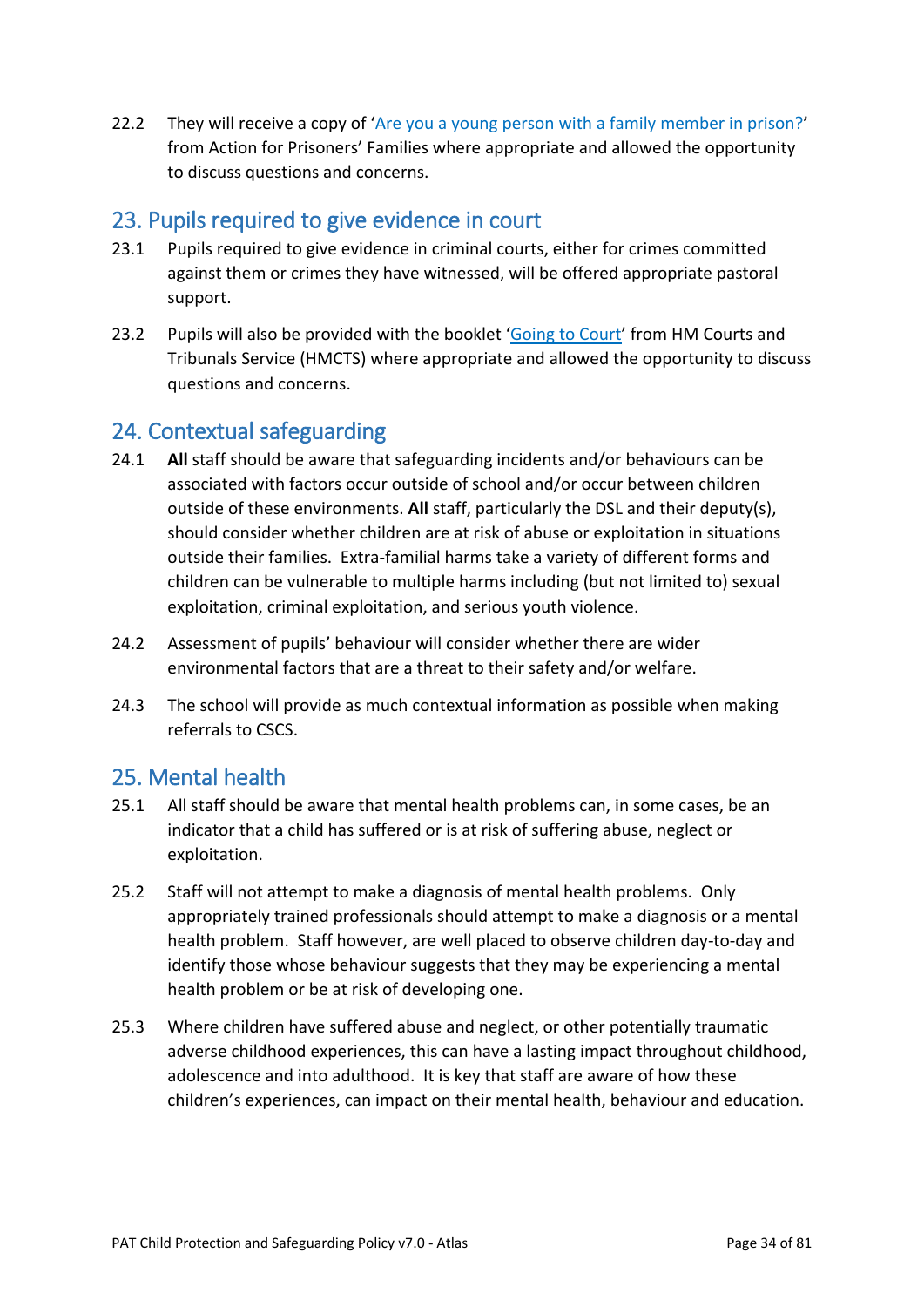22.2 They will receive a copy of '[Are you a young person with a family member in prison?]' from Action for Prisoners' Families where appropriate and allowed the opportunity to discuss questions and concerns.

## 23. Pupils required to give evidence in court

23.1 Pupils required to give evidence in criminal courts, either for crimes committed against them or crimes they have witnessed, will be offered appropriate pastoral support.

23.2 Pupils will also be provided with the booklet '[Going to Court]' from HM Courts and Tribunals Service (HMCTS) where appropriate and allowed the opportunity to discuss questions and concerns.

## 24. Contextual safeguarding

24.1 **All** staff should be aware that safeguarding incidents and/or behaviours can be associated with factors occur outside of school and/or occur between children outside of these environments. **All** staff, particularly the DSL and their deputy(s), should consider whether children are at risk of abuse or exploitation in situations outside their families. Extra-familial harms take a variety of different forms and children can be vulnerable to multiple harms including (but not limited to) sexual exploitation, criminal exploitation, and serious youth violence.

24.2 Assessment of pupils' behaviour will consider whether there are wider environmental factors that are a threat to their safety and/or welfare.

24.3 The school will provide as much contextual information as possible when making referrals to CSCS.

## 25. Mental health

25.1 All staff should be aware that mental health problems can, in some cases, be an indicator that a child has suffered or is at risk of suffering abuse, neglect or exploitation.

25.2 Staff will not attempt to make a diagnosis of mental health problems. Only appropriately trained professionals should attempt to make a diagnosis or a mental health problem. Staff however, are well placed to observe children day-to-day and identify those whose behaviour suggests that they may be experiencing a mental health problem or be at risk of developing one.

25.3 Where children have suffered abuse and neglect, or other potentially traumatic adverse childhood experiences, this can have a lasting impact throughout childhood, adolescence and into adulthood. It is key that staff are aware of how these children's experiences, can impact on their mental health, behaviour and education.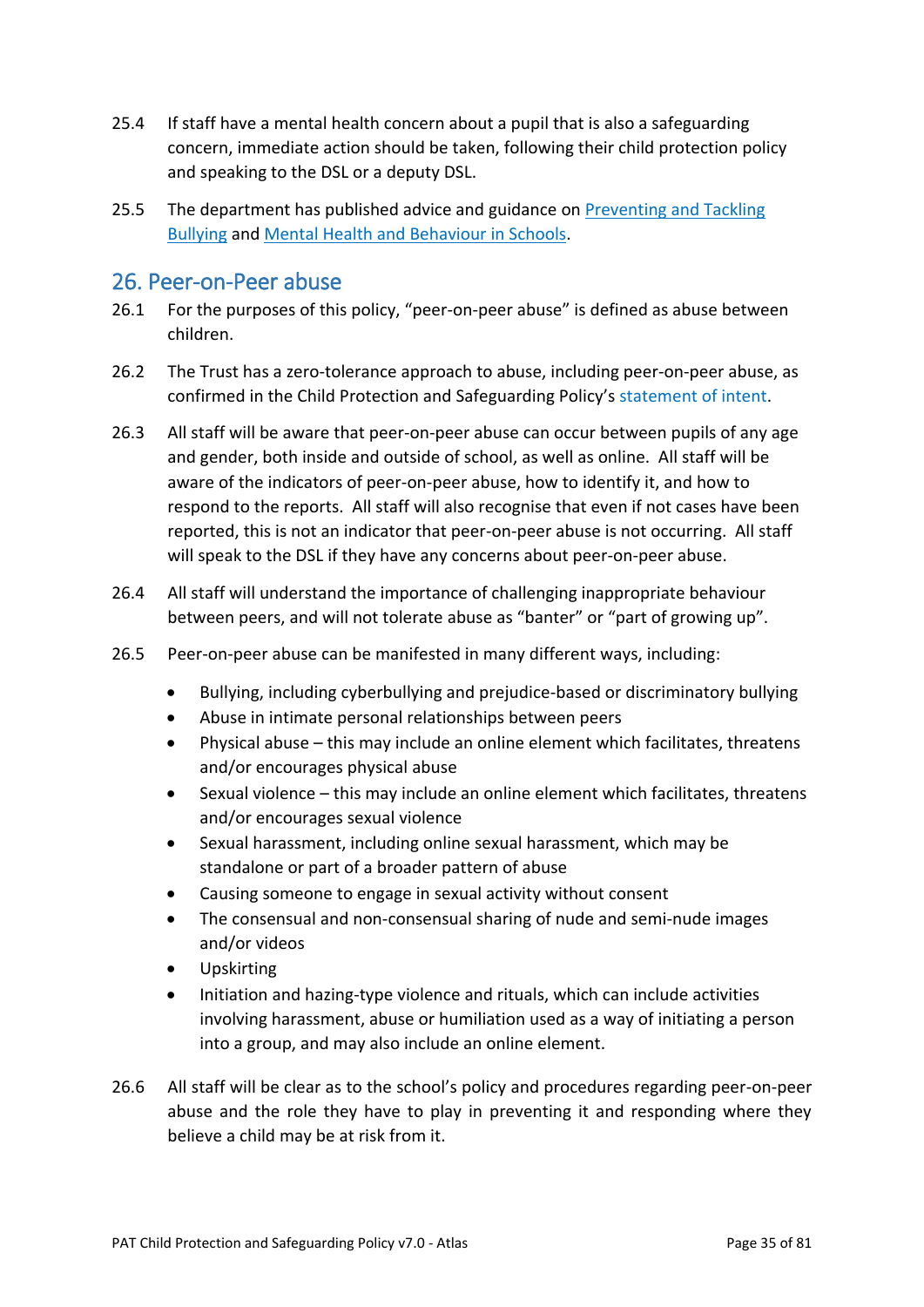25.4 If staff have a mental health concern about a pupil that is also a safeguarding concern, immediate action should be taken, following their child protection policy and speaking to the DSL or a deputy DSL.

25.5 The department has published advice and guidance on [Preventing and Tackling Bullying]() and [Mental Health and Behaviour in Schools]().

## 26. Peer-on-Peer abuse

26.1 For the purposes of this policy, "peer-on-peer abuse" is defined as abuse between children.

26.2 The Trust has a zero-tolerance approach to abuse, including peer-on-peer abuse, as confirmed in the Child Protection and Safeguarding Policy's statement of intent.

26.3 All staff will be aware that peer-on-peer abuse can occur between pupils of any age and gender, both inside and outside of school, as well as online. All staff will be aware of the indicators of peer-on-peer abuse, how to identify it, and how to respond to the reports. All staff will also recognise that even if not cases have been reported, this is not an indicator that peer-on-peer abuse is not occurring. All staff will speak to the DSL if they have any concerns about peer-on-peer abuse.

26.4 All staff will understand the importance of challenging inappropriate behaviour between peers, and will not tolerate abuse as "banter" or "part of growing up".

26.5 Peer-on-peer abuse can be manifested in many different ways, including:

- Bullying, including cyberbullying and prejudice-based or discriminatory bullying
- Abuse in intimate personal relationships between peers
- Physical abuse – this may include an online element which facilitates, threatens and/or encourages physical abuse
- Sexual violence – this may include an online element which facilitates, threatens and/or encourages sexual violence
- Sexual harassment, including online sexual harassment, which may be standalone or part of a broader pattern of abuse
- Causing someone to engage in sexual activity without consent
- The consensual and non-consensual sharing of nude and semi-nude images and/or videos
- Upskirting
- Initiation and hazing-type violence and rituals, which can include activities involving harassment, abuse or humiliation used as a way of initiating a person into a group, and may also include an online element.

26.6 All staff will be clear as to the school's policy and procedures regarding peer-on-peer abuse and the role they have to play in preventing it and responding where they believe a child may be at risk from it.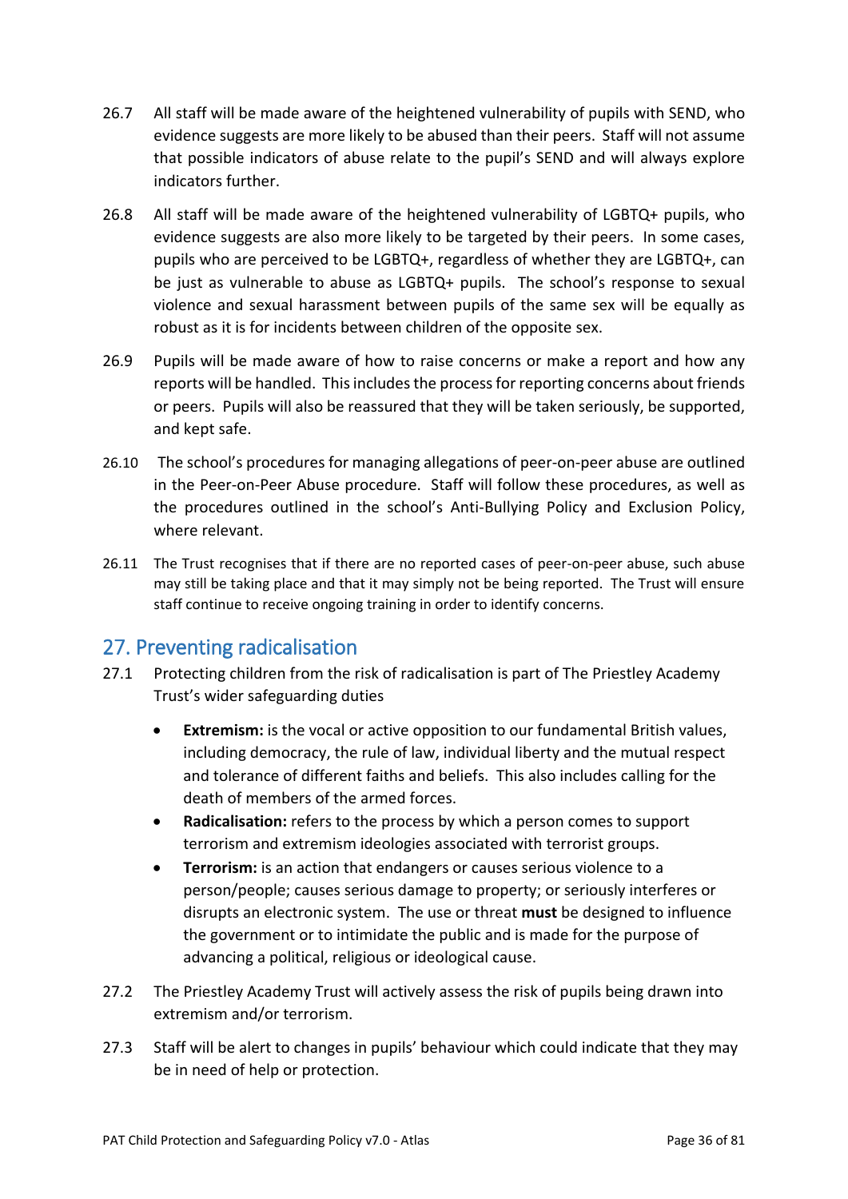26.7 All staff will be made aware of the heightened vulnerability of pupils with SEND, who evidence suggests are more likely to be abused than their peers. Staff will not assume that possible indicators of abuse relate to the pupil's SEND and will always explore indicators further.

26.8 All staff will be made aware of the heightened vulnerability of LGBTQ+ pupils, who evidence suggests are also more likely to be targeted by their peers. In some cases, pupils who are perceived to be LGBTQ+, regardless of whether they are LGBTQ+, can be just as vulnerable to abuse as LGBTQ+ pupils. The school's response to sexual violence and sexual harassment between pupils of the same sex will be equally as robust as it is for incidents between children of the opposite sex.

26.9 Pupils will be made aware of how to raise concerns or make a report and how any reports will be handled. This includes the process for reporting concerns about friends or peers. Pupils will also be reassured that they will be taken seriously, be supported, and kept safe.

26.10 The school's procedures for managing allegations of peer-on-peer abuse are outlined in the Peer-on-Peer Abuse procedure. Staff will follow these procedures, as well as the procedures outlined in the school's Anti-Bullying Policy and Exclusion Policy, where relevant.

26.11 The Trust recognises that if there are no reported cases of peer-on-peer abuse, such abuse may still be taking place and that it may simply not be being reported. The Trust will ensure staff continue to receive ongoing training in order to identify concerns.

## 27. Preventing radicalisation

27.1 Protecting children from the risk of radicalisation is part of The Priestley Academy Trust's wider safeguarding duties

- **Extremism:** is the vocal or active opposition to our fundamental British values, including democracy, the rule of law, individual liberty and the mutual respect and tolerance of different faiths and beliefs. This also includes calling for the death of members of the armed forces.
- **Radicalisation:** refers to the process by which a person comes to support terrorism and extremism ideologies associated with terrorist groups.
- **Terrorism:** is an action that endangers or causes serious violence to a person/people; causes serious damage to property; or seriously interferes or disrupts an electronic system. The use or threat **must** be designed to influence the government or to intimidate the public and is made for the purpose of advancing a political, religious or ideological cause.

27.2 The Priestley Academy Trust will actively assess the risk of pupils being drawn into extremism and/or terrorism.

27.3 Staff will be alert to changes in pupils' behaviour which could indicate that they may be in need of help or protection.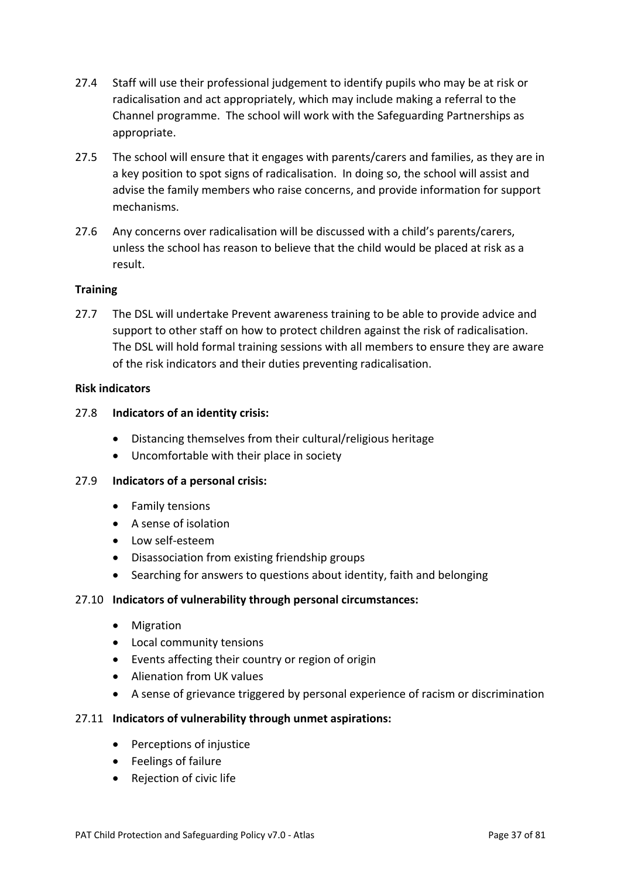27.4 Staff will use their professional judgement to identify pupils who may be at risk or radicalisation and act appropriately, which may include making a referral to the Channel programme. The school will work with the Safeguarding Partnerships as appropriate.

27.5 The school will ensure that it engages with parents/carers and families, as they are in a key position to spot signs of radicalisation. In doing so, the school will assist and advise the family members who raise concerns, and provide information for support mechanisms.

27.6 Any concerns over radicalisation will be discussed with a child's parents/carers, unless the school has reason to believe that the child would be placed at risk as a result.

**Training**

27.7 The DSL will undertake Prevent awareness training to be able to provide advice and support to other staff on how to protect children against the risk of radicalisation. The DSL will hold formal training sessions with all members to ensure they are aware of the risk indicators and their duties preventing radicalisation.

**Risk indicators**

27.8 **Indicators of an identity crisis:**

- Distancing themselves from their cultural/religious heritage
- Uncomfortable with their place in society

27.9 **Indicators of a personal crisis:**

- Family tensions
- A sense of isolation
- Low self-esteem
- Disassociation from existing friendship groups
- Searching for answers to questions about identity, faith and belonging

27.10 **Indicators of vulnerability through personal circumstances:**

- Migration
- Local community tensions
- Events affecting their country or region of origin
- Alienation from UK values
- A sense of grievance triggered by personal experience of racism or discrimination

27.11 **Indicators of vulnerability through unmet aspirations:**

- Perceptions of injustice
- Feelings of failure
- Rejection of civic life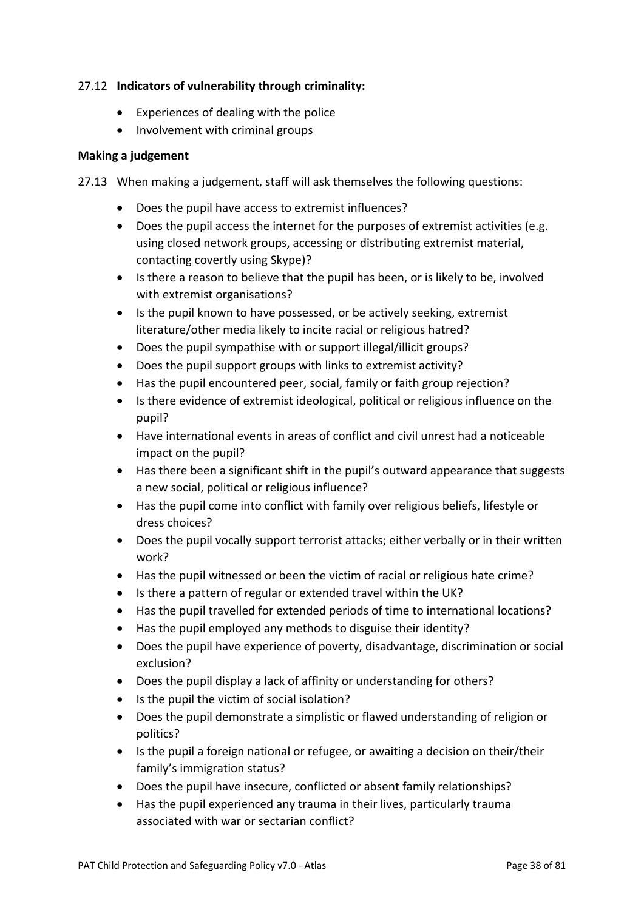27.12 **Indicators of vulnerability through criminality:**

- Experiences of dealing with the police
- Involvement with criminal groups

**Making a judgement**

27.13 When making a judgement, staff will ask themselves the following questions:

- Does the pupil have access to extremist influences?
- Does the pupil access the internet for the purposes of extremist activities (e.g. using closed network groups, accessing or distributing extremist material, contacting covertly using Skype)?
- Is there a reason to believe that the pupil has been, or is likely to be, involved with extremist organisations?
- Is the pupil known to have possessed, or be actively seeking, extremist literature/other media likely to incite racial or religious hatred?
- Does the pupil sympathise with or support illegal/illicit groups?
- Does the pupil support groups with links to extremist activity?
- Has the pupil encountered peer, social, family or faith group rejection?
- Is there evidence of extremist ideological, political or religious influence on the pupil?
- Have international events in areas of conflict and civil unrest had a noticeable impact on the pupil?
- Has there been a significant shift in the pupil's outward appearance that suggests a new social, political or religious influence?
- Has the pupil come into conflict with family over religious beliefs, lifestyle or dress choices?
- Does the pupil vocally support terrorist attacks; either verbally or in their written work?
- Has the pupil witnessed or been the victim of racial or religious hate crime?
- Is there a pattern of regular or extended travel within the UK?
- Has the pupil travelled for extended periods of time to international locations?
- Has the pupil employed any methods to disguise their identity?
- Does the pupil have experience of poverty, disadvantage, discrimination or social exclusion?
- Does the pupil display a lack of affinity or understanding for others?
- Is the pupil the victim of social isolation?
- Does the pupil demonstrate a simplistic or flawed understanding of religion or politics?
- Is the pupil a foreign national or refugee, or awaiting a decision on their/their family's immigration status?
- Does the pupil have insecure, conflicted or absent family relationships?
- Has the pupil experienced any trauma in their lives, particularly trauma associated with war or sectarian conflict?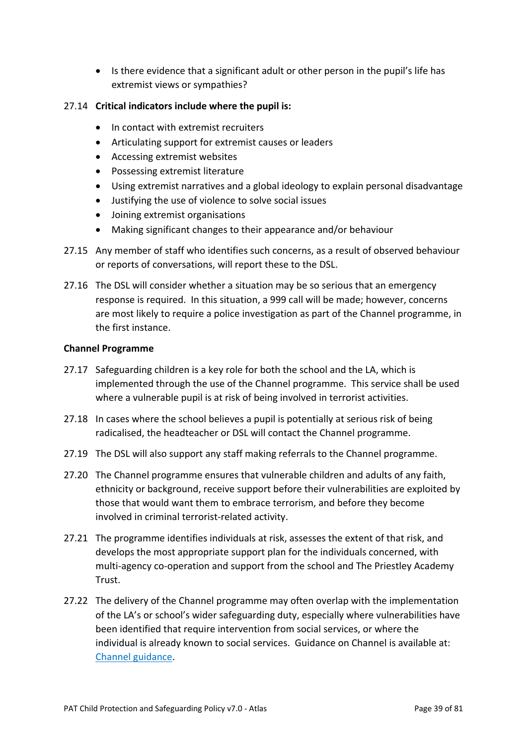- Is there evidence that a significant adult or other person in the pupil's life has extremist views or sympathies?

27.14 **Critical indicators include where the pupil is:**

- In contact with extremist recruiters
- Articulating support for extremist causes or leaders
- Accessing extremist websites
- Possessing extremist literature
- Using extremist narratives and a global ideology to explain personal disadvantage
- Justifying the use of violence to solve social issues
- Joining extremist organisations
- Making significant changes to their appearance and/or behaviour

27.15 Any member of staff who identifies such concerns, as a result of observed behaviour or reports of conversations, will report these to the DSL.

27.16 The DSL will consider whether a situation may be so serious that an emergency response is required. In this situation, a 999 call will be made; however, concerns are most likely to require a police investigation as part of the Channel programme, in the first instance.

**Channel Programme**

27.17 Safeguarding children is a key role for both the school and the LA, which is implemented through the use of the Channel programme. This service shall be used where a vulnerable pupil is at risk of being involved in terrorist activities.

27.18 In cases where the school believes a pupil is potentially at serious risk of being radicalised, the headteacher or DSL will contact the Channel programme.

27.19 The DSL will also support any staff making referrals to the Channel programme.

27.20 The Channel programme ensures that vulnerable children and adults of any faith, ethnicity or background, receive support before their vulnerabilities are exploited by those that would want them to embrace terrorism, and before they become involved in criminal terrorist-related activity.

27.21 The programme identifies individuals at risk, assesses the extent of that risk, and develops the most appropriate support plan for the individuals concerned, with multi-agency co-operation and support from the school and The Priestley Academy Trust.

27.22 The delivery of the Channel programme may often overlap with the implementation of the LA's or school's wider safeguarding duty, especially where vulnerabilities have been identified that require intervention from social services, or where the individual is already known to social services. Guidance on Channel is available at: Channel guidance.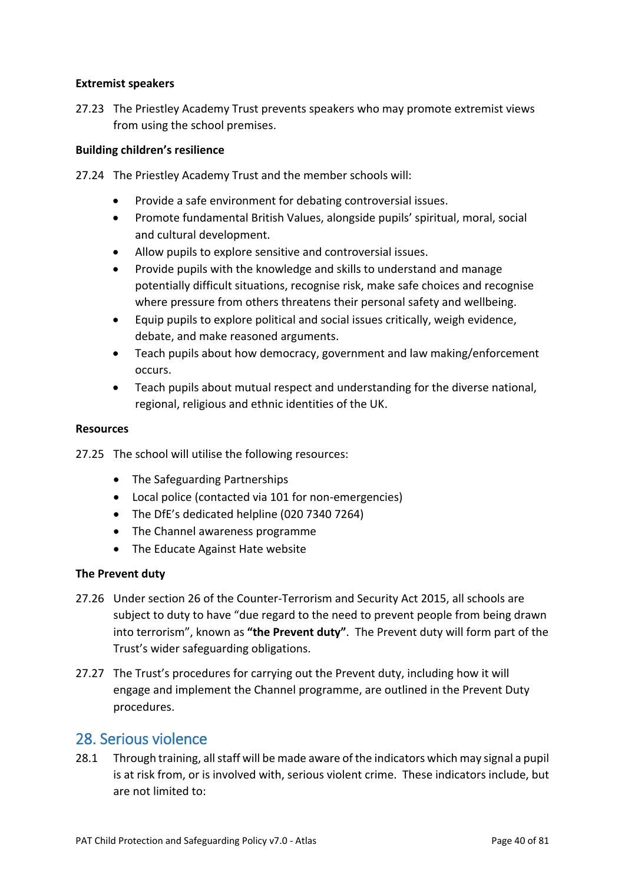**Extremist speakers**

27.23 The Priestley Academy Trust prevents speakers who may promote extremist views from using the school premises.

**Building children's resilience**

27.24 The Priestley Academy Trust and the member schools will:

- Provide a safe environment for debating controversial issues.
- Promote fundamental British Values, alongside pupils' spiritual, moral, social and cultural development.
- Allow pupils to explore sensitive and controversial issues.
- Provide pupils with the knowledge and skills to understand and manage potentially difficult situations, recognise risk, make safe choices and recognise where pressure from others threatens their personal safety and wellbeing.
- Equip pupils to explore political and social issues critically, weigh evidence, debate, and make reasoned arguments.
- Teach pupils about how democracy, government and law making/enforcement occurs.
- Teach pupils about mutual respect and understanding for the diverse national, regional, religious and ethnic identities of the UK.

**Resources**

27.25 The school will utilise the following resources:

- The Safeguarding Partnerships
- Local police (contacted via 101 for non-emergencies)
- The DfE's dedicated helpline (020 7340 7264)
- The Channel awareness programme
- The Educate Against Hate website

**The Prevent duty**

27.26 Under section 26 of the Counter-Terrorism and Security Act 2015, all schools are subject to duty to have "due regard to the need to prevent people from being drawn into terrorism", known as **"the Prevent duty"**. The Prevent duty will form part of the Trust's wider safeguarding obligations.

27.27 The Trust's procedures for carrying out the Prevent duty, including how it will engage and implement the Channel programme, are outlined in the Prevent Duty procedures.

## 28. Serious violence

28.1 Through training, all staff will be made aware of the indicators which may signal a pupil is at risk from, or is involved with, serious violent crime. These indicators include, but are not limited to: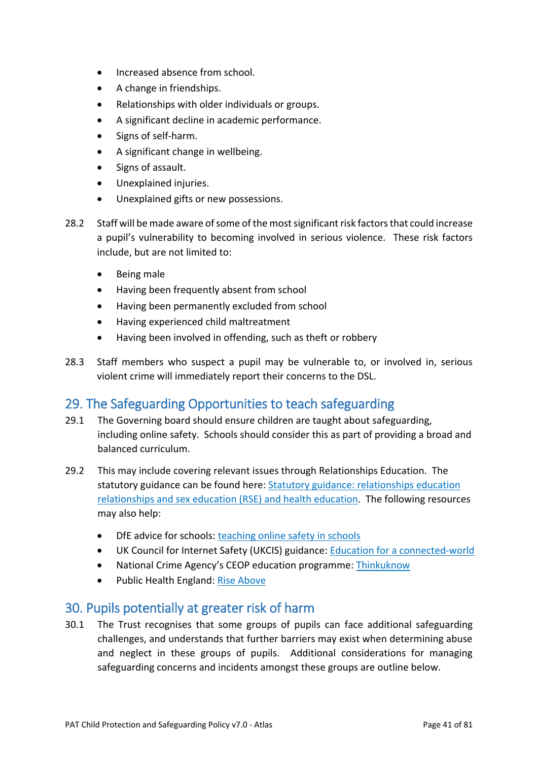- Increased absence from school.
- A change in friendships.
- Relationships with older individuals or groups.
- A significant decline in academic performance.
- Signs of self-harm.
- A significant change in wellbeing.
- Signs of assault.
- Unexplained injuries.
- Unexplained gifts or new possessions.

28.2 Staff will be made aware of some of the most significant risk factors that could increase a pupil's vulnerability to becoming involved in serious violence. These risk factors include, but are not limited to:

- Being male
- Having been frequently absent from school
- Having been permanently excluded from school
- Having experienced child maltreatment
- Having been involved in offending, such as theft or robbery

28.3 Staff members who suspect a pupil may be vulnerable to, or involved in, serious violent crime will immediately report their concerns to the DSL.

## 29. The Safeguarding Opportunities to teach safeguarding

29.1 The Governing board should ensure children are taught about safeguarding, including online safety. Schools should consider this as part of providing a broad and balanced curriculum.

29.2 This may include covering relevant issues through Relationships Education. The statutory guidance can be found here: Statutory guidance: relationships education relationships and sex education (RSE) and health education. The following resources may also help:

- DfE advice for schools: teaching online safety in schools
- UK Council for Internet Safety (UKCIS) guidance: Education for a connected-world
- National Crime Agency's CEOP education programme: Thinkuknow
- Public Health England: Rise Above

## 30. Pupils potentially at greater risk of harm

30.1 The Trust recognises that some groups of pupils can face additional safeguarding challenges, and understands that further barriers may exist when determining abuse and neglect in these groups of pupils. Additional considerations for managing safeguarding concerns and incidents amongst these groups are outline below.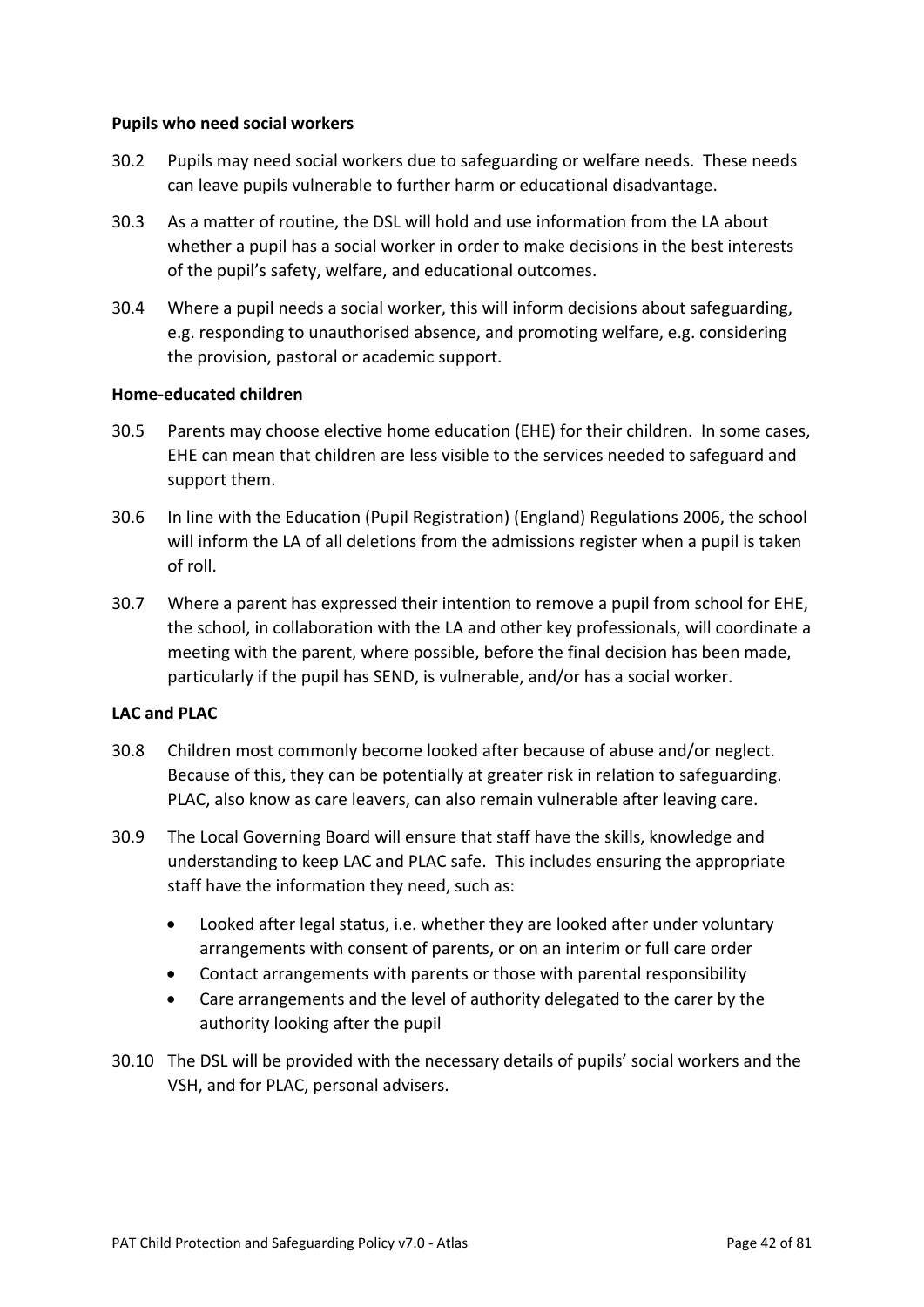**Pupils who need social workers**

30.2 Pupils may need social workers due to safeguarding or welfare needs. These needs can leave pupils vulnerable to further harm or educational disadvantage.

30.3 As a matter of routine, the DSL will hold and use information from the LA about whether a pupil has a social worker in order to make decisions in the best interests of the pupil's safety, welfare, and educational outcomes.

30.4 Where a pupil needs a social worker, this will inform decisions about safeguarding, e.g. responding to unauthorised absence, and promoting welfare, e.g. considering the provision, pastoral or academic support.

**Home-educated children**

30.5 Parents may choose elective home education (EHE) for their children. In some cases, EHE can mean that children are less visible to the services needed to safeguard and support them.

30.6 In line with the Education (Pupil Registration) (England) Regulations 2006, the school will inform the LA of all deletions from the admissions register when a pupil is taken of roll.

30.7 Where a parent has expressed their intention to remove a pupil from school for EHE, the school, in collaboration with the LA and other key professionals, will coordinate a meeting with the parent, where possible, before the final decision has been made, particularly if the pupil has SEND, is vulnerable, and/or has a social worker.

**LAC and PLAC**

30.8 Children most commonly become looked after because of abuse and/or neglect. Because of this, they can be potentially at greater risk in relation to safeguarding. PLAC, also know as care leavers, can also remain vulnerable after leaving care.

30.9 The Local Governing Board will ensure that staff have the skills, knowledge and understanding to keep LAC and PLAC safe. This includes ensuring the appropriate staff have the information they need, such as:

- Looked after legal status, i.e. whether they are looked after under voluntary arrangements with consent of parents, or on an interim or full care order
- Contact arrangements with parents or those with parental responsibility
- Care arrangements and the level of authority delegated to the carer by the authority looking after the pupil

30.10 The DSL will be provided with the necessary details of pupils' social workers and the VSH, and for PLAC, personal advisers.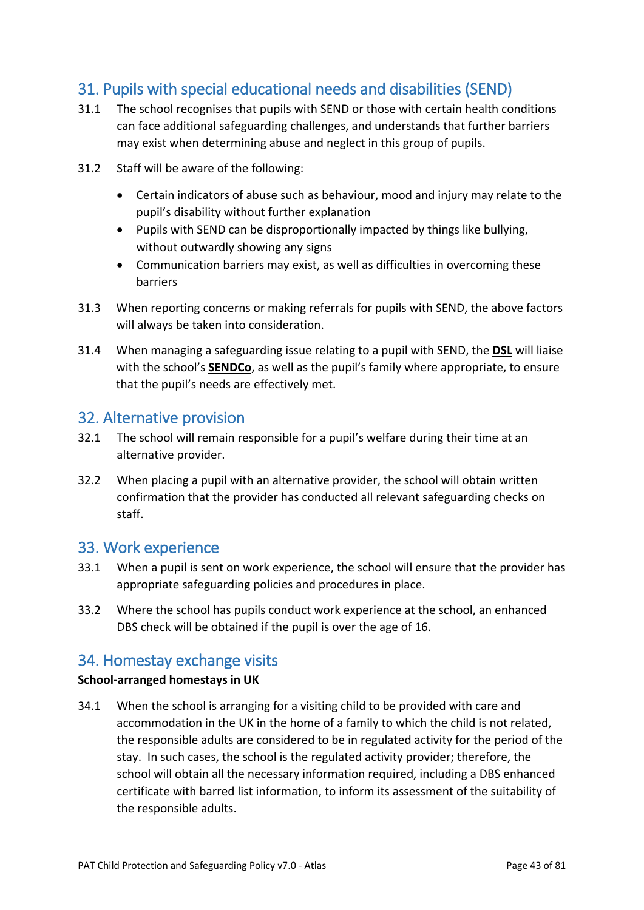## 31. Pupils with special educational needs and disabilities (SEND)

31.1 The school recognises that pupils with SEND or those with certain health conditions can face additional safeguarding challenges, and understands that further barriers may exist when determining abuse and neglect in this group of pupils.

31.2 Staff will be aware of the following:

- Certain indicators of abuse such as behaviour, mood and injury may relate to the pupil's disability without further explanation
- Pupils with SEND can be disproportionally impacted by things like bullying, without outwardly showing any signs
- Communication barriers may exist, as well as difficulties in overcoming these barriers

31.3 When reporting concerns or making referrals for pupils with SEND, the above factors will always be taken into consideration.

31.4 When managing a safeguarding issue relating to a pupil with SEND, the **DSL** will liaise with the school's **SENDCo**, as well as the pupil's family where appropriate, to ensure that the pupil's needs are effectively met.

## 32. Alternative provision

32.1 The school will remain responsible for a pupil's welfare during their time at an alternative provider.

32.2 When placing a pupil with an alternative provider, the school will obtain written confirmation that the provider has conducted all relevant safeguarding checks on staff.

## 33. Work experience

33.1 When a pupil is sent on work experience, the school will ensure that the provider has appropriate safeguarding policies and procedures in place.

33.2 Where the school has pupils conduct work experience at the school, an enhanced DBS check will be obtained if the pupil is over the age of 16.

## 34. Homestay exchange visits

**School-arranged homestays in UK**

34.1 When the school is arranging for a visiting child to be provided with care and accommodation in the UK in the home of a family to which the child is not related, the responsible adults are considered to be in regulated activity for the period of the stay. In such cases, the school is the regulated activity provider; therefore, the school will obtain all the necessary information required, including a DBS enhanced certificate with barred list information, to inform its assessment of the suitability of the responsible adults.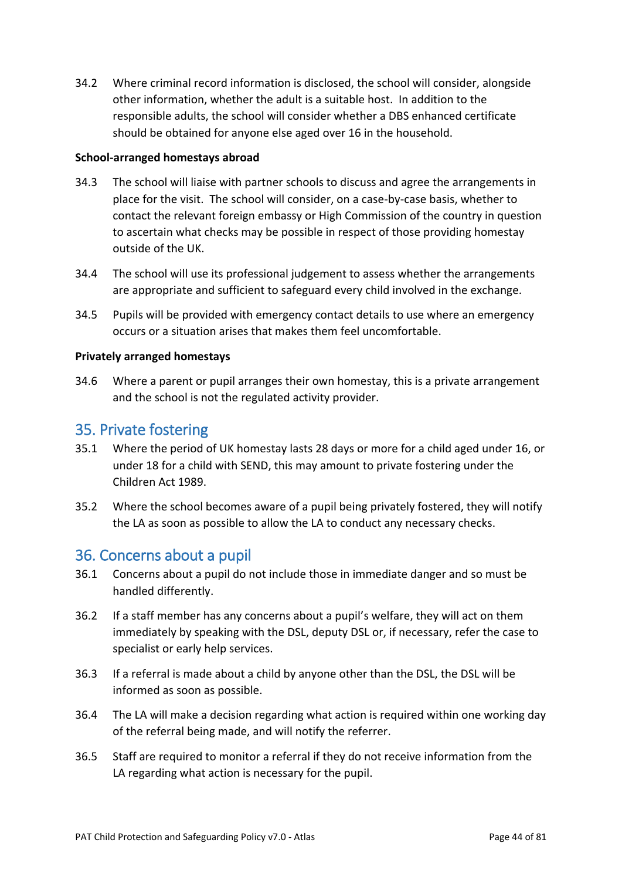34.2 Where criminal record information is disclosed, the school will consider, alongside other information, whether the adult is a suitable host. In addition to the responsible adults, the school will consider whether a DBS enhanced certificate should be obtained for anyone else aged over 16 in the household.

**School-arranged homestays abroad**

34.3 The school will liaise with partner schools to discuss and agree the arrangements in place for the visit. The school will consider, on a case-by-case basis, whether to contact the relevant foreign embassy or High Commission of the country in question to ascertain what checks may be possible in respect of those providing homestay outside of the UK.

34.4 The school will use its professional judgement to assess whether the arrangements are appropriate and sufficient to safeguard every child involved in the exchange.

34.5 Pupils will be provided with emergency contact details to use where an emergency occurs or a situation arises that makes them feel uncomfortable.

**Privately arranged homestays**

34.6 Where a parent or pupil arranges their own homestay, this is a private arrangement and the school is not the regulated activity provider.

## 35. Private fostering

35.1 Where the period of UK homestay lasts 28 days or more for a child aged under 16, or under 18 for a child with SEND, this may amount to private fostering under the Children Act 1989.

35.2 Where the school becomes aware of a pupil being privately fostered, they will notify the LA as soon as possible to allow the LA to conduct any necessary checks.

## 36. Concerns about a pupil

36.1 Concerns about a pupil do not include those in immediate danger and so must be handled differently.

36.2 If a staff member has any concerns about a pupil's welfare, they will act on them immediately by speaking with the DSL, deputy DSL or, if necessary, refer the case to specialist or early help services.

36.3 If a referral is made about a child by anyone other than the DSL, the DSL will be informed as soon as possible.

36.4 The LA will make a decision regarding what action is required within one working day of the referral being made, and will notify the referrer.

36.5 Staff are required to monitor a referral if they do not receive information from the LA regarding what action is necessary for the pupil.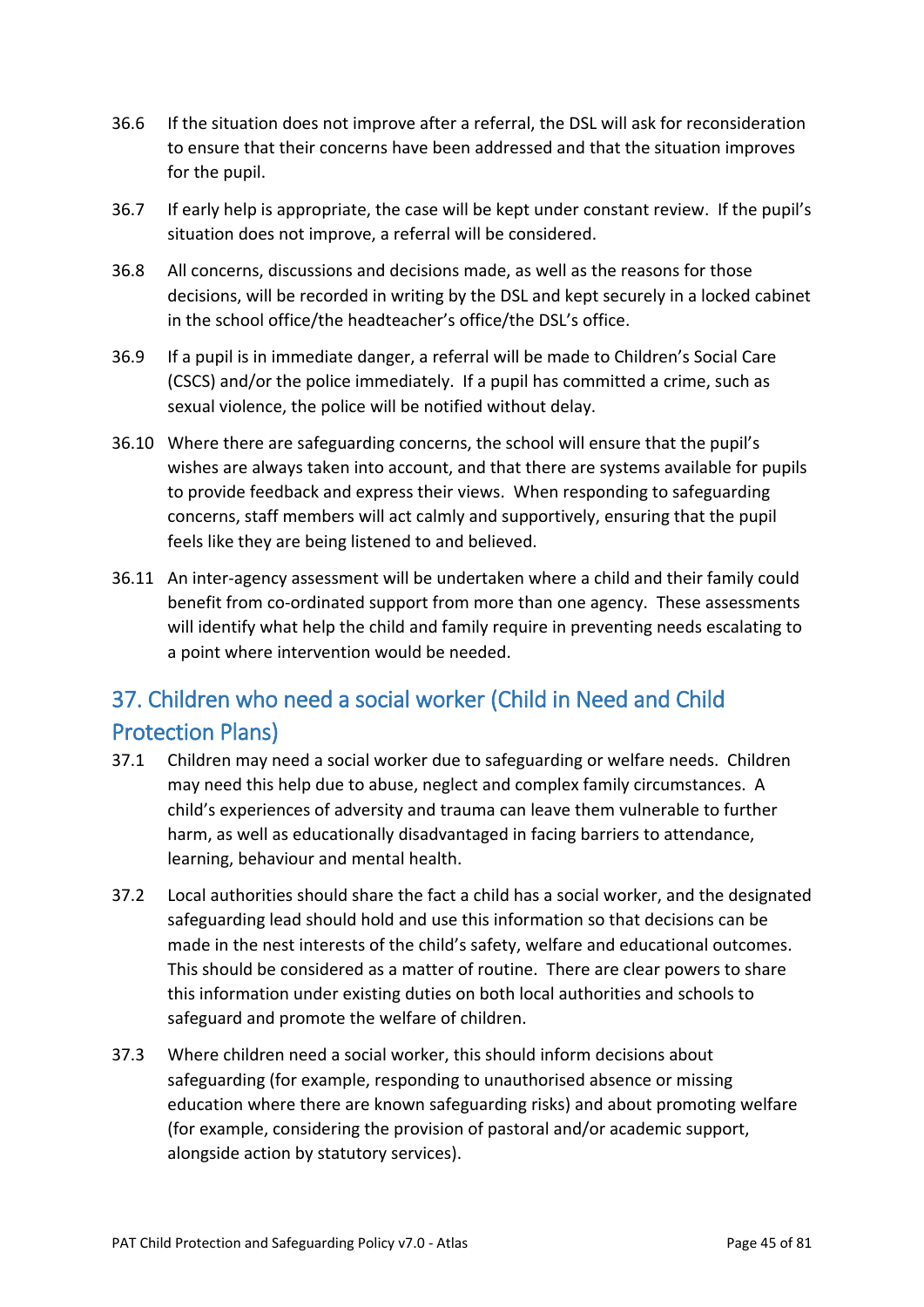36.6 If the situation does not improve after a referral, the DSL will ask for reconsideration to ensure that their concerns have been addressed and that the situation improves for the pupil.

36.7 If early help is appropriate, the case will be kept under constant review. If the pupil's situation does not improve, a referral will be considered.

36.8 All concerns, discussions and decisions made, as well as the reasons for those decisions, will be recorded in writing by the DSL and kept securely in a locked cabinet in the school office/the headteacher's office/the DSL's office.

36.9 If a pupil is in immediate danger, a referral will be made to Children's Social Care (CSCS) and/or the police immediately. If a pupil has committed a crime, such as sexual violence, the police will be notified without delay.

36.10 Where there are safeguarding concerns, the school will ensure that the pupil's wishes are always taken into account, and that there are systems available for pupils to provide feedback and express their views. When responding to safeguarding concerns, staff members will act calmly and supportively, ensuring that the pupil feels like they are being listened to and believed.

36.11 An inter-agency assessment will be undertaken where a child and their family could benefit from co-ordinated support from more than one agency. These assessments will identify what help the child and family require in preventing needs escalating to a point where intervention would be needed.

## 37. Children who need a social worker (Child in Need and Child Protection Plans)

37.1 Children may need a social worker due to safeguarding or welfare needs. Children may need this help due to abuse, neglect and complex family circumstances. A child's experiences of adversity and trauma can leave them vulnerable to further harm, as well as educationally disadvantaged in facing barriers to attendance, learning, behaviour and mental health.

37.2 Local authorities should share the fact a child has a social worker, and the designated safeguarding lead should hold and use this information so that decisions can be made in the nest interests of the child's safety, welfare and educational outcomes. This should be considered as a matter of routine. There are clear powers to share this information under existing duties on both local authorities and schools to safeguard and promote the welfare of children.

37.3 Where children need a social worker, this should inform decisions about safeguarding (for example, responding to unauthorised absence or missing education where there are known safeguarding risks) and about promoting welfare (for example, considering the provision of pastoral and/or academic support, alongside action by statutory services).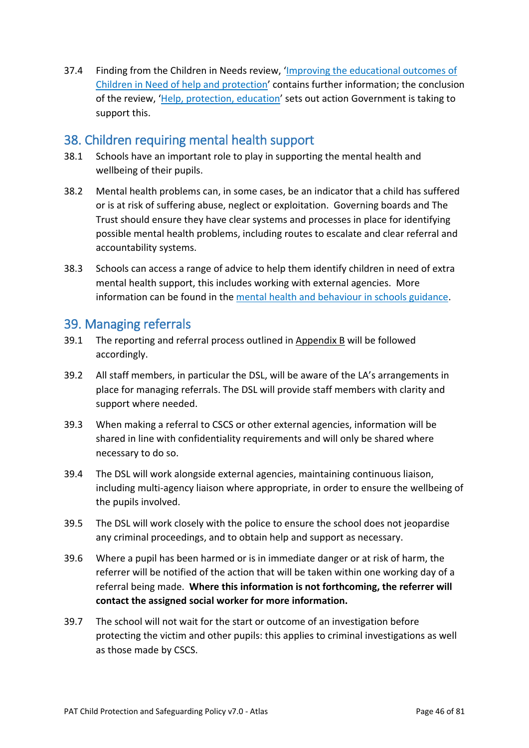37.4 Finding from the Children in Needs review, '[Improving the educational outcomes of Children in Need of help and protection]' contains further information; the conclusion of the review, '[Help, protection, education]' sets out action Government is taking to support this.

## 38. Children requiring mental health support

38.1 Schools have an important role to play in supporting the mental health and wellbeing of their pupils.

38.2 Mental health problems can, in some cases, be an indicator that a child has suffered or is at risk of suffering abuse, neglect or exploitation. Governing boards and The Trust should ensure they have clear systems and processes in place for identifying possible mental health problems, including routes to escalate and clear referral and accountability systems.

38.3 Schools can access a range of advice to help them identify children in need of extra mental health support, this includes working with external agencies. More information can be found in the mental health and behaviour in schools guidance.

## 39. Managing referrals

39.1 The reporting and referral process outlined in Appendix B will be followed accordingly.

39.2 All staff members, in particular the DSL, will be aware of the LA's arrangements in place for managing referrals. The DSL will provide staff members with clarity and support where needed.

39.3 When making a referral to CSCS or other external agencies, information will be shared in line with confidentiality requirements and will only be shared where necessary to do so.

39.4 The DSL will work alongside external agencies, maintaining continuous liaison, including multi-agency liaison where appropriate, in order to ensure the wellbeing of the pupils involved.

39.5 The DSL will work closely with the police to ensure the school does not jeopardise any criminal proceedings, and to obtain help and support as necessary.

39.6 Where a pupil has been harmed or is in immediate danger or at risk of harm, the referrer will be notified of the action that will be taken within one working day of a referral being made. **Where this information is not forthcoming, the referrer will contact the assigned social worker for more information.**

39.7 The school will not wait for the start or outcome of an investigation before protecting the victim and other pupils: this applies to criminal investigations as well as those made by CSCS.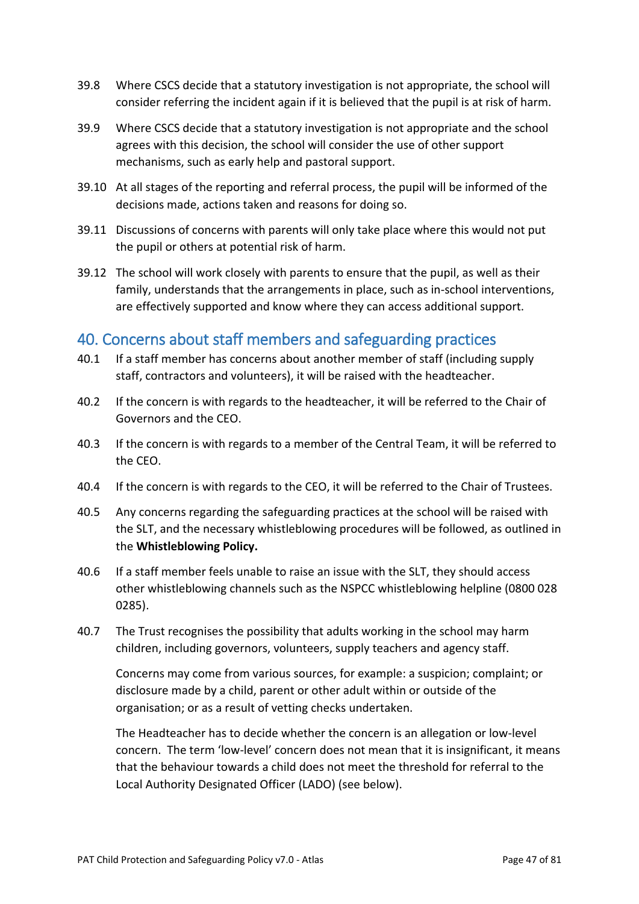39.8 Where CSCS decide that a statutory investigation is not appropriate, the school will consider referring the incident again if it is believed that the pupil is at risk of harm.

39.9 Where CSCS decide that a statutory investigation is not appropriate and the school agrees with this decision, the school will consider the use of other support mechanisms, such as early help and pastoral support.

39.10 At all stages of the reporting and referral process, the pupil will be informed of the decisions made, actions taken and reasons for doing so.

39.11 Discussions of concerns with parents will only take place where this would not put the pupil or others at potential risk of harm.

39.12 The school will work closely with parents to ensure that the pupil, as well as their family, understands that the arrangements in place, such as in-school interventions, are effectively supported and know where they can access additional support.

## 40. Concerns about staff members and safeguarding practices

40.1 If a staff member has concerns about another member of staff (including supply staff, contractors and volunteers), it will be raised with the headteacher.

40.2 If the concern is with regards to the headteacher, it will be referred to the Chair of Governors and the CEO.

40.3 If the concern is with regards to a member of the Central Team, it will be referred to the CEO.

40.4 If the concern is with regards to the CEO, it will be referred to the Chair of Trustees.

40.5 Any concerns regarding the safeguarding practices at the school will be raised with the SLT, and the necessary whistleblowing procedures will be followed, as outlined in the **Whistleblowing Policy.**

40.6 If a staff member feels unable to raise an issue with the SLT, they should access other whistleblowing channels such as the NSPCC whistleblowing helpline (0800 028 0285).

40.7 The Trust recognises the possibility that adults working in the school may harm children, including governors, volunteers, supply teachers and agency staff.

Concerns may come from various sources, for example: a suspicion; complaint; or disclosure made by a child, parent or other adult within or outside of the organisation; or as a result of vetting checks undertaken.

The Headteacher has to decide whether the concern is an allegation or low-level concern. The term 'low-level' concern does not mean that it is insignificant, it means that the behaviour towards a child does not meet the threshold for referral to the Local Authority Designated Officer (LADO) (see below).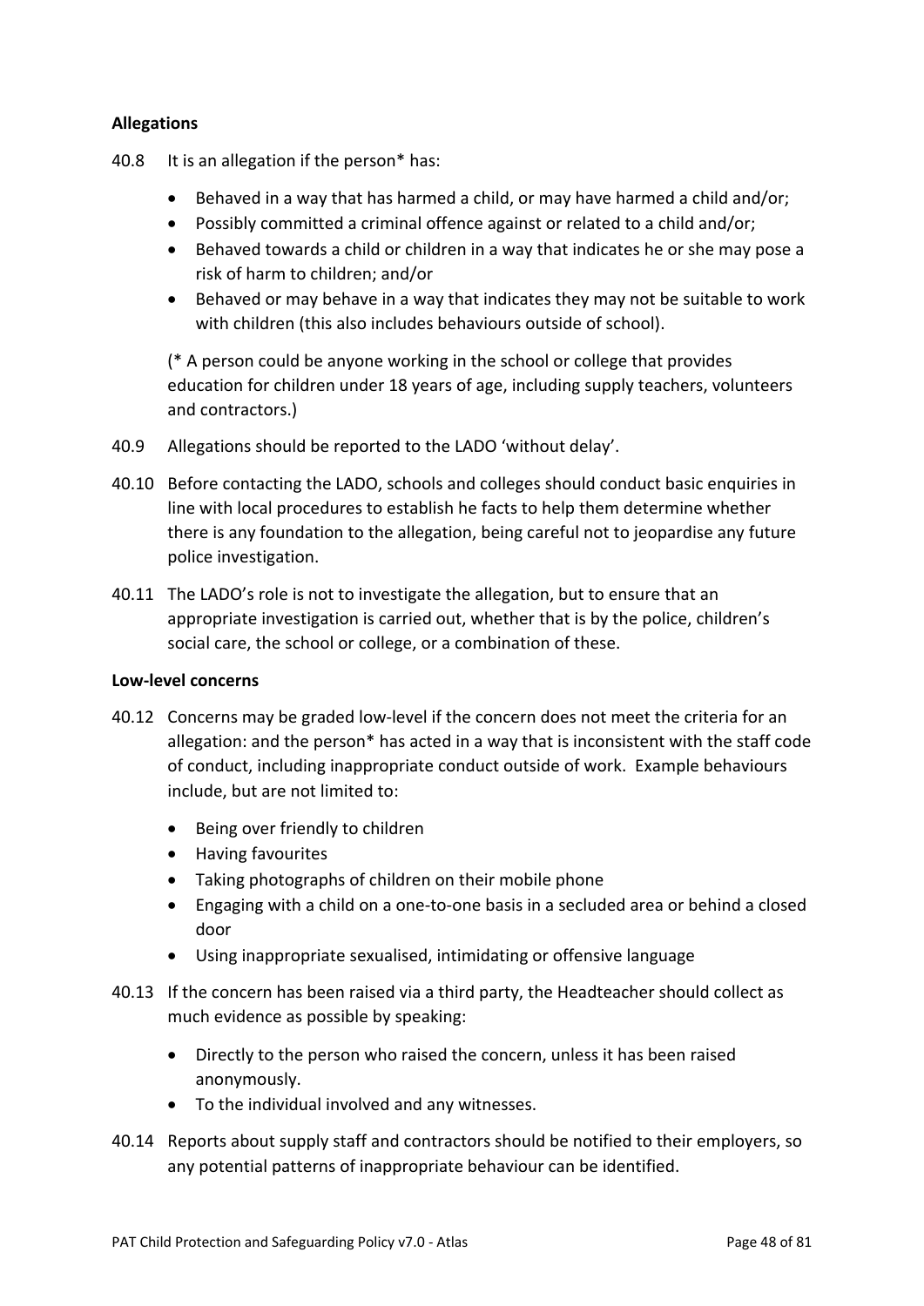**Allegations**

40.8 It is an allegation if the person* has:

- Behaved in a way that has harmed a child, or may have harmed a child and/or;
- Possibly committed a criminal offence against or related to a child and/or;
- Behaved towards a child or children in a way that indicates he or she may pose a risk of harm to children; and/or
- Behaved or may behave in a way that indicates they may not be suitable to work with children (this also includes behaviours outside of school).

(* A person could be anyone working in the school or college that provides education for children under 18 years of age, including supply teachers, volunteers and contractors.)

40.9 Allegations should be reported to the LADO 'without delay'.

40.10 Before contacting the LADO, schools and colleges should conduct basic enquiries in line with local procedures to establish he facts to help them determine whether there is any foundation to the allegation, being careful not to jeopardise any future police investigation.

40.11 The LADO's role is not to investigate the allegation, but to ensure that an appropriate investigation is carried out, whether that is by the police, children's social care, the school or college, or a combination of these.

**Low-level concerns**

40.12 Concerns may be graded low-level if the concern does not meet the criteria for an allegation: and the person* has acted in a way that is inconsistent with the staff code of conduct, including inappropriate conduct outside of work. Example behaviours include, but are not limited to:

- Being over friendly to children
- Having favourites
- Taking photographs of children on their mobile phone
- Engaging with a child on a one-to-one basis in a secluded area or behind a closed door
- Using inappropriate sexualised, intimidating or offensive language

40.13 If the concern has been raised via a third party, the Headteacher should collect as much evidence as possible by speaking:

- Directly to the person who raised the concern, unless it has been raised anonymously.
- To the individual involved and any witnesses.

40.14 Reports about supply staff and contractors should be notified to their employers, so any potential patterns of inappropriate behaviour can be identified.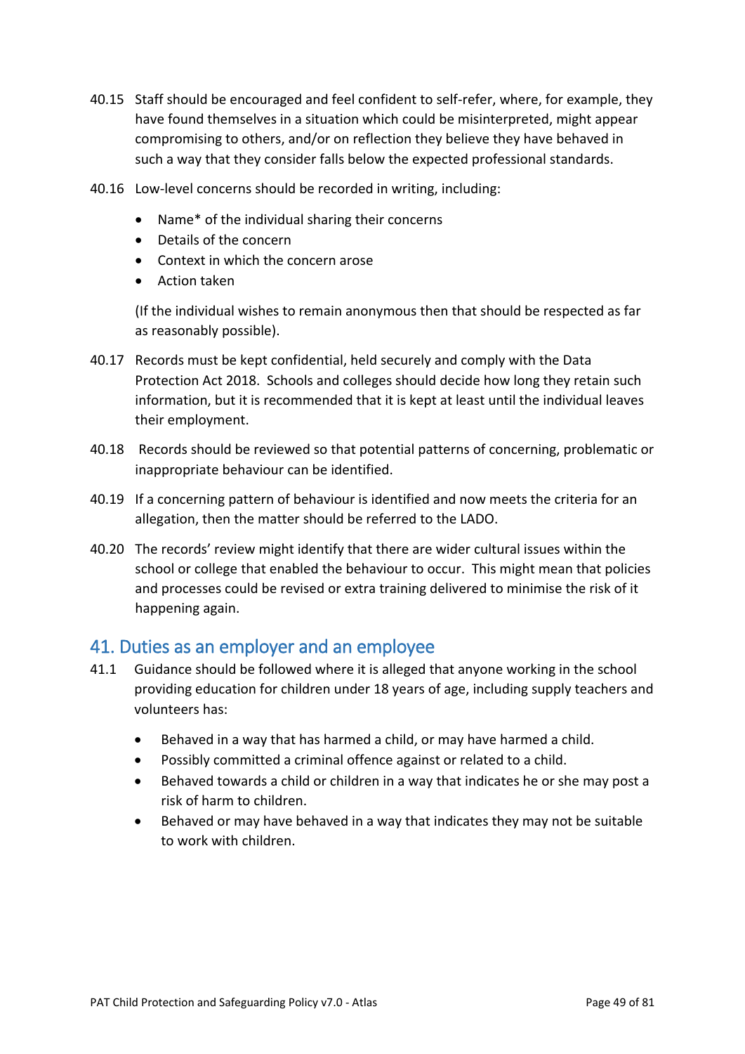40.15 Staff should be encouraged and feel confident to self-refer, where, for example, they have found themselves in a situation which could be misinterpreted, might appear compromising to others, and/or on reflection they believe they have behaved in such a way that they consider falls below the expected professional standards.

40.16 Low-level concerns should be recorded in writing, including:

- Name* of the individual sharing their concerns
- Details of the concern
- Context in which the concern arose
- Action taken

(If the individual wishes to remain anonymous then that should be respected as far as reasonably possible).

40.17 Records must be kept confidential, held securely and comply with the Data Protection Act 2018. Schools and colleges should decide how long they retain such information, but it is recommended that it is kept at least until the individual leaves their employment.

40.18 Records should be reviewed so that potential patterns of concerning, problematic or inappropriate behaviour can be identified.

40.19 If a concerning pattern of behaviour is identified and now meets the criteria for an allegation, then the matter should be referred to the LADO.

40.20 The records' review might identify that there are wider cultural issues within the school or college that enabled the behaviour to occur. This might mean that policies and processes could be revised or extra training delivered to minimise the risk of it happening again.

## 41. Duties as an employer and an employee

41.1 Guidance should be followed where it is alleged that anyone working in the school providing education for children under 18 years of age, including supply teachers and volunteers has:

- Behaved in a way that has harmed a child, or may have harmed a child.
- Possibly committed a criminal offence against or related to a child.
- Behaved towards a child or children in a way that indicates he or she may post a risk of harm to children.
- Behaved or may have behaved in a way that indicates they may not be suitable to work with children.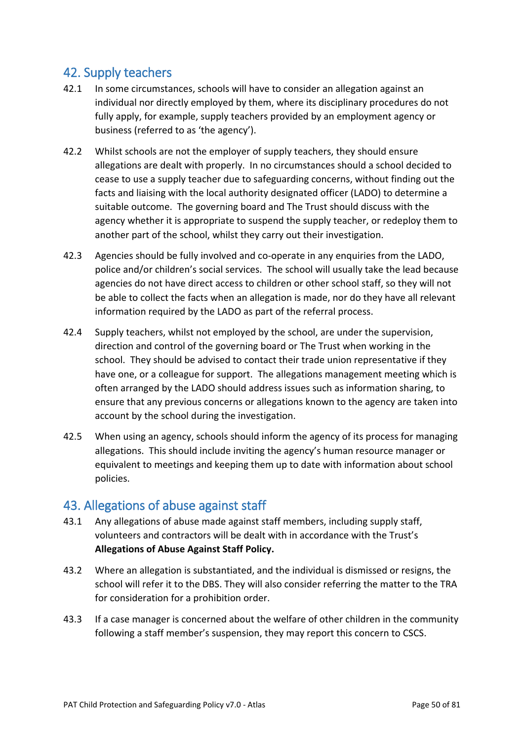## 42. Supply teachers

42.1 In some circumstances, schools will have to consider an allegation against an individual nor directly employed by them, where its disciplinary procedures do not fully apply, for example, supply teachers provided by an employment agency or business (referred to as 'the agency').

42.2 Whilst schools are not the employer of supply teachers, they should ensure allegations are dealt with properly. In no circumstances should a school decided to cease to use a supply teacher due to safeguarding concerns, without finding out the facts and liaising with the local authority designated officer (LADO) to determine a suitable outcome. The governing board and The Trust should discuss with the agency whether it is appropriate to suspend the supply teacher, or redeploy them to another part of the school, whilst they carry out their investigation.

42.3 Agencies should be fully involved and co-operate in any enquiries from the LADO, police and/or children's social services. The school will usually take the lead because agencies do not have direct access to children or other school staff, so they will not be able to collect the facts when an allegation is made, nor do they have all relevant information required by the LADO as part of the referral process.

42.4 Supply teachers, whilst not employed by the school, are under the supervision, direction and control of the governing board or The Trust when working in the school. They should be advised to contact their trade union representative if they have one, or a colleague for support. The allegations management meeting which is often arranged by the LADO should address issues such as information sharing, to ensure that any previous concerns or allegations known to the agency are taken into account by the school during the investigation.

42.5 When using an agency, schools should inform the agency of its process for managing allegations. This should include inviting the agency's human resource manager or equivalent to meetings and keeping them up to date with information about school policies.

## 43. Allegations of abuse against staff

43.1 Any allegations of abuse made against staff members, including supply staff, volunteers and contractors will be dealt with in accordance with the Trust's **Allegations of Abuse Against Staff Policy.**

43.2 Where an allegation is substantiated, and the individual is dismissed or resigns, the school will refer it to the DBS. They will also consider referring the matter to the TRA for consideration for a prohibition order.

43.3 If a case manager is concerned about the welfare of other children in the community following a staff member's suspension, they may report this concern to CSCS.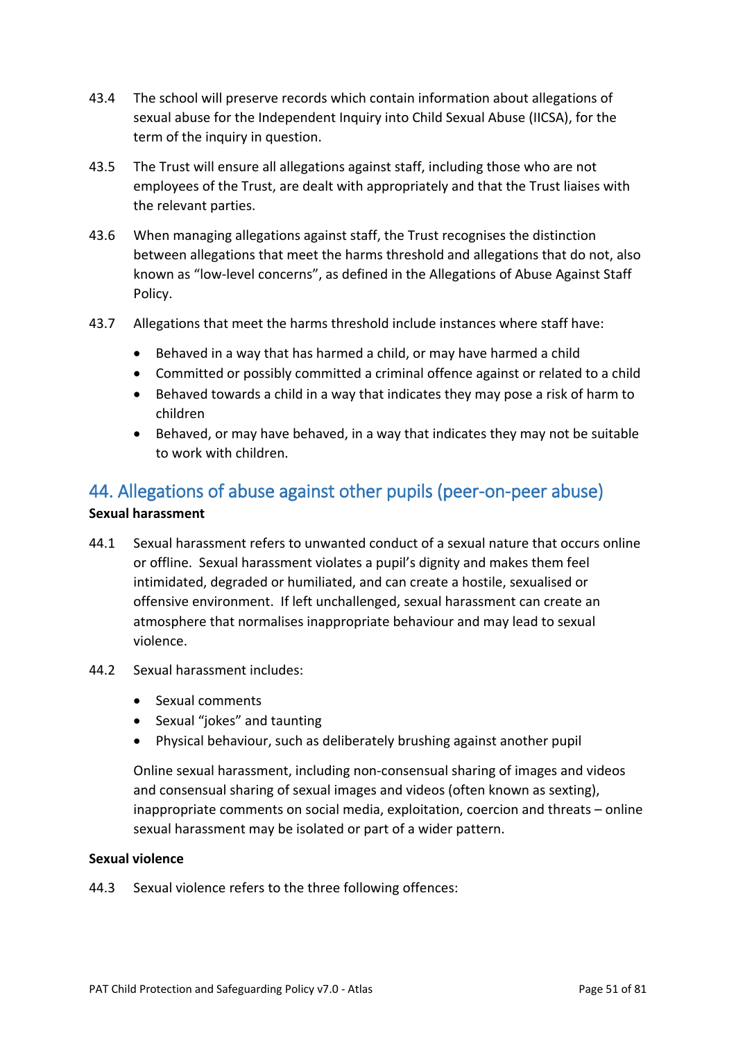43.4 The school will preserve records which contain information about allegations of sexual abuse for the Independent Inquiry into Child Sexual Abuse (IICSA), for the term of the inquiry in question.

43.5 The Trust will ensure all allegations against staff, including those who are not employees of the Trust, are dealt with appropriately and that the Trust liaises with the relevant parties.

43.6 When managing allegations against staff, the Trust recognises the distinction between allegations that meet the harms threshold and allegations that do not, also known as "low-level concerns", as defined in the Allegations of Abuse Against Staff Policy.

43.7 Allegations that meet the harms threshold include instances where staff have:

- Behaved in a way that has harmed a child, or may have harmed a child
- Committed or possibly committed a criminal offence against or related to a child
- Behaved towards a child in a way that indicates they may pose a risk of harm to children
- Behaved, or may have behaved, in a way that indicates they may not be suitable to work with children.

## 44. Allegations of abuse against other pupils (peer-on-peer abuse)

**Sexual harassment**

44.1 Sexual harassment refers to unwanted conduct of a sexual nature that occurs online or offline. Sexual harassment violates a pupil's dignity and makes them feel intimidated, degraded or humiliated, and can create a hostile, sexualised or offensive environment. If left unchallenged, sexual harassment can create an atmosphere that normalises inappropriate behaviour and may lead to sexual violence.

44.2 Sexual harassment includes:

- Sexual comments
- Sexual "jokes" and taunting
- Physical behaviour, such as deliberately brushing against another pupil

Online sexual harassment, including non-consensual sharing of images and videos and consensual sharing of sexual images and videos (often known as sexting), inappropriate comments on social media, exploitation, coercion and threats – online sexual harassment may be isolated or part of a wider pattern.

**Sexual violence**

44.3 Sexual violence refers to the three following offences: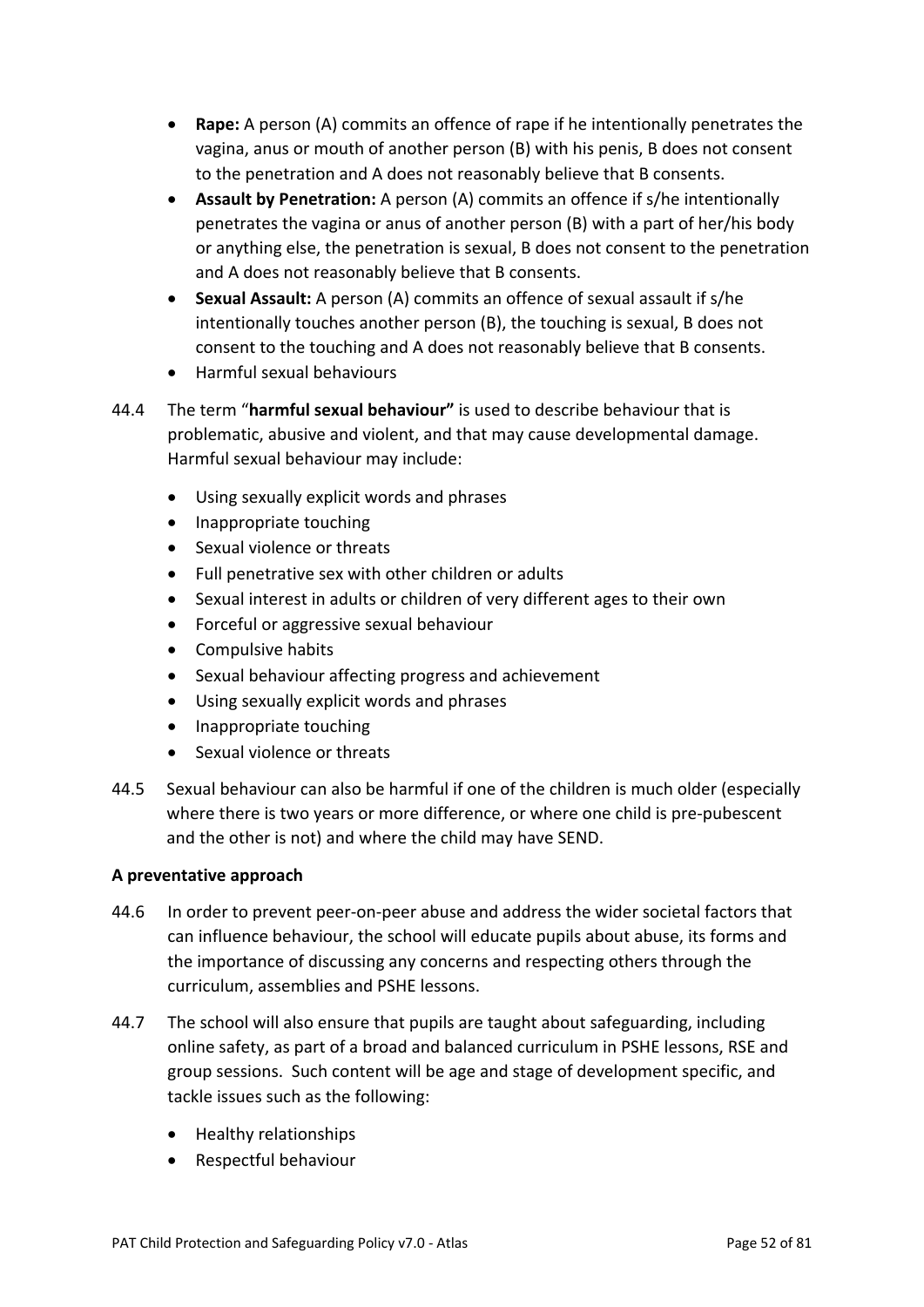- **Rape:** A person (A) commits an offence of rape if he intentionally penetrates the vagina, anus or mouth of another person (B) with his penis, B does not consent to the penetration and A does not reasonably believe that B consents.
- **Assault by Penetration:** A person (A) commits an offence if s/he intentionally penetrates the vagina or anus of another person (B) with a part of her/his body or anything else, the penetration is sexual, B does not consent to the penetration and A does not reasonably believe that B consents.
- **Sexual Assault:** A person (A) commits an offence of sexual assault if s/he intentionally touches another person (B), the touching is sexual, B does not consent to the touching and A does not reasonably believe that B consents.
- Harmful sexual behaviours

44.4 The term "**harmful sexual behaviour"** is used to describe behaviour that is problematic, abusive and violent, and that may cause developmental damage. Harmful sexual behaviour may include:

- Using sexually explicit words and phrases
- Inappropriate touching
- Sexual violence or threats
- Full penetrative sex with other children or adults
- Sexual interest in adults or children of very different ages to their own
- Forceful or aggressive sexual behaviour
- Compulsive habits
- Sexual behaviour affecting progress and achievement
- Using sexually explicit words and phrases
- Inappropriate touching
- Sexual violence or threats

44.5 Sexual behaviour can also be harmful if one of the children is much older (especially where there is two years or more difference, or where one child is pre-pubescent and the other is not) and where the child may have SEND.

**A preventative approach**

44.6 In order to prevent peer-on-peer abuse and address the wider societal factors that can influence behaviour, the school will educate pupils about abuse, its forms and the importance of discussing any concerns and respecting others through the curriculum, assemblies and PSHE lessons.

44.7 The school will also ensure that pupils are taught about safeguarding, including online safety, as part of a broad and balanced curriculum in PSHE lessons, RSE and group sessions. Such content will be age and stage of development specific, and tackle issues such as the following:

- Healthy relationships
- Respectful behaviour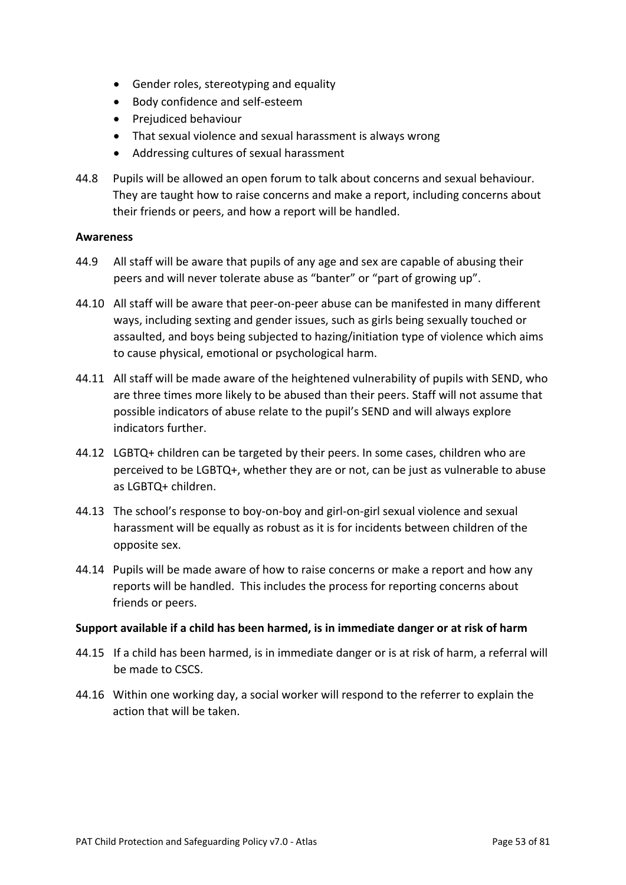- Gender roles, stereotyping and equality
- Body confidence and self-esteem
- Prejudiced behaviour
- That sexual violence and sexual harassment is always wrong
- Addressing cultures of sexual harassment

44.8 Pupils will be allowed an open forum to talk about concerns and sexual behaviour. They are taught how to raise concerns and make a report, including concerns about their friends or peers, and how a report will be handled.

**Awareness**

44.9 All staff will be aware that pupils of any age and sex are capable of abusing their peers and will never tolerate abuse as "banter" or "part of growing up".

44.10 All staff will be aware that peer-on-peer abuse can be manifested in many different ways, including sexting and gender issues, such as girls being sexually touched or assaulted, and boys being subjected to hazing/initiation type of violence which aims to cause physical, emotional or psychological harm.

44.11 All staff will be made aware of the heightened vulnerability of pupils with SEND, who are three times more likely to be abused than their peers. Staff will not assume that possible indicators of abuse relate to the pupil's SEND and will always explore indicators further.

44.12 LGBTQ+ children can be targeted by their peers. In some cases, children who are perceived to be LGBTQ+, whether they are or not, can be just as vulnerable to abuse as LGBTQ+ children.

44.13 The school's response to boy-on-boy and girl-on-girl sexual violence and sexual harassment will be equally as robust as it is for incidents between children of the opposite sex.

44.14 Pupils will be made aware of how to raise concerns or make a report and how any reports will be handled. This includes the process for reporting concerns about friends or peers.

**Support available if a child has been harmed, is in immediate danger or at risk of harm**

44.15 If a child has been harmed, is in immediate danger or is at risk of harm, a referral will be made to CSCS.

44.16 Within one working day, a social worker will respond to the referrer to explain the action that will be taken.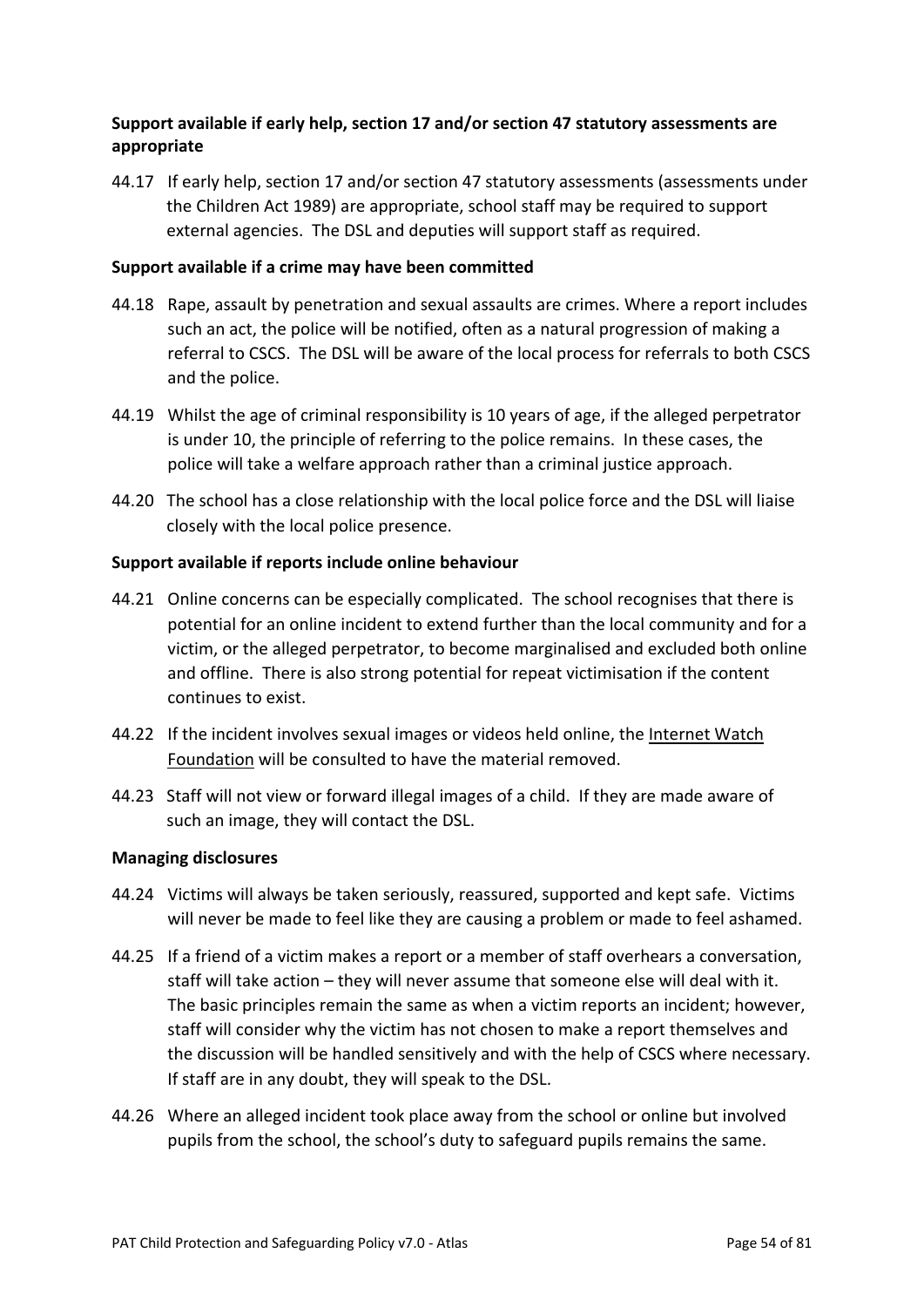**Support available if early help, section 17 and/or section 47 statutory assessments are appropriate**

44.17 If early help, section 17 and/or section 47 statutory assessments (assessments under the Children Act 1989) are appropriate, school staff may be required to support external agencies. The DSL and deputies will support staff as required.

**Support available if a crime may have been committed**

44.18 Rape, assault by penetration and sexual assaults are crimes. Where a report includes such an act, the police will be notified, often as a natural progression of making a referral to CSCS. The DSL will be aware of the local process for referrals to both CSCS and the police.

44.19 Whilst the age of criminal responsibility is 10 years of age, if the alleged perpetrator is under 10, the principle of referring to the police remains. In these cases, the police will take a welfare approach rather than a criminal justice approach.

44.20 The school has a close relationship with the local police force and the DSL will liaise closely with the local police presence.

**Support available if reports include online behaviour**

44.21 Online concerns can be especially complicated. The school recognises that there is potential for an online incident to extend further than the local community and for a victim, or the alleged perpetrator, to become marginalised and excluded both online and offline. There is also strong potential for repeat victimisation if the content continues to exist.

44.22 If the incident involves sexual images or videos held online, the Internet Watch Foundation will be consulted to have the material removed.

44.23 Staff will not view or forward illegal images of a child. If they are made aware of such an image, they will contact the DSL.

**Managing disclosures**

44.24 Victims will always be taken seriously, reassured, supported and kept safe. Victims will never be made to feel like they are causing a problem or made to feel ashamed.

44.25 If a friend of a victim makes a report or a member of staff overhears a conversation, staff will take action – they will never assume that someone else will deal with it. The basic principles remain the same as when a victim reports an incident; however, staff will consider why the victim has not chosen to make a report themselves and the discussion will be handled sensitively and with the help of CSCS where necessary. If staff are in any doubt, they will speak to the DSL.

44.26 Where an alleged incident took place away from the school or online but involved pupils from the school, the school's duty to safeguard pupils remains the same.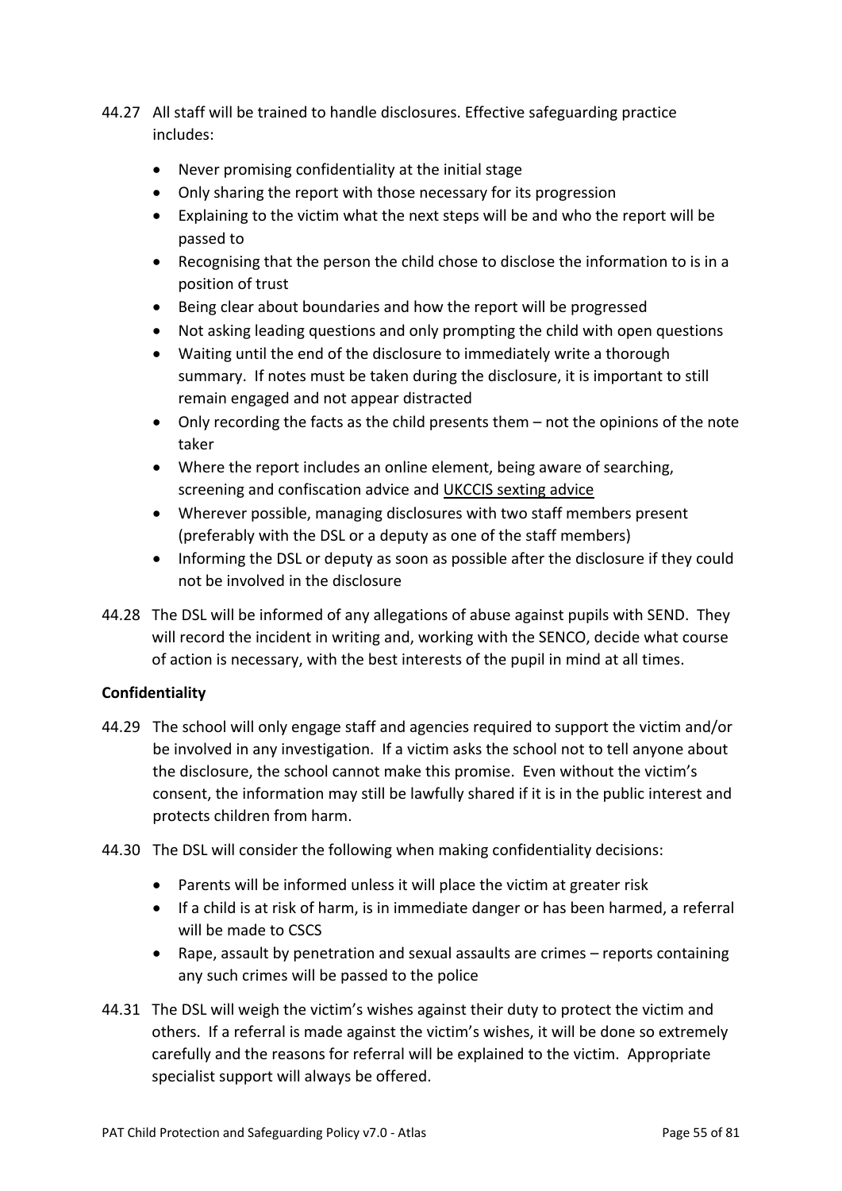44.27 All staff will be trained to handle disclosures. Effective safeguarding practice includes:

- Never promising confidentiality at the initial stage
- Only sharing the report with those necessary for its progression
- Explaining to the victim what the next steps will be and who the report will be passed to
- Recognising that the person the child chose to disclose the information to is in a position of trust
- Being clear about boundaries and how the report will be progressed
- Not asking leading questions and only prompting the child with open questions
- Waiting until the end of the disclosure to immediately write a thorough summary. If notes must be taken during the disclosure, it is important to still remain engaged and not appear distracted
- Only recording the facts as the child presents them – not the opinions of the note taker
- Where the report includes an online element, being aware of searching, screening and confiscation advice and UKCCIS sexting advice
- Wherever possible, managing disclosures with two staff members present (preferably with the DSL or a deputy as one of the staff members)
- Informing the DSL or deputy as soon as possible after the disclosure if they could not be involved in the disclosure

44.28 The DSL will be informed of any allegations of abuse against pupils with SEND. They will record the incident in writing and, working with the SENCO, decide what course of action is necessary, with the best interests of the pupil in mind at all times.

**Confidentiality**

44.29 The school will only engage staff and agencies required to support the victim and/or be involved in any investigation. If a victim asks the school not to tell anyone about the disclosure, the school cannot make this promise. Even without the victim's consent, the information may still be lawfully shared if it is in the public interest and protects children from harm.

44.30 The DSL will consider the following when making confidentiality decisions:

- Parents will be informed unless it will place the victim at greater risk
- If a child is at risk of harm, is in immediate danger or has been harmed, a referral will be made to CSCS
- Rape, assault by penetration and sexual assaults are crimes – reports containing any such crimes will be passed to the police

44.31 The DSL will weigh the victim's wishes against their duty to protect the victim and others. If a referral is made against the victim's wishes, it will be done so extremely carefully and the reasons for referral will be explained to the victim. Appropriate specialist support will always be offered.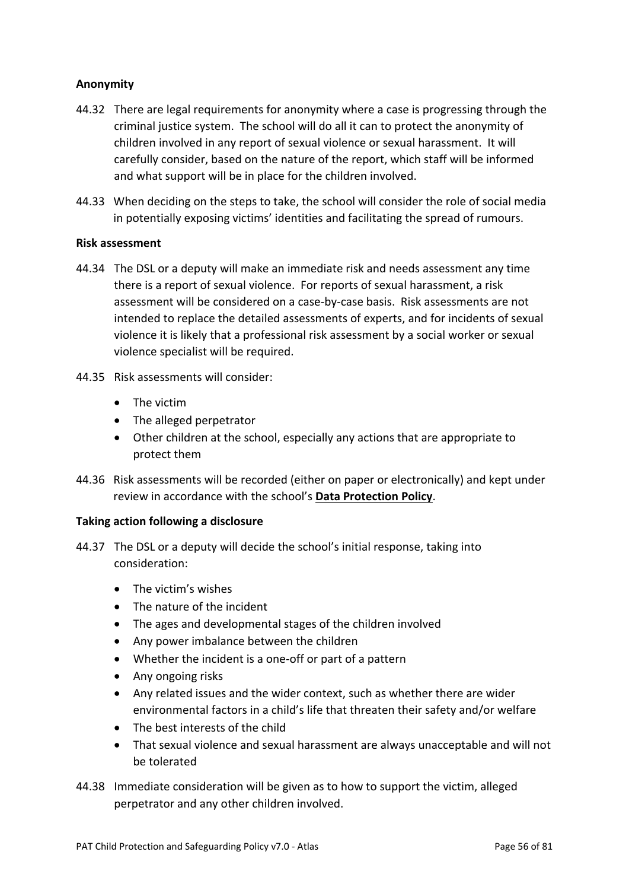**Anonymity**

44.32 There are legal requirements for anonymity where a case is progressing through the criminal justice system. The school will do all it can to protect the anonymity of children involved in any report of sexual violence or sexual harassment. It will carefully consider, based on the nature of the report, which staff will be informed and what support will be in place for the children involved.

44.33 When deciding on the steps to take, the school will consider the role of social media in potentially exposing victims' identities and facilitating the spread of rumours.

**Risk assessment**

44.34 The DSL or a deputy will make an immediate risk and needs assessment any time there is a report of sexual violence. For reports of sexual harassment, a risk assessment will be considered on a case-by-case basis. Risk assessments are not intended to replace the detailed assessments of experts, and for incidents of sexual violence it is likely that a professional risk assessment by a social worker or sexual violence specialist will be required.

44.35 Risk assessments will consider:

- The victim
- The alleged perpetrator
- Other children at the school, especially any actions that are appropriate to protect them

44.36 Risk assessments will be recorded (either on paper or electronically) and kept under review in accordance with the school's **Data Protection Policy**.

**Taking action following a disclosure**

44.37 The DSL or a deputy will decide the school's initial response, taking into consideration:

- The victim's wishes
- The nature of the incident
- The ages and developmental stages of the children involved
- Any power imbalance between the children
- Whether the incident is a one-off or part of a pattern
- Any ongoing risks
- Any related issues and the wider context, such as whether there are wider environmental factors in a child's life that threaten their safety and/or welfare
- The best interests of the child
- That sexual violence and sexual harassment are always unacceptable and will not be tolerated

44.38 Immediate consideration will be given as to how to support the victim, alleged perpetrator and any other children involved.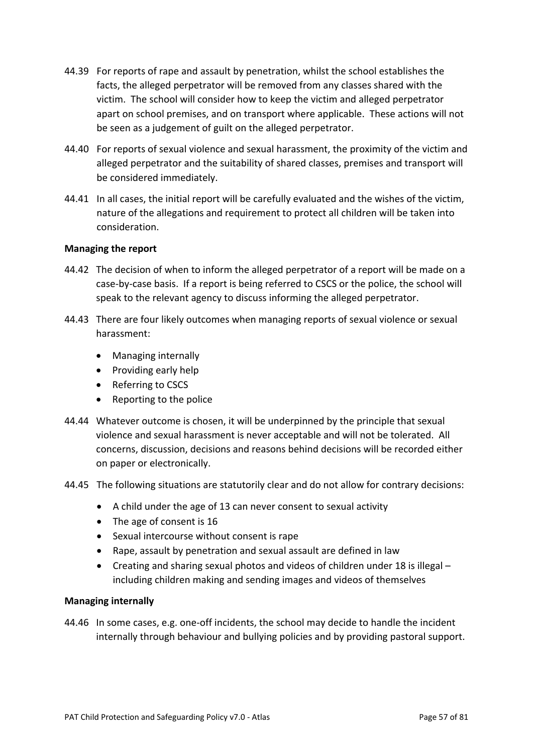44.39 For reports of rape and assault by penetration, whilst the school establishes the facts, the alleged perpetrator will be removed from any classes shared with the victim. The school will consider how to keep the victim and alleged perpetrator apart on school premises, and on transport where applicable. These actions will not be seen as a judgement of guilt on the alleged perpetrator.

44.40 For reports of sexual violence and sexual harassment, the proximity of the victim and alleged perpetrator and the suitability of shared classes, premises and transport will be considered immediately.

44.41 In all cases, the initial report will be carefully evaluated and the wishes of the victim, nature of the allegations and requirement to protect all children will be taken into consideration.

**Managing the report**

44.42 The decision of when to inform the alleged perpetrator of a report will be made on a case-by-case basis. If a report is being referred to CSCS or the police, the school will speak to the relevant agency to discuss informing the alleged perpetrator.

44.43 There are four likely outcomes when managing reports of sexual violence or sexual harassment:

- Managing internally
- Providing early help
- Referring to CSCS
- Reporting to the police

44.44 Whatever outcome is chosen, it will be underpinned by the principle that sexual violence and sexual harassment is never acceptable and will not be tolerated. All concerns, discussion, decisions and reasons behind decisions will be recorded either on paper or electronically.

44.45 The following situations are statutorily clear and do not allow for contrary decisions:

- A child under the age of 13 can never consent to sexual activity
- The age of consent is 16
- Sexual intercourse without consent is rape
- Rape, assault by penetration and sexual assault are defined in law
- Creating and sharing sexual photos and videos of children under 18 is illegal – including children making and sending images and videos of themselves

**Managing internally**

44.46 In some cases, e.g. one-off incidents, the school may decide to handle the incident internally through behaviour and bullying policies and by providing pastoral support.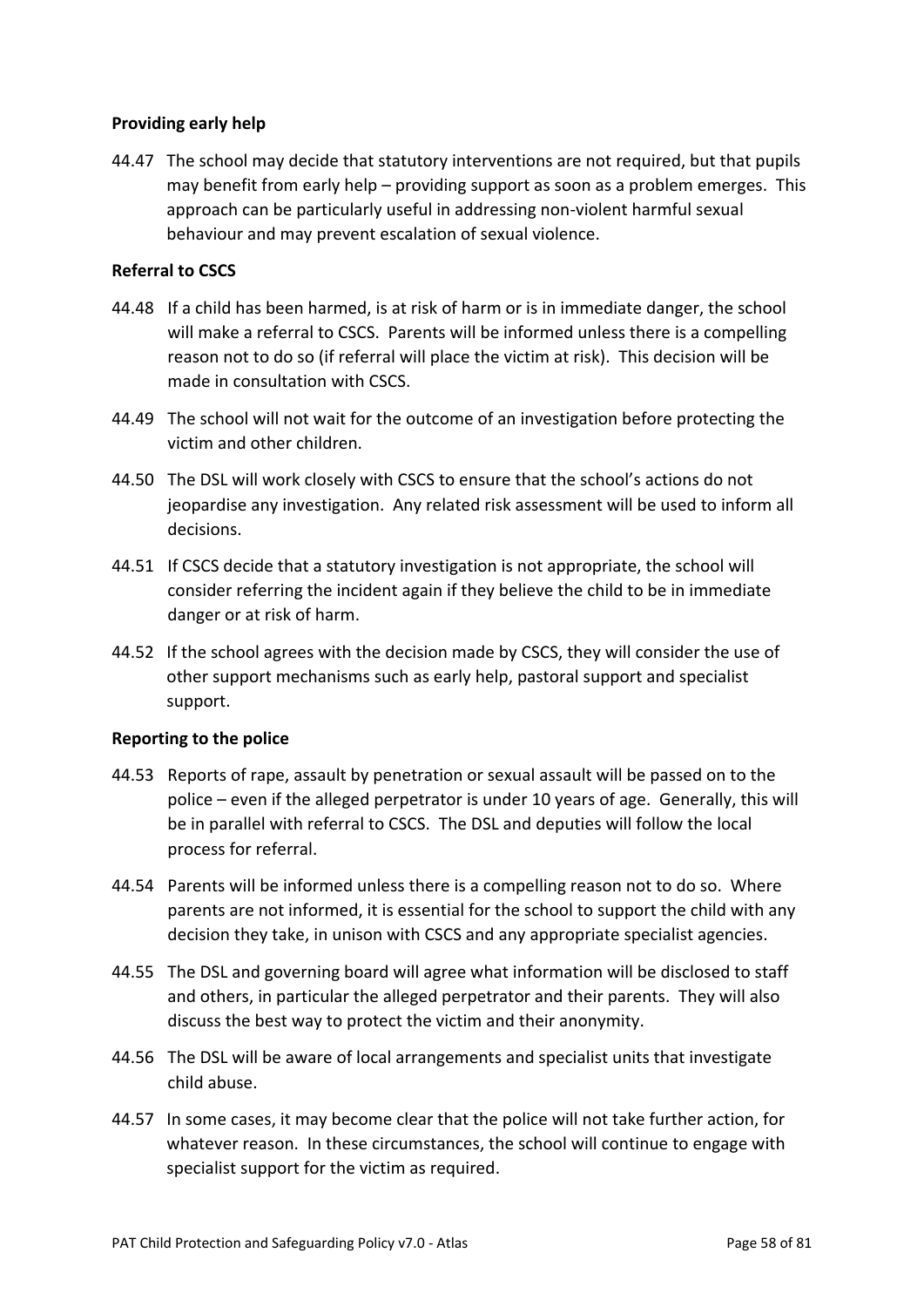**Providing early help**

44.47 The school may decide that statutory interventions are not required, but that pupils may benefit from early help – providing support as soon as a problem emerges. This approach can be particularly useful in addressing non-violent harmful sexual behaviour and may prevent escalation of sexual violence.

**Referral to CSCS**

44.48 If a child has been harmed, is at risk of harm or is in immediate danger, the school will make a referral to CSCS. Parents will be informed unless there is a compelling reason not to do so (if referral will place the victim at risk). This decision will be made in consultation with CSCS.

44.49 The school will not wait for the outcome of an investigation before protecting the victim and other children.

44.50 The DSL will work closely with CSCS to ensure that the school's actions do not jeopardise any investigation. Any related risk assessment will be used to inform all decisions.

44.51 If CSCS decide that a statutory investigation is not appropriate, the school will consider referring the incident again if they believe the child to be in immediate danger or at risk of harm.

44.52 If the school agrees with the decision made by CSCS, they will consider the use of other support mechanisms such as early help, pastoral support and specialist support.

**Reporting to the police**

44.53 Reports of rape, assault by penetration or sexual assault will be passed on to the police – even if the alleged perpetrator is under 10 years of age. Generally, this will be in parallel with referral to CSCS. The DSL and deputies will follow the local process for referral.

44.54 Parents will be informed unless there is a compelling reason not to do so. Where parents are not informed, it is essential for the school to support the child with any decision they take, in unison with CSCS and any appropriate specialist agencies.

44.55 The DSL and governing board will agree what information will be disclosed to staff and others, in particular the alleged perpetrator and their parents. They will also discuss the best way to protect the victim and their anonymity.

44.56 The DSL will be aware of local arrangements and specialist units that investigate child abuse.

44.57 In some cases, it may become clear that the police will not take further action, for whatever reason. In these circumstances, the school will continue to engage with specialist support for the victim as required.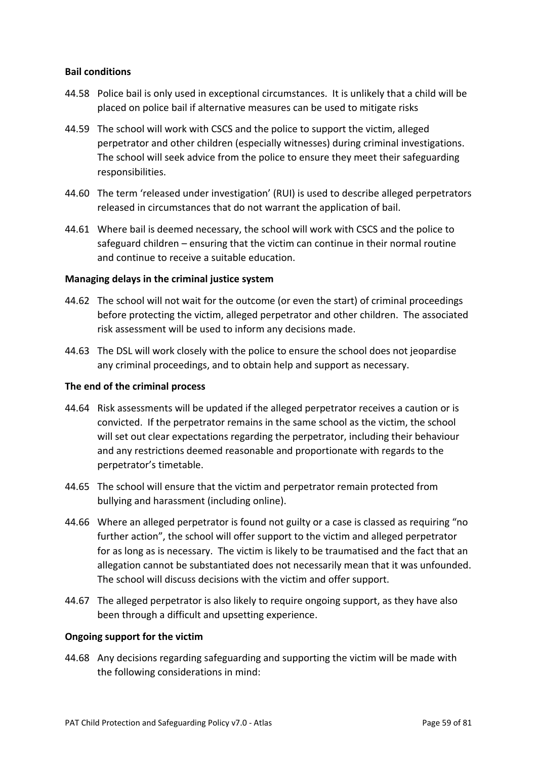**Bail conditions**

44.58 Police bail is only used in exceptional circumstances. It is unlikely that a child will be placed on police bail if alternative measures can be used to mitigate risks

44.59 The school will work with CSCS and the police to support the victim, alleged perpetrator and other children (especially witnesses) during criminal investigations. The school will seek advice from the police to ensure they meet their safeguarding responsibilities.

44.60 The term 'released under investigation' (RUI) is used to describe alleged perpetrators released in circumstances that do not warrant the application of bail.

44.61 Where bail is deemed necessary, the school will work with CSCS and the police to safeguard children – ensuring that the victim can continue in their normal routine and continue to receive a suitable education.

**Managing delays in the criminal justice system**

44.62 The school will not wait for the outcome (or even the start) of criminal proceedings before protecting the victim, alleged perpetrator and other children. The associated risk assessment will be used to inform any decisions made.

44.63 The DSL will work closely with the police to ensure the school does not jeopardise any criminal proceedings, and to obtain help and support as necessary.

**The end of the criminal process**

44.64 Risk assessments will be updated if the alleged perpetrator receives a caution or is convicted. If the perpetrator remains in the same school as the victim, the school will set out clear expectations regarding the perpetrator, including their behaviour and any restrictions deemed reasonable and proportionate with regards to the perpetrator's timetable.

44.65 The school will ensure that the victim and perpetrator remain protected from bullying and harassment (including online).

44.66 Where an alleged perpetrator is found not guilty or a case is classed as requiring "no further action", the school will offer support to the victim and alleged perpetrator for as long as is necessary. The victim is likely to be traumatised and the fact that an allegation cannot be substantiated does not necessarily mean that it was unfounded. The school will discuss decisions with the victim and offer support.

44.67 The alleged perpetrator is also likely to require ongoing support, as they have also been through a difficult and upsetting experience.

**Ongoing support for the victim**

44.68 Any decisions regarding safeguarding and supporting the victim will be made with the following considerations in mind: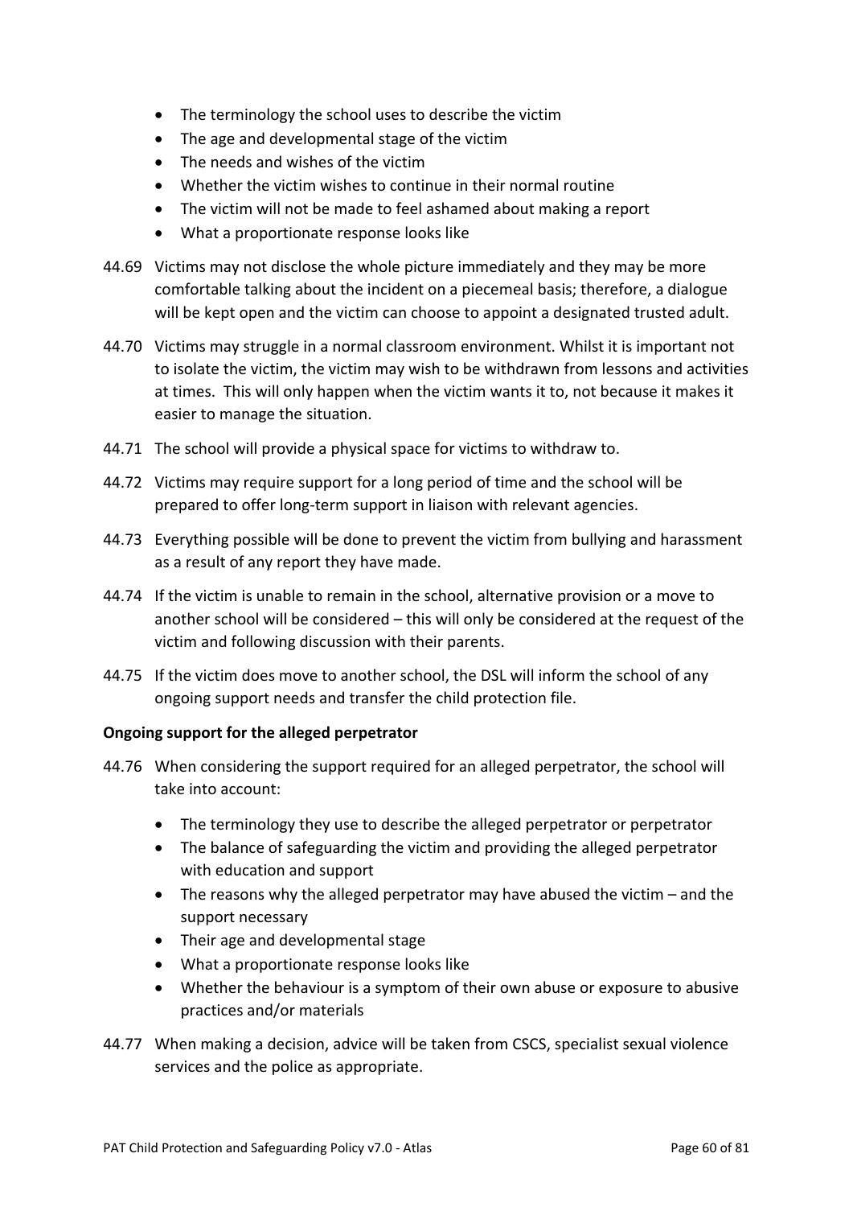- The terminology the school uses to describe the victim
- The age and developmental stage of the victim
- The needs and wishes of the victim
- Whether the victim wishes to continue in their normal routine
- The victim will not be made to feel ashamed about making a report
- What a proportionate response looks like

44.69 Victims may not disclose the whole picture immediately and they may be more comfortable talking about the incident on a piecemeal basis; therefore, a dialogue will be kept open and the victim can choose to appoint a designated trusted adult.

44.70 Victims may struggle in a normal classroom environment. Whilst it is important not to isolate the victim, the victim may wish to be withdrawn from lessons and activities at times. This will only happen when the victim wants it to, not because it makes it easier to manage the situation.

44.71 The school will provide a physical space for victims to withdraw to.

44.72 Victims may require support for a long period of time and the school will be prepared to offer long-term support in liaison with relevant agencies.

44.73 Everything possible will be done to prevent the victim from bullying and harassment as a result of any report they have made.

44.74 If the victim is unable to remain in the school, alternative provision or a move to another school will be considered – this will only be considered at the request of the victim and following discussion with their parents.

44.75 If the victim does move to another school, the DSL will inform the school of any ongoing support needs and transfer the child protection file.

**Ongoing support for the alleged perpetrator**

44.76 When considering the support required for an alleged perpetrator, the school will take into account:

- The terminology they use to describe the alleged perpetrator or perpetrator
- The balance of safeguarding the victim and providing the alleged perpetrator with education and support
- The reasons why the alleged perpetrator may have abused the victim – and the support necessary
- Their age and developmental stage
- What a proportionate response looks like
- Whether the behaviour is a symptom of their own abuse or exposure to abusive practices and/or materials

44.77 When making a decision, advice will be taken from CSCS, specialist sexual violence services and the police as appropriate.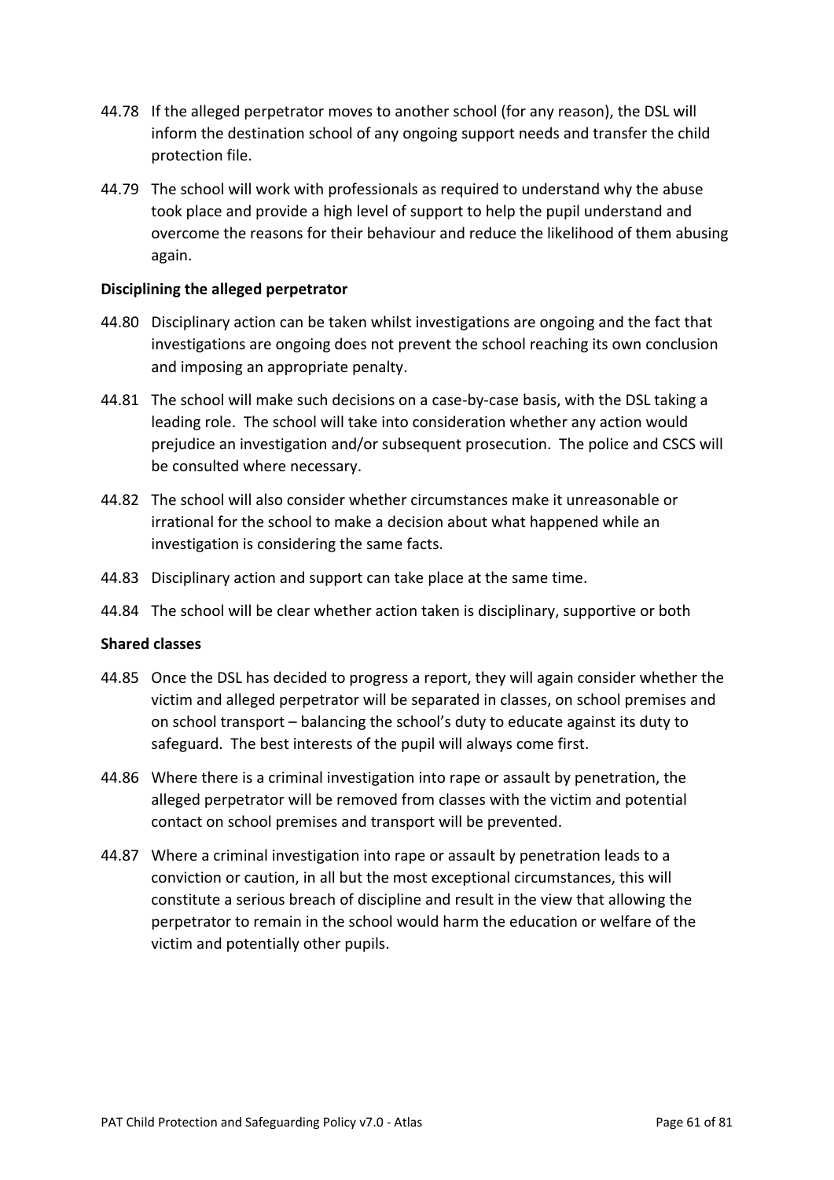44.78 If the alleged perpetrator moves to another school (for any reason), the DSL will inform the destination school of any ongoing support needs and transfer the child protection file.

44.79 The school will work with professionals as required to understand why the abuse took place and provide a high level of support to help the pupil understand and overcome the reasons for their behaviour and reduce the likelihood of them abusing again.

**Disciplining the alleged perpetrator**

44.80 Disciplinary action can be taken whilst investigations are ongoing and the fact that investigations are ongoing does not prevent the school reaching its own conclusion and imposing an appropriate penalty.

44.81 The school will make such decisions on a case-by-case basis, with the DSL taking a leading role. The school will take into consideration whether any action would prejudice an investigation and/or subsequent prosecution. The police and CSCS will be consulted where necessary.

44.82 The school will also consider whether circumstances make it unreasonable or irrational for the school to make a decision about what happened while an investigation is considering the same facts.

44.83 Disciplinary action and support can take place at the same time.

44.84 The school will be clear whether action taken is disciplinary, supportive or both

**Shared classes**

44.85 Once the DSL has decided to progress a report, they will again consider whether the victim and alleged perpetrator will be separated in classes, on school premises and on school transport – balancing the school's duty to educate against its duty to safeguard. The best interests of the pupil will always come first.

44.86 Where there is a criminal investigation into rape or assault by penetration, the alleged perpetrator will be removed from classes with the victim and potential contact on school premises and transport will be prevented.

44.87 Where a criminal investigation into rape or assault by penetration leads to a conviction or caution, in all but the most exceptional circumstances, this will constitute a serious breach of discipline and result in the view that allowing the perpetrator to remain in the school would harm the education or welfare of the victim and potentially other pupils.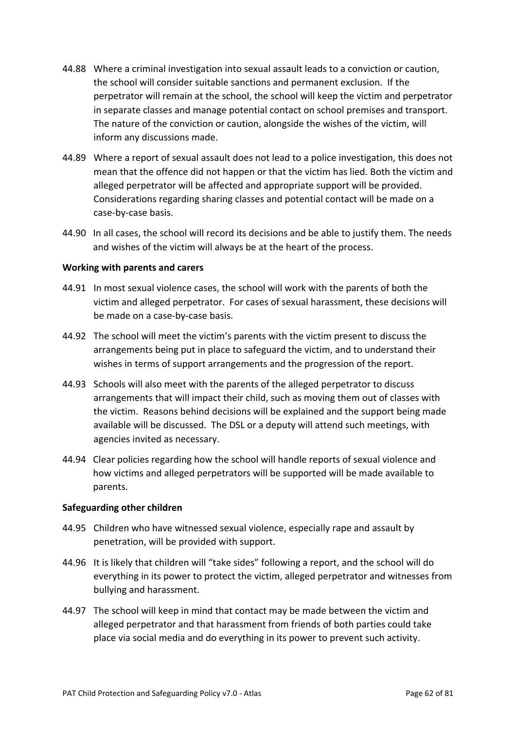44.88 Where a criminal investigation into sexual assault leads to a conviction or caution, the school will consider suitable sanctions and permanent exclusion. If the perpetrator will remain at the school, the school will keep the victim and perpetrator in separate classes and manage potential contact on school premises and transport. The nature of the conviction or caution, alongside the wishes of the victim, will inform any discussions made.

44.89 Where a report of sexual assault does not lead to a police investigation, this does not mean that the offence did not happen or that the victim has lied. Both the victim and alleged perpetrator will be affected and appropriate support will be provided. Considerations regarding sharing classes and potential contact will be made on a case-by-case basis.

44.90 In all cases, the school will record its decisions and be able to justify them. The needs and wishes of the victim will always be at the heart of the process.

**Working with parents and carers**

44.91 In most sexual violence cases, the school will work with the parents of both the victim and alleged perpetrator. For cases of sexual harassment, these decisions will be made on a case-by-case basis.

44.92 The school will meet the victim's parents with the victim present to discuss the arrangements being put in place to safeguard the victim, and to understand their wishes in terms of support arrangements and the progression of the report.

44.93 Schools will also meet with the parents of the alleged perpetrator to discuss arrangements that will impact their child, such as moving them out of classes with the victim. Reasons behind decisions will be explained and the support being made available will be discussed. The DSL or a deputy will attend such meetings, with agencies invited as necessary.

44.94 Clear policies regarding how the school will handle reports of sexual violence and how victims and alleged perpetrators will be supported will be made available to parents.

**Safeguarding other children**

44.95 Children who have witnessed sexual violence, especially rape and assault by penetration, will be provided with support.

44.96 It is likely that children will "take sides" following a report, and the school will do everything in its power to protect the victim, alleged perpetrator and witnesses from bullying and harassment.

44.97 The school will keep in mind that contact may be made between the victim and alleged perpetrator and that harassment from friends of both parties could take place via social media and do everything in its power to prevent such activity.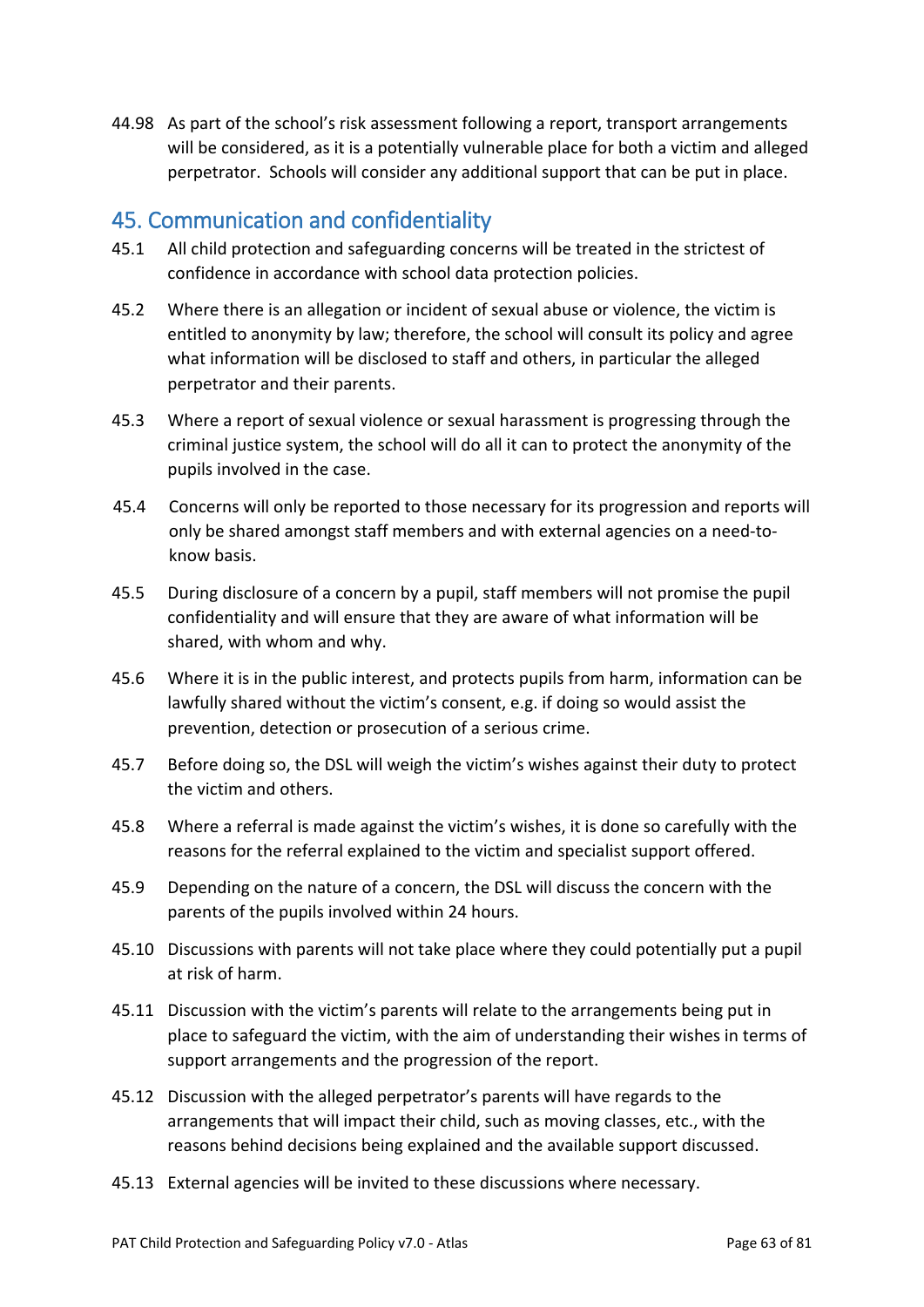44.98 As part of the school's risk assessment following a report, transport arrangements will be considered, as it is a potentially vulnerable place for both a victim and alleged perpetrator. Schools will consider any additional support that can be put in place.

## 45. Communication and confidentiality

45.1 All child protection and safeguarding concerns will be treated in the strictest of confidence in accordance with school data protection policies.

45.2 Where there is an allegation or incident of sexual abuse or violence, the victim is entitled to anonymity by law; therefore, the school will consult its policy and agree what information will be disclosed to staff and others, in particular the alleged perpetrator and their parents.

45.3 Where a report of sexual violence or sexual harassment is progressing through the criminal justice system, the school will do all it can to protect the anonymity of the pupils involved in the case.

45.4 Concerns will only be reported to those necessary for its progression and reports will only be shared amongst staff members and with external agencies on a need-to-know basis.

45.5 During disclosure of a concern by a pupil, staff members will not promise the pupil confidentiality and will ensure that they are aware of what information will be shared, with whom and why.

45.6 Where it is in the public interest, and protects pupils from harm, information can be lawfully shared without the victim's consent, e.g. if doing so would assist the prevention, detection or prosecution of a serious crime.

45.7 Before doing so, the DSL will weigh the victim's wishes against their duty to protect the victim and others.

45.8 Where a referral is made against the victim's wishes, it is done so carefully with the reasons for the referral explained to the victim and specialist support offered.

45.9 Depending on the nature of a concern, the DSL will discuss the concern with the parents of the pupils involved within 24 hours.

45.10 Discussions with parents will not take place where they could potentially put a pupil at risk of harm.

45.11 Discussion with the victim's parents will relate to the arrangements being put in place to safeguard the victim, with the aim of understanding their wishes in terms of support arrangements and the progression of the report.

45.12 Discussion with the alleged perpetrator's parents will have regards to the arrangements that will impact their child, such as moving classes, etc., with the reasons behind decisions being explained and the available support discussed.

45.13 External agencies will be invited to these discussions where necessary.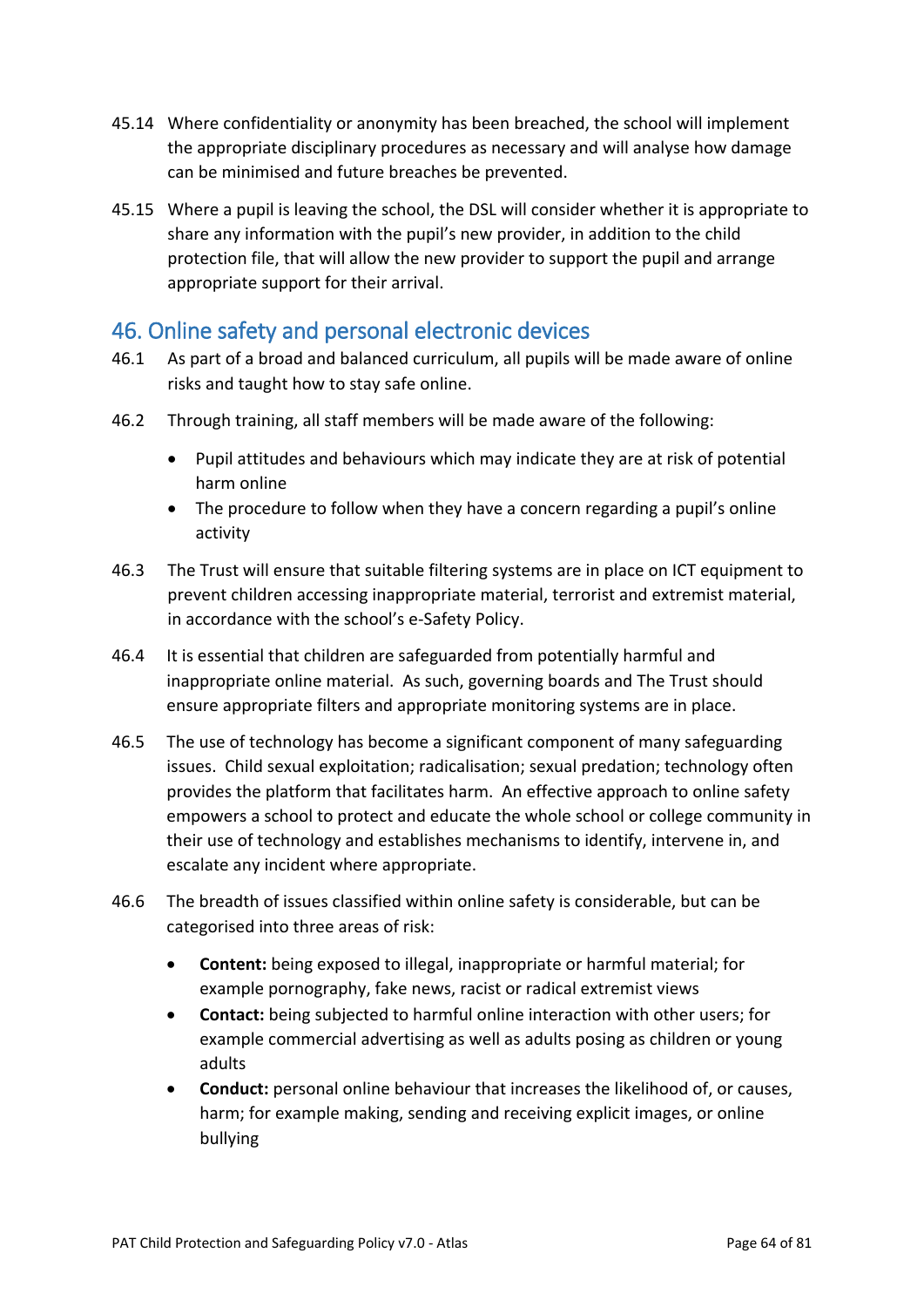45.14 Where confidentiality or anonymity has been breached, the school will implement the appropriate disciplinary procedures as necessary and will analyse how damage can be minimised and future breaches be prevented.

45.15 Where a pupil is leaving the school, the DSL will consider whether it is appropriate to share any information with the pupil's new provider, in addition to the child protection file, that will allow the new provider to support the pupil and arrange appropriate support for their arrival.

## 46. Online safety and personal electronic devices

46.1 As part of a broad and balanced curriculum, all pupils will be made aware of online risks and taught how to stay safe online.

46.2 Through training, all staff members will be made aware of the following:

- Pupil attitudes and behaviours which may indicate they are at risk of potential harm online
- The procedure to follow when they have a concern regarding a pupil's online activity

46.3 The Trust will ensure that suitable filtering systems are in place on ICT equipment to prevent children accessing inappropriate material, terrorist and extremist material, in accordance with the school's e-Safety Policy.

46.4 It is essential that children are safeguarded from potentially harmful and inappropriate online material. As such, governing boards and The Trust should ensure appropriate filters and appropriate monitoring systems are in place.

46.5 The use of technology has become a significant component of many safeguarding issues. Child sexual exploitation; radicalisation; sexual predation; technology often provides the platform that facilitates harm. An effective approach to online safety empowers a school to protect and educate the whole school or college community in their use of technology and establishes mechanisms to identify, intervene in, and escalate any incident where appropriate.

46.6 The breadth of issues classified within online safety is considerable, but can be categorised into three areas of risk:

- **Content:** being exposed to illegal, inappropriate or harmful material; for example pornography, fake news, racist or radical extremist views
- **Contact:** being subjected to harmful online interaction with other users; for example commercial advertising as well as adults posing as children or young adults
- **Conduct:** personal online behaviour that increases the likelihood of, or causes, harm; for example making, sending and receiving explicit images, or online bullying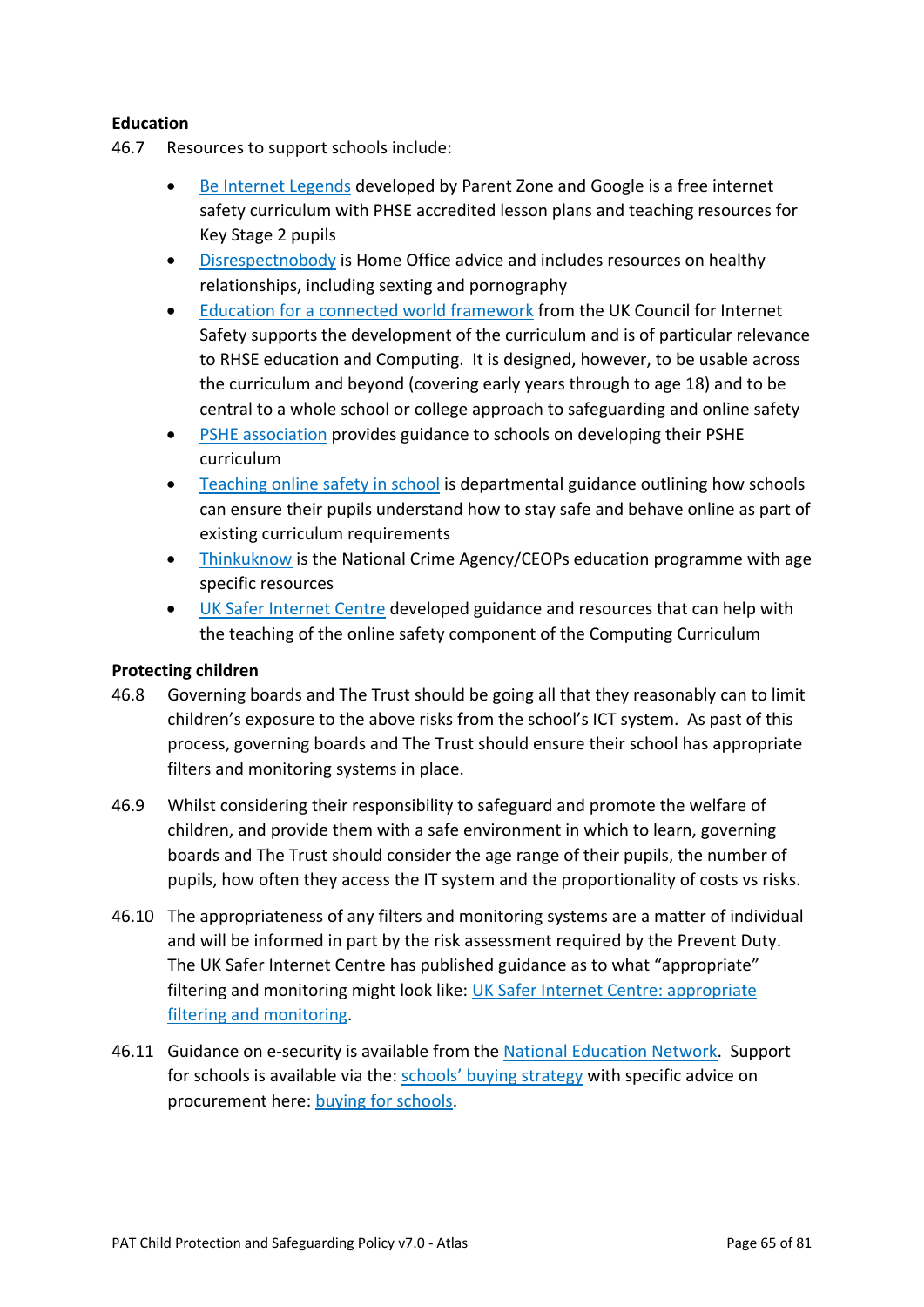**Education**

46.7 Resources to support schools include:

- Be Internet Legends developed by Parent Zone and Google is a free internet safety curriculum with PHSE accredited lesson plans and teaching resources for Key Stage 2 pupils
- Disrespectnobody is Home Office advice and includes resources on healthy relationships, including sexting and pornography
- Education for a connected world framework from the UK Council for Internet Safety supports the development of the curriculum and is of particular relevance to RHSE education and Computing. It is designed, however, to be usable across the curriculum and beyond (covering early years through to age 18) and to be central to a whole school or college approach to safeguarding and online safety
- PSHE association provides guidance to schools on developing their PSHE curriculum
- Teaching online safety in school is departmental guidance outlining how schools can ensure their pupils understand how to stay safe and behave online as part of existing curriculum requirements
- Thinkuknow is the National Crime Agency/CEOPs education programme with age specific resources
- UK Safer Internet Centre developed guidance and resources that can help with the teaching of the online safety component of the Computing Curriculum

**Protecting children**

46.8 Governing boards and The Trust should be going all that they reasonably can to limit children's exposure to the above risks from the school's ICT system. As past of this process, governing boards and The Trust should ensure their school has appropriate filters and monitoring systems in place.

46.9 Whilst considering their responsibility to safeguard and promote the welfare of children, and provide them with a safe environment in which to learn, governing boards and The Trust should consider the age range of their pupils, the number of pupils, how often they access the IT system and the proportionality of costs vs risks.

46.10 The appropriateness of any filters and monitoring systems are a matter of individual and will be informed in part by the risk assessment required by the Prevent Duty. The UK Safer Internet Centre has published guidance as to what "appropriate" filtering and monitoring might look like: UK Safer Internet Centre: appropriate filtering and monitoring.

46.11 Guidance on e-security is available from the National Education Network. Support for schools is available via the: schools' buying strategy with specific advice on procurement here: buying for schools.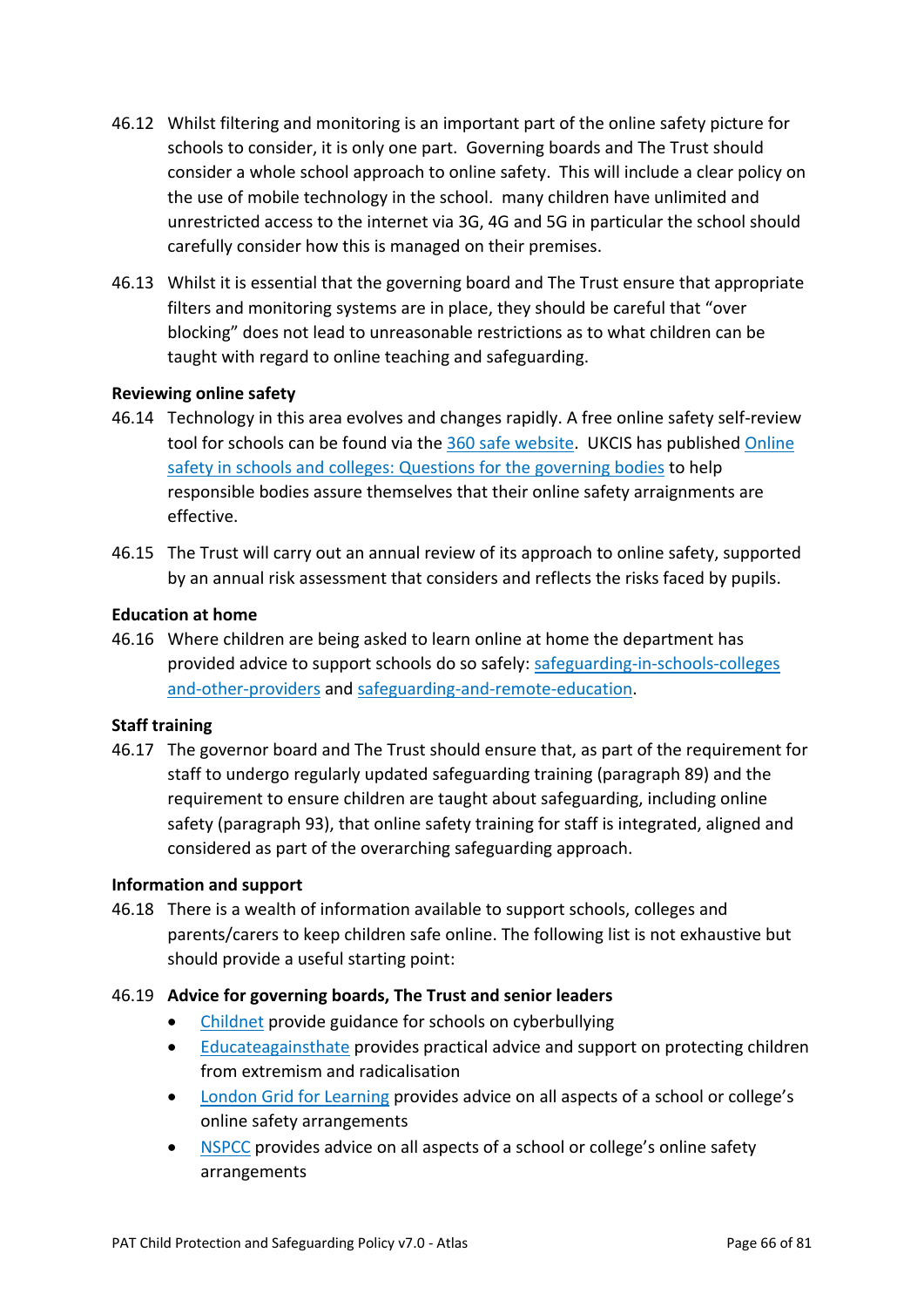46.12 Whilst filtering and monitoring is an important part of the online safety picture for schools to consider, it is only one part. Governing boards and The Trust should consider a whole school approach to online safety. This will include a clear policy on the use of mobile technology in the school. many children have unlimited and unrestricted access to the internet via 3G, 4G and 5G in particular the school should carefully consider how this is managed on their premises.

46.13 Whilst it is essential that the governing board and The Trust ensure that appropriate filters and monitoring systems are in place, they should be careful that "over blocking" does not lead to unreasonable restrictions as to what children can be taught with regard to online teaching and safeguarding.

**Reviewing online safety**

46.14 Technology in this area evolves and changes rapidly. A free online safety self-review tool for schools can be found via the 360 safe website. UKCIS has published Online safety in schools and colleges: Questions for the governing bodies to help responsible bodies assure themselves that their online safety arraignments are effective.

46.15 The Trust will carry out an annual review of its approach to online safety, supported by an annual risk assessment that considers and reflects the risks faced by pupils.

**Education at home**

46.16 Where children are being asked to learn online at home the department has provided advice to support schools do so safely: safeguarding-in-schools-colleges and-other-providers and safeguarding-and-remote-education.

**Staff training**

46.17 The governor board and The Trust should ensure that, as part of the requirement for staff to undergo regularly updated safeguarding training (paragraph 89) and the requirement to ensure children are taught about safeguarding, including online safety (paragraph 93), that online safety training for staff is integrated, aligned and considered as part of the overarching safeguarding approach.

**Information and support**

46.18 There is a wealth of information available to support schools, colleges and parents/carers to keep children safe online. The following list is not exhaustive but should provide a useful starting point:

46.19 **Advice for governing boards, The Trust and senior leaders**

- Childnet provide guidance for schools on cyberbullying
- Educateagainsthate provides practical advice and support on protecting children from extremism and radicalisation
- London Grid for Learning provides advice on all aspects of a school or college's online safety arrangements
- NSPCC provides advice on all aspects of a school or college's online safety arrangements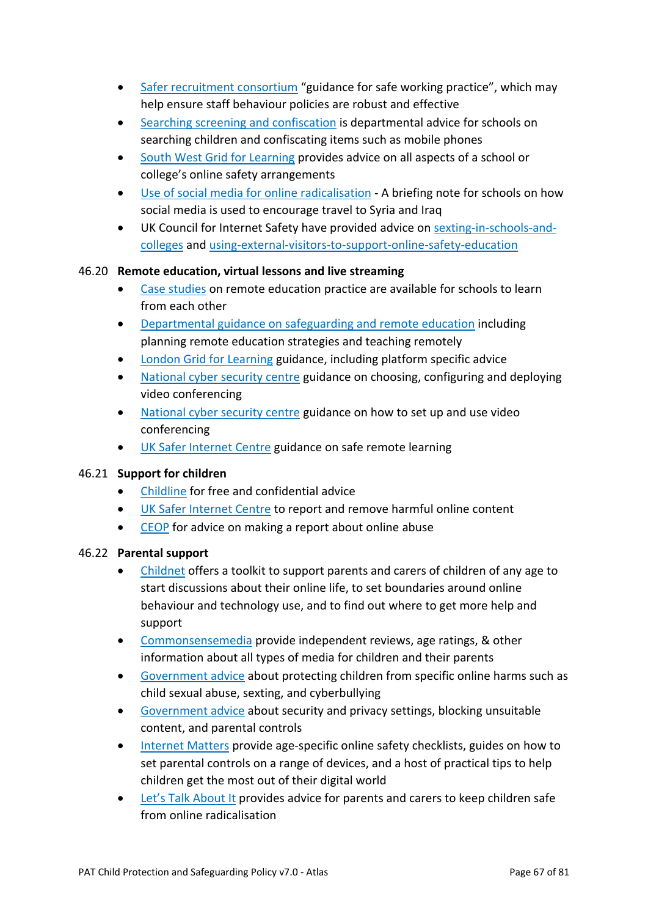- Safer recruitment consortium "guidance for safe working practice", which may help ensure staff behaviour policies are robust and effective
- Searching screening and confiscation is departmental advice for schools on searching children and confiscating items such as mobile phones
- South West Grid for Learning provides advice on all aspects of a school or college's online safety arrangements
- Use of social media for online radicalisation - A briefing note for schools on how social media is used to encourage travel to Syria and Iraq
- UK Council for Internet Safety have provided advice on sexting-in-schools-and-colleges and using-external-visitors-to-support-online-safety-education

46.20 **Remote education, virtual lessons and live streaming**

- Case studies on remote education practice are available for schools to learn from each other
- Departmental guidance on safeguarding and remote education including planning remote education strategies and teaching remotely
- London Grid for Learning guidance, including platform specific advice
- National cyber security centre guidance on choosing, configuring and deploying video conferencing
- National cyber security centre guidance on how to set up and use video conferencing
- UK Safer Internet Centre guidance on safe remote learning

46.21 **Support for children**

- Childline for free and confidential advice
- UK Safer Internet Centre to report and remove harmful online content
- CEOP for advice on making a report about online abuse

46.22 **Parental support**

- Childnet offers a toolkit to support parents and carers of children of any age to start discussions about their online life, to set boundaries around online behaviour and technology use, and to find out where to get more help and support
- Commonsensemedia provide independent reviews, age ratings, & other information about all types of media for children and their parents
- Government advice about protecting children from specific online harms such as child sexual abuse, sexting, and cyberbullying
- Government advice about security and privacy settings, blocking unsuitable content, and parental controls
- Internet Matters provide age-specific online safety checklists, guides on how to set parental controls on a range of devices, and a host of practical tips to help children get the most out of their digital world
- Let's Talk About It provides advice for parents and carers to keep children safe from online radicalisation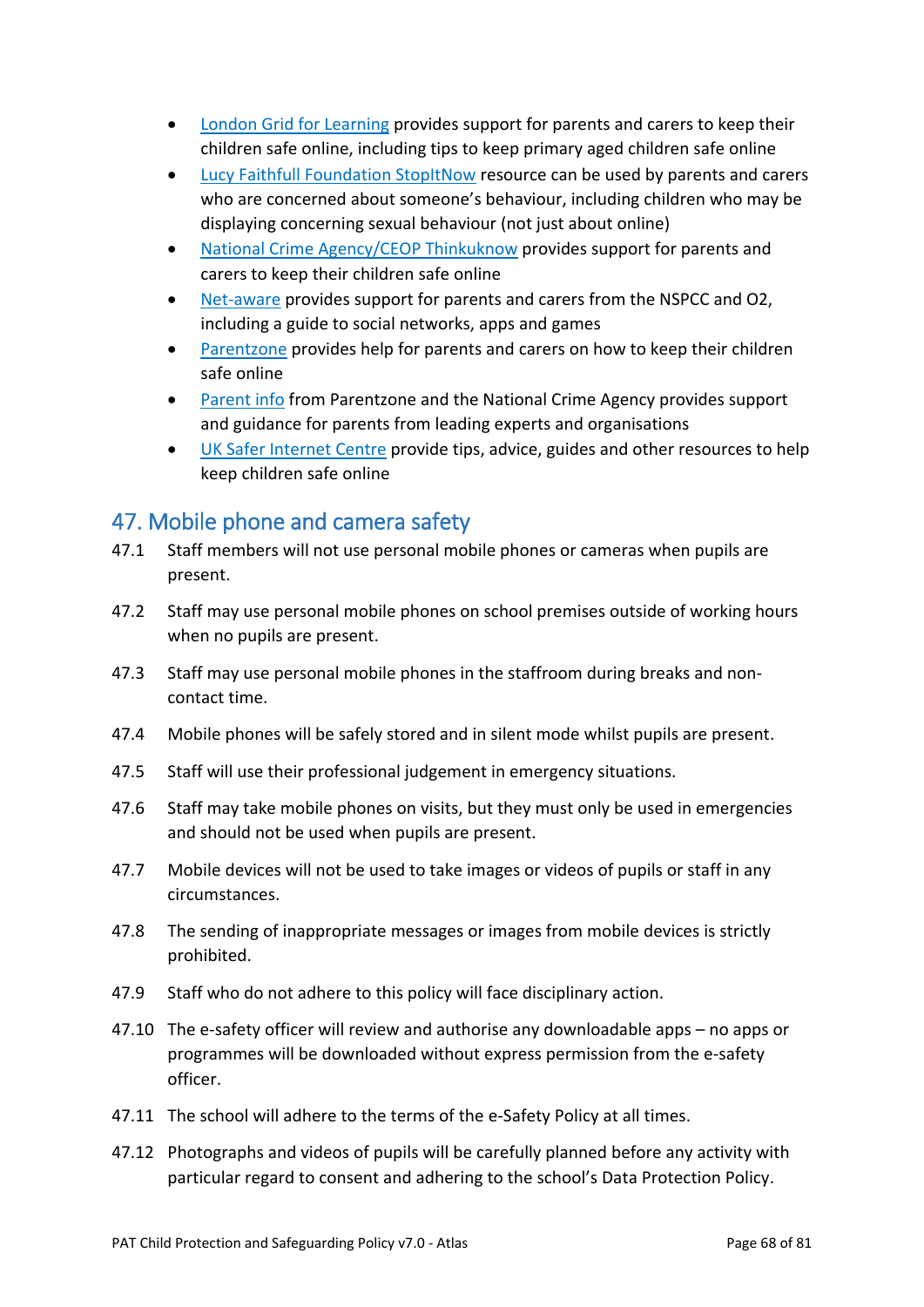- London Grid for Learning provides support for parents and carers to keep their children safe online, including tips to keep primary aged children safe online
- Lucy Faithfull Foundation StopItNow resource can be used by parents and carers who are concerned about someone's behaviour, including children who may be displaying concerning sexual behaviour (not just about online)
- National Crime Agency/CEOP Thinkuknow provides support for parents and carers to keep their children safe online
- Net-aware provides support for parents and carers from the NSPCC and O2, including a guide to social networks, apps and games
- Parentzone provides help for parents and carers on how to keep their children safe online
- Parent info from Parentzone and the National Crime Agency provides support and guidance for parents from leading experts and organisations
- UK Safer Internet Centre provide tips, advice, guides and other resources to help keep children safe online

## 47. Mobile phone and camera safety

47.1 Staff members will not use personal mobile phones or cameras when pupils are present.

47.2 Staff may use personal mobile phones on school premises outside of working hours when no pupils are present.

47.3 Staff may use personal mobile phones in the staffroom during breaks and non-contact time.

47.4 Mobile phones will be safely stored and in silent mode whilst pupils are present.

47.5 Staff will use their professional judgement in emergency situations.

47.6 Staff may take mobile phones on visits, but they must only be used in emergencies and should not be used when pupils are present.

47.7 Mobile devices will not be used to take images or videos of pupils or staff in any circumstances.

47.8 The sending of inappropriate messages or images from mobile devices is strictly prohibited.

47.9 Staff who do not adhere to this policy will face disciplinary action.

47.10 The e-safety officer will review and authorise any downloadable apps – no apps or programmes will be downloaded without express permission from the e-safety officer.

47.11 The school will adhere to the terms of the e-Safety Policy at all times.

47.12 Photographs and videos of pupils will be carefully planned before any activity with particular regard to consent and adhering to the school's Data Protection Policy.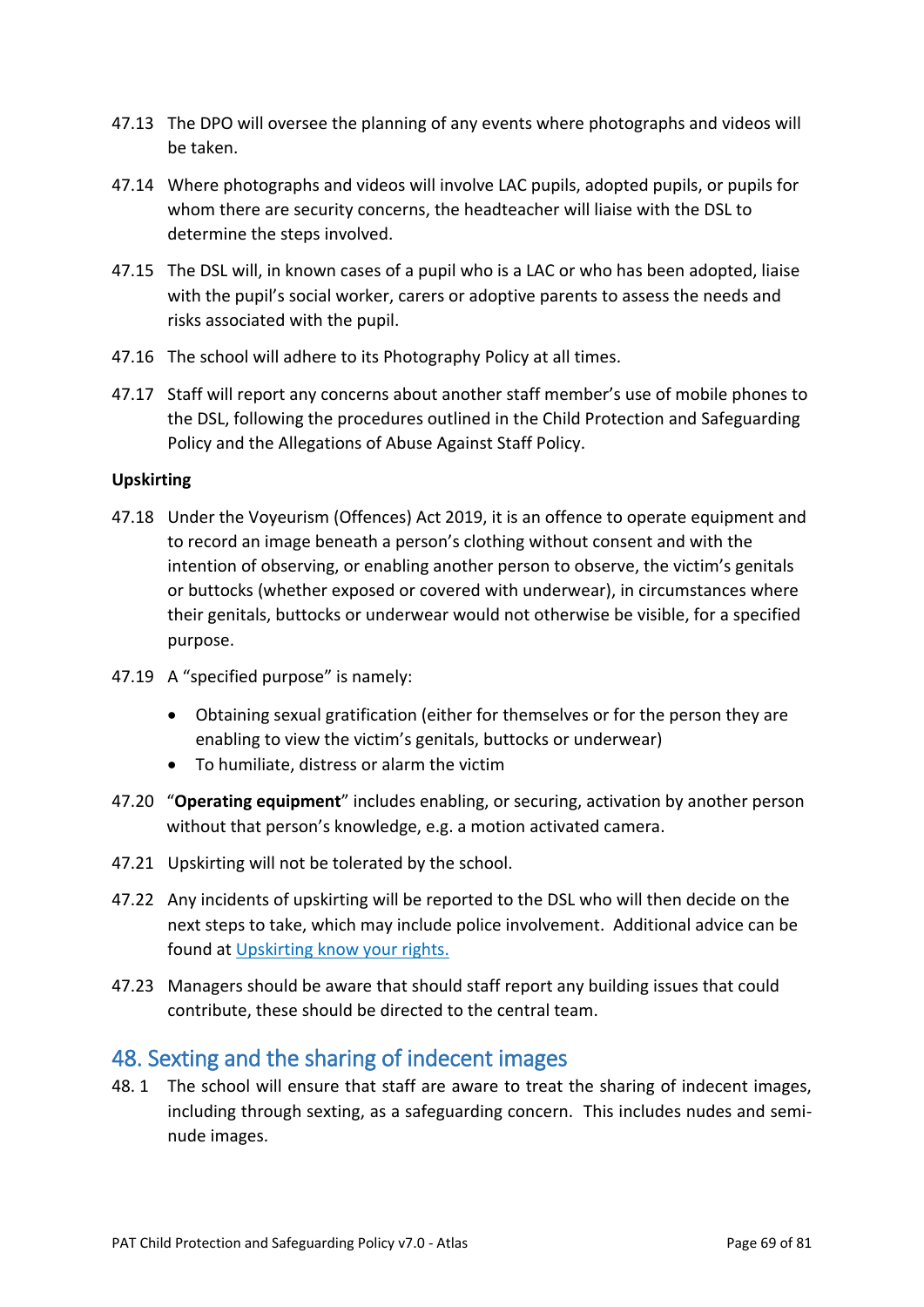47.13 The DPO will oversee the planning of any events where photographs and videos will be taken.

47.14 Where photographs and videos will involve LAC pupils, adopted pupils, or pupils for whom there are security concerns, the headteacher will liaise with the DSL to determine the steps involved.

47.15 The DSL will, in known cases of a pupil who is a LAC or who has been adopted, liaise with the pupil's social worker, carers or adoptive parents to assess the needs and risks associated with the pupil.

47.16 The school will adhere to its Photography Policy at all times.

47.17 Staff will report any concerns about another staff member's use of mobile phones to the DSL, following the procedures outlined in the Child Protection and Safeguarding Policy and the Allegations of Abuse Against Staff Policy.

**Upskirting**

47.18 Under the Voyeurism (Offences) Act 2019, it is an offence to operate equipment and to record an image beneath a person's clothing without consent and with the intention of observing, or enabling another person to observe, the victim's genitals or buttocks (whether exposed or covered with underwear), in circumstances where their genitals, buttocks or underwear would not otherwise be visible, for a specified purpose.

47.19 A "specified purpose" is namely:

- Obtaining sexual gratification (either for themselves or for the person they are enabling to view the victim's genitals, buttocks or underwear)
- To humiliate, distress or alarm the victim

47.20 "**Operating equipment**" includes enabling, or securing, activation by another person without that person's knowledge, e.g. a motion activated camera.

47.21 Upskirting will not be tolerated by the school.

47.22 Any incidents of upskirting will be reported to the DSL who will then decide on the next steps to take, which may include police involvement. Additional advice can be found at Upskirting know your rights.

47.23 Managers should be aware that should staff report any building issues that could contribute, these should be directed to the central team.

## 48. Sexting and the sharing of indecent images

48. 1 The school will ensure that staff are aware to treat the sharing of indecent images, including through sexting, as a safeguarding concern. This includes nudes and semi-nude images.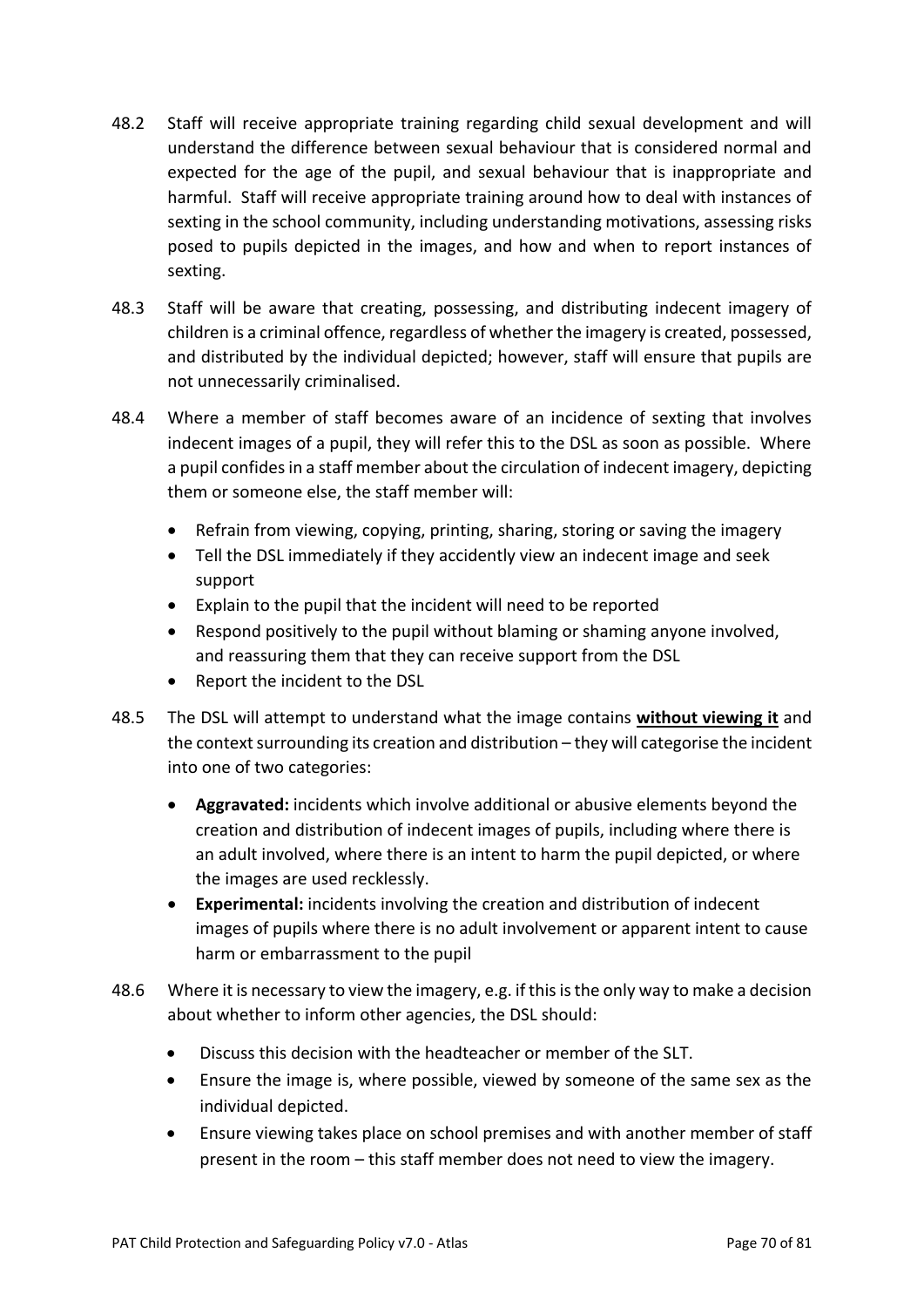48.2 Staff will receive appropriate training regarding child sexual development and will understand the difference between sexual behaviour that is considered normal and expected for the age of the pupil, and sexual behaviour that is inappropriate and harmful. Staff will receive appropriate training around how to deal with instances of sexting in the school community, including understanding motivations, assessing risks posed to pupils depicted in the images, and how and when to report instances of sexting.

48.3 Staff will be aware that creating, possessing, and distributing indecent imagery of children is a criminal offence, regardless of whether the imagery is created, possessed, and distributed by the individual depicted; however, staff will ensure that pupils are not unnecessarily criminalised.

48.4 Where a member of staff becomes aware of an incidence of sexting that involves indecent images of a pupil, they will refer this to the DSL as soon as possible. Where a pupil confides in a staff member about the circulation of indecent imagery, depicting them or someone else, the staff member will:

- Refrain from viewing, copying, printing, sharing, storing or saving the imagery
- Tell the DSL immediately if they accidently view an indecent image and seek support
- Explain to the pupil that the incident will need to be reported
- Respond positively to the pupil without blaming or shaming anyone involved, and reassuring them that they can receive support from the DSL
- Report the incident to the DSL

48.5 The DSL will attempt to understand what the image contains **without viewing it** and the context surrounding its creation and distribution – they will categorise the incident into one of two categories:

- **Aggravated:** incidents which involve additional or abusive elements beyond the creation and distribution of indecent images of pupils, including where there is an adult involved, where there is an intent to harm the pupil depicted, or where the images are used recklessly.
- **Experimental:** incidents involving the creation and distribution of indecent images of pupils where there is no adult involvement or apparent intent to cause harm or embarrassment to the pupil

48.6 Where it is necessary to view the imagery, e.g. if this is the only way to make a decision about whether to inform other agencies, the DSL should:

- Discuss this decision with the headteacher or member of the SLT.
- Ensure the image is, where possible, viewed by someone of the same sex as the individual depicted.
- Ensure viewing takes place on school premises and with another member of staff present in the room – this staff member does not need to view the imagery.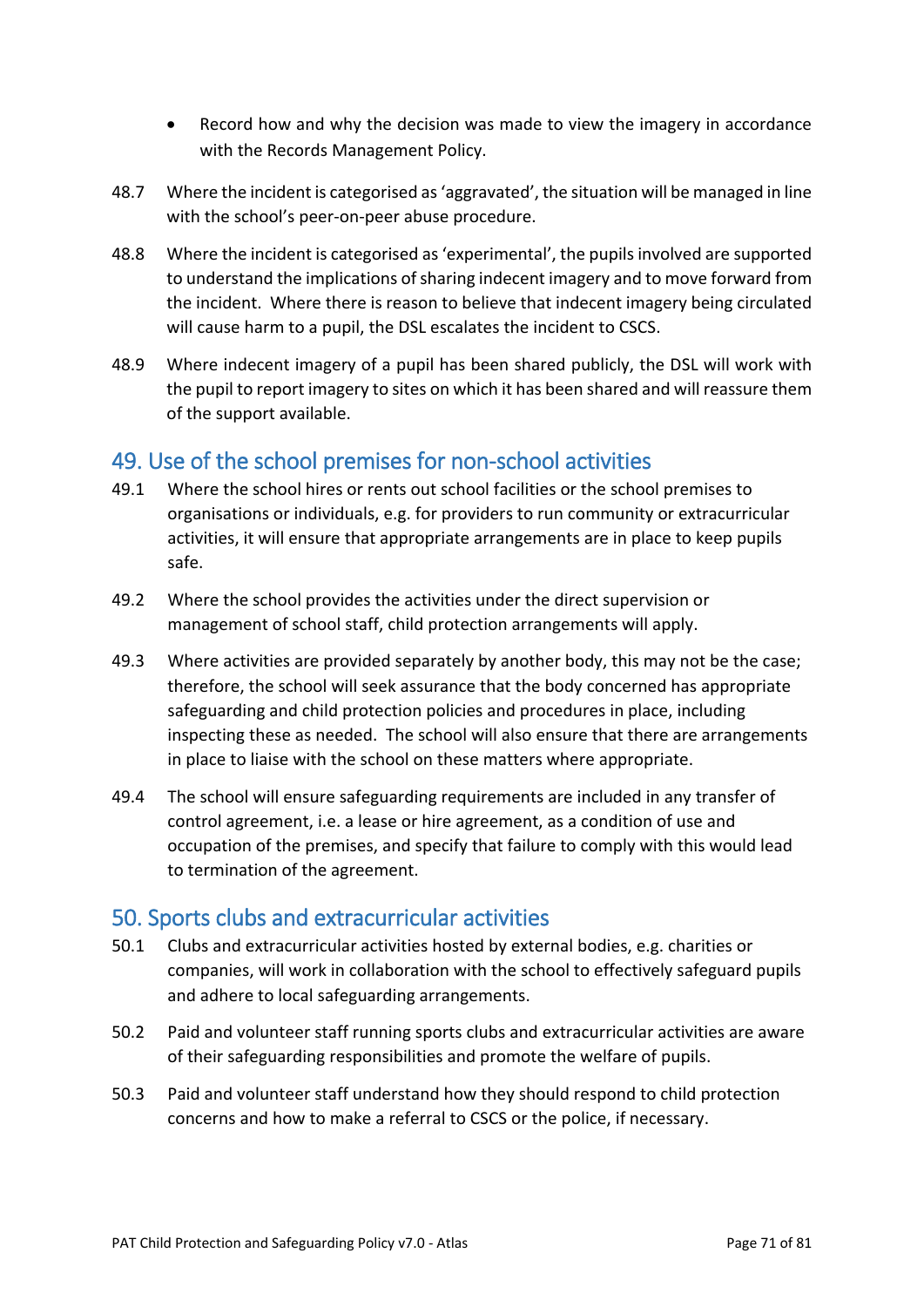- Record how and why the decision was made to view the imagery in accordance with the Records Management Policy.

48.7 Where the incident is categorised as 'aggravated', the situation will be managed in line with the school's peer-on-peer abuse procedure.

48.8 Where the incident is categorised as 'experimental', the pupils involved are supported to understand the implications of sharing indecent imagery and to move forward from the incident. Where there is reason to believe that indecent imagery being circulated will cause harm to a pupil, the DSL escalates the incident to CSCS.

48.9 Where indecent imagery of a pupil has been shared publicly, the DSL will work with the pupil to report imagery to sites on which it has been shared and will reassure them of the support available.

## 49. Use of the school premises for non-school activities

49.1 Where the school hires or rents out school facilities or the school premises to organisations or individuals, e.g. for providers to run community or extracurricular activities, it will ensure that appropriate arrangements are in place to keep pupils safe.

49.2 Where the school provides the activities under the direct supervision or management of school staff, child protection arrangements will apply.

49.3 Where activities are provided separately by another body, this may not be the case; therefore, the school will seek assurance that the body concerned has appropriate safeguarding and child protection policies and procedures in place, including inspecting these as needed. The school will also ensure that there are arrangements in place to liaise with the school on these matters where appropriate.

49.4 The school will ensure safeguarding requirements are included in any transfer of control agreement, i.e. a lease or hire agreement, as a condition of use and occupation of the premises, and specify that failure to comply with this would lead to termination of the agreement.

## 50. Sports clubs and extracurricular activities

50.1 Clubs and extracurricular activities hosted by external bodies, e.g. charities or companies, will work in collaboration with the school to effectively safeguard pupils and adhere to local safeguarding arrangements.

50.2 Paid and volunteer staff running sports clubs and extracurricular activities are aware of their safeguarding responsibilities and promote the welfare of pupils.

50.3 Paid and volunteer staff understand how they should respond to child protection concerns and how to make a referral to CSCS or the police, if necessary.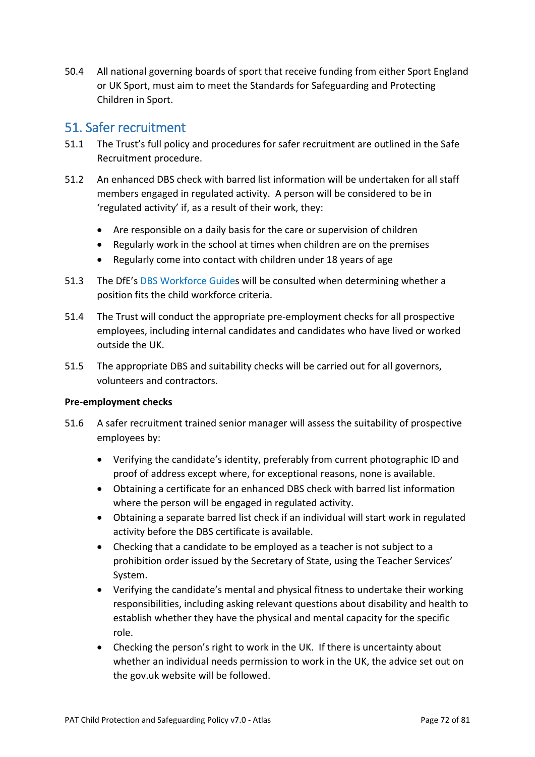50.4 All national governing boards of sport that receive funding from either Sport England or UK Sport, must aim to meet the Standards for Safeguarding and Protecting Children in Sport.

## 51. Safer recruitment

51.1 The Trust's full policy and procedures for safer recruitment are outlined in the Safe Recruitment procedure.

51.2 An enhanced DBS check with barred list information will be undertaken for all staff members engaged in regulated activity. A person will be considered to be in 'regulated activity' if, as a result of their work, they:

- Are responsible on a daily basis for the care or supervision of children
- Regularly work in the school at times when children are on the premises
- Regularly come into contact with children under 18 years of age

51.3 The DfE's DBS Workforce Guides will be consulted when determining whether a position fits the child workforce criteria.

51.4 The Trust will conduct the appropriate pre-employment checks for all prospective employees, including internal candidates and candidates who have lived or worked outside the UK.

51.5 The appropriate DBS and suitability checks will be carried out for all governors, volunteers and contractors.

**Pre-employment checks**

51.6 A safer recruitment trained senior manager will assess the suitability of prospective employees by:

- Verifying the candidate's identity, preferably from current photographic ID and proof of address except where, for exceptional reasons, none is available.
- Obtaining a certificate for an enhanced DBS check with barred list information where the person will be engaged in regulated activity.
- Obtaining a separate barred list check if an individual will start work in regulated activity before the DBS certificate is available.
- Checking that a candidate to be employed as a teacher is not subject to a prohibition order issued by the Secretary of State, using the Teacher Services' System.
- Verifying the candidate's mental and physical fitness to undertake their working responsibilities, including asking relevant questions about disability and health to establish whether they have the physical and mental capacity for the specific role.
- Checking the person's right to work in the UK. If there is uncertainty about whether an individual needs permission to work in the UK, the advice set out on the gov.uk website will be followed.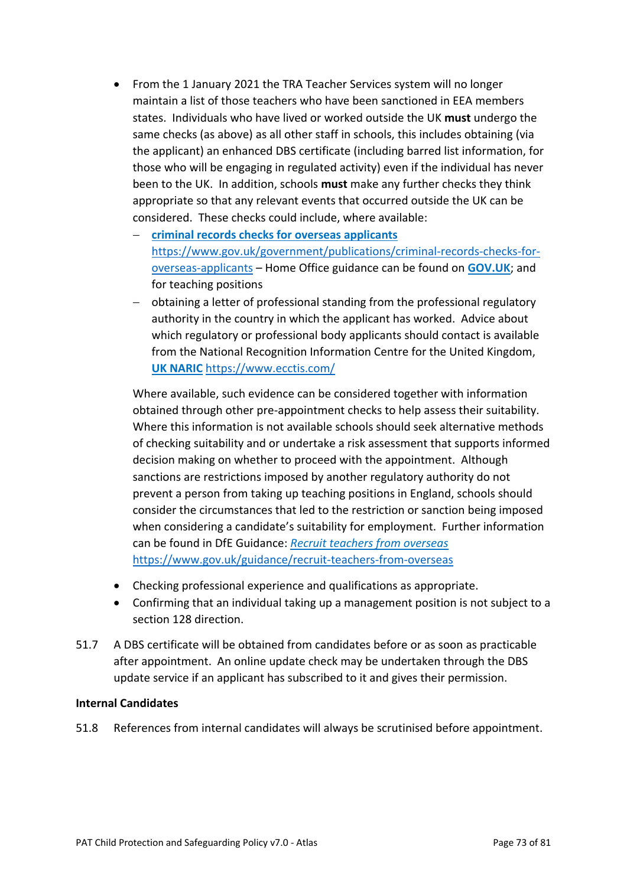- From the 1 January 2021 the TRA Teacher Services system will no longer maintain a list of those teachers who have been sanctioned in EEA members states. Individuals who have lived or worked outside the UK **must** undergo the same checks (as above) as all other staff in schools, this includes obtaining (via the applicant) an enhanced DBS certificate (including barred list information, for those who will be engaging in regulated activity) even if the individual has never been to the UK. In addition, schools **must** make any further checks they think appropriate so that any relevant events that occurred outside the UK can be considered. These checks could include, where available:
  - **criminal records checks for overseas applicants** https://www.gov.uk/government/publications/criminal-records-checks-for-overseas-applicants – Home Office guidance can be found on **GOV.UK**; and for teaching positions
  - obtaining a letter of professional standing from the professional regulatory authority in the country in which the applicant has worked. Advice about which regulatory or professional body applicants should contact is available from the National Recognition Information Centre for the United Kingdom, **UK NARIC** https://www.ecctis.com/

  Where available, such evidence can be considered together with information obtained through other pre-appointment checks to help assess their suitability. Where this information is not available schools should seek alternative methods of checking suitability and or undertake a risk assessment that supports informed decision making on whether to proceed with the appointment. Although sanctions are restrictions imposed by another regulatory authority do not prevent a person from taking up teaching positions in England, schools should consider the circumstances that led to the restriction or sanction being imposed when considering a candidate's suitability for employment. Further information can be found in DfE Guidance: *Recruit teachers from overseas* https://www.gov.uk/guidance/recruit-teachers-from-overseas

- Checking professional experience and qualifications as appropriate.
- Confirming that an individual taking up a management position is not subject to a section 128 direction.

51.7 A DBS certificate will be obtained from candidates before or as soon as practicable after appointment. An online update check may be undertaken through the DBS update service if an applicant has subscribed to it and gives their permission.

**Internal Candidates**

51.8 References from internal candidates will always be scrutinised before appointment.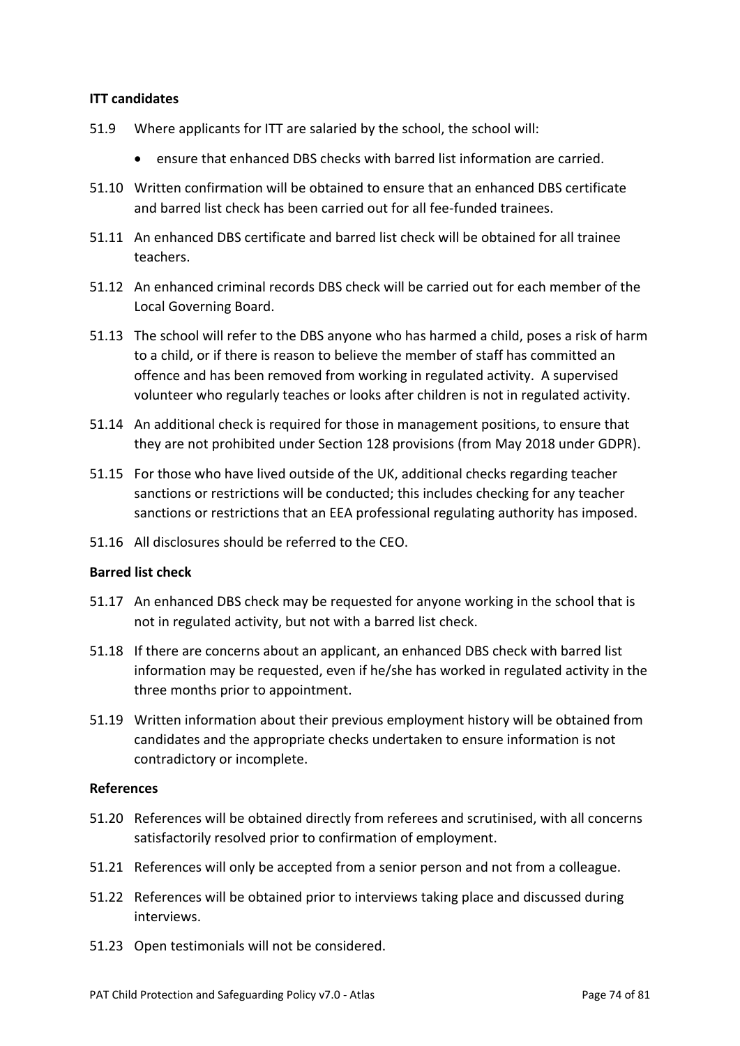**ITT candidates**

51.9 Where applicants for ITT are salaried by the school, the school will:

- ensure that enhanced DBS checks with barred list information are carried.

51.10 Written confirmation will be obtained to ensure that an enhanced DBS certificate and barred list check has been carried out for all fee-funded trainees.

51.11 An enhanced DBS certificate and barred list check will be obtained for all trainee teachers.

51.12 An enhanced criminal records DBS check will be carried out for each member of the Local Governing Board.

51.13 The school will refer to the DBS anyone who has harmed a child, poses a risk of harm to a child, or if there is reason to believe the member of staff has committed an offence and has been removed from working in regulated activity. A supervised volunteer who regularly teaches or looks after children is not in regulated activity.

51.14 An additional check is required for those in management positions, to ensure that they are not prohibited under Section 128 provisions (from May 2018 under GDPR).

51.15 For those who have lived outside of the UK, additional checks regarding teacher sanctions or restrictions will be conducted; this includes checking for any teacher sanctions or restrictions that an EEA professional regulating authority has imposed.

51.16 All disclosures should be referred to the CEO.

**Barred list check**

51.17 An enhanced DBS check may be requested for anyone working in the school that is not in regulated activity, but not with a barred list check.

51.18 If there are concerns about an applicant, an enhanced DBS check with barred list information may be requested, even if he/she has worked in regulated activity in the three months prior to appointment.

51.19 Written information about their previous employment history will be obtained from candidates and the appropriate checks undertaken to ensure information is not contradictory or incomplete.

**References**

51.20 References will be obtained directly from referees and scrutinised, with all concerns satisfactorily resolved prior to confirmation of employment.

51.21 References will only be accepted from a senior person and not from a colleague.

51.22 References will be obtained prior to interviews taking place and discussed during interviews.

51.23 Open testimonials will not be considered.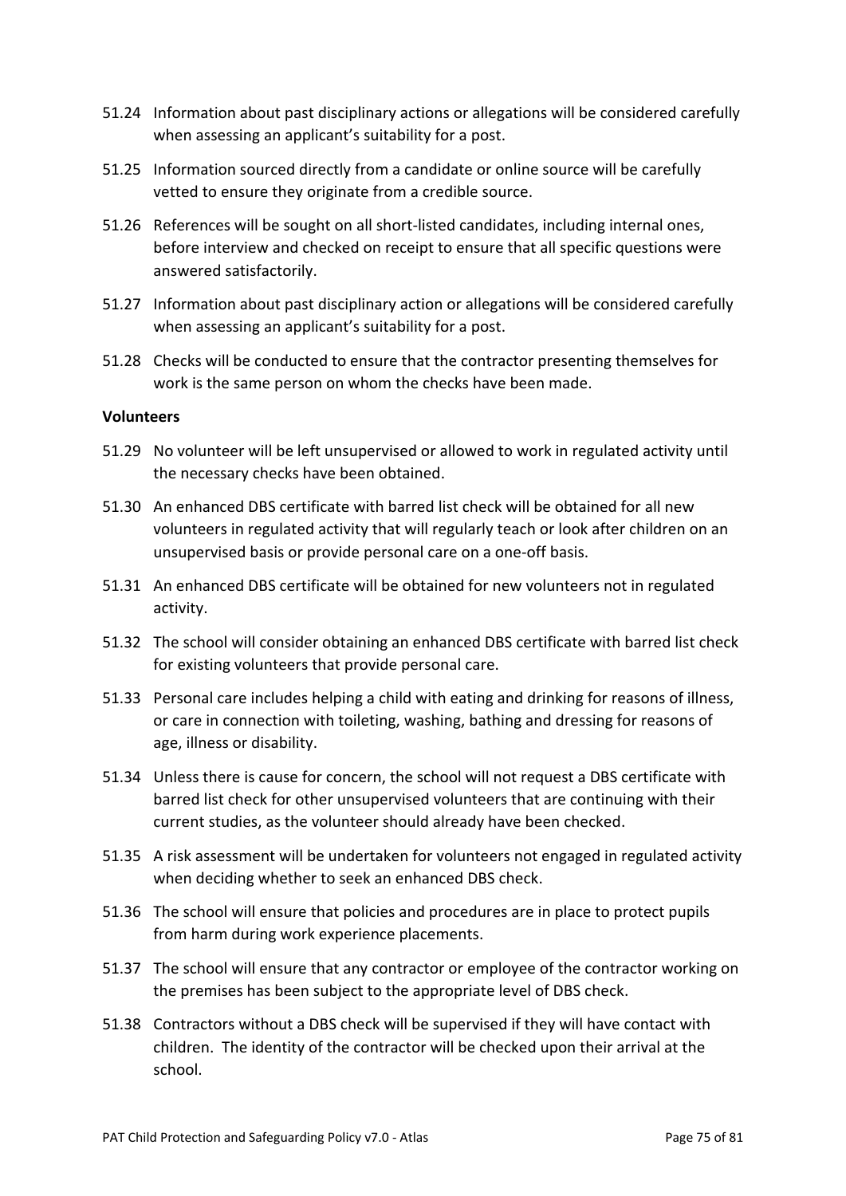51.24 Information about past disciplinary actions or allegations will be considered carefully when assessing an applicant's suitability for a post.

51.25 Information sourced directly from a candidate or online source will be carefully vetted to ensure they originate from a credible source.

51.26 References will be sought on all short-listed candidates, including internal ones, before interview and checked on receipt to ensure that all specific questions were answered satisfactorily.

51.27 Information about past disciplinary action or allegations will be considered carefully when assessing an applicant's suitability for a post.

51.28 Checks will be conducted to ensure that the contractor presenting themselves for work is the same person on whom the checks have been made.

**Volunteers**

51.29 No volunteer will be left unsupervised or allowed to work in regulated activity until the necessary checks have been obtained.

51.30 An enhanced DBS certificate with barred list check will be obtained for all new volunteers in regulated activity that will regularly teach or look after children on an unsupervised basis or provide personal care on a one-off basis.

51.31 An enhanced DBS certificate will be obtained for new volunteers not in regulated activity.

51.32 The school will consider obtaining an enhanced DBS certificate with barred list check for existing volunteers that provide personal care.

51.33 Personal care includes helping a child with eating and drinking for reasons of illness, or care in connection with toileting, washing, bathing and dressing for reasons of age, illness or disability.

51.34 Unless there is cause for concern, the school will not request a DBS certificate with barred list check for other unsupervised volunteers that are continuing with their current studies, as the volunteer should already have been checked.

51.35 A risk assessment will be undertaken for volunteers not engaged in regulated activity when deciding whether to seek an enhanced DBS check.

51.36 The school will ensure that policies and procedures are in place to protect pupils from harm during work experience placements.

51.37 The school will ensure that any contractor or employee of the contractor working on the premises has been subject to the appropriate level of DBS check.

51.38 Contractors without a DBS check will be supervised if they will have contact with children. The identity of the contractor will be checked upon their arrival at the school.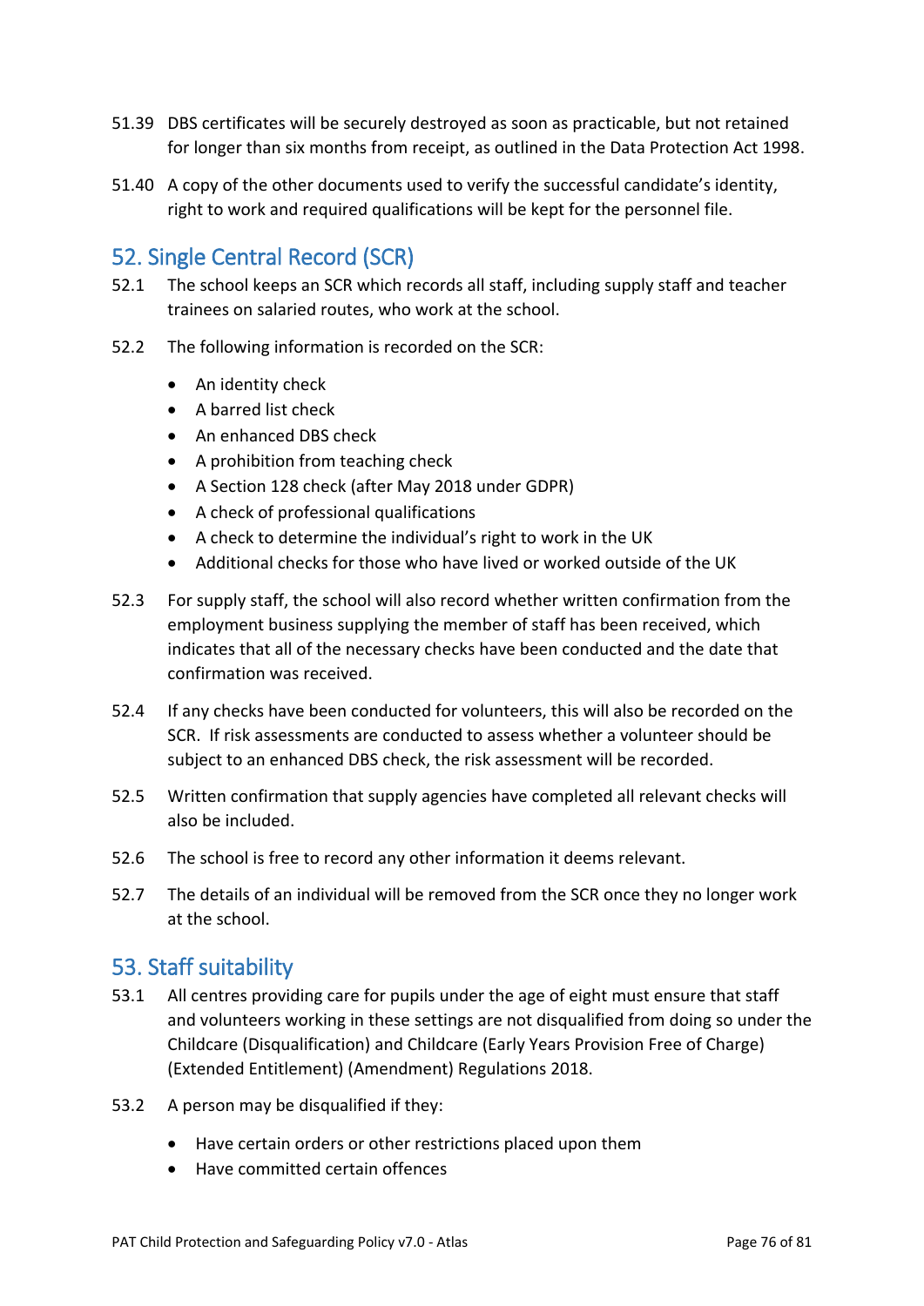51.39 DBS certificates will be securely destroyed as soon as practicable, but not retained for longer than six months from receipt, as outlined in the Data Protection Act 1998.

51.40 A copy of the other documents used to verify the successful candidate's identity, right to work and required qualifications will be kept for the personnel file.

## 52. Single Central Record (SCR)

52.1 The school keeps an SCR which records all staff, including supply staff and teacher trainees on salaried routes, who work at the school.

52.2 The following information is recorded on the SCR:

- An identity check
- A barred list check
- An enhanced DBS check
- A prohibition from teaching check
- A Section 128 check (after May 2018 under GDPR)
- A check of professional qualifications
- A check to determine the individual's right to work in the UK
- Additional checks for those who have lived or worked outside of the UK

52.3 For supply staff, the school will also record whether written confirmation from the employment business supplying the member of staff has been received, which indicates that all of the necessary checks have been conducted and the date that confirmation was received.

52.4 If any checks have been conducted for volunteers, this will also be recorded on the SCR. If risk assessments are conducted to assess whether a volunteer should be subject to an enhanced DBS check, the risk assessment will be recorded.

52.5 Written confirmation that supply agencies have completed all relevant checks will also be included.

52.6 The school is free to record any other information it deems relevant.

52.7 The details of an individual will be removed from the SCR once they no longer work at the school.

## 53. Staff suitability

53.1 All centres providing care for pupils under the age of eight must ensure that staff and volunteers working in these settings are not disqualified from doing so under the Childcare (Disqualification) and Childcare (Early Years Provision Free of Charge) (Extended Entitlement) (Amendment) Regulations 2018.

53.2 A person may be disqualified if they:

- Have certain orders or other restrictions placed upon them
- Have committed certain offences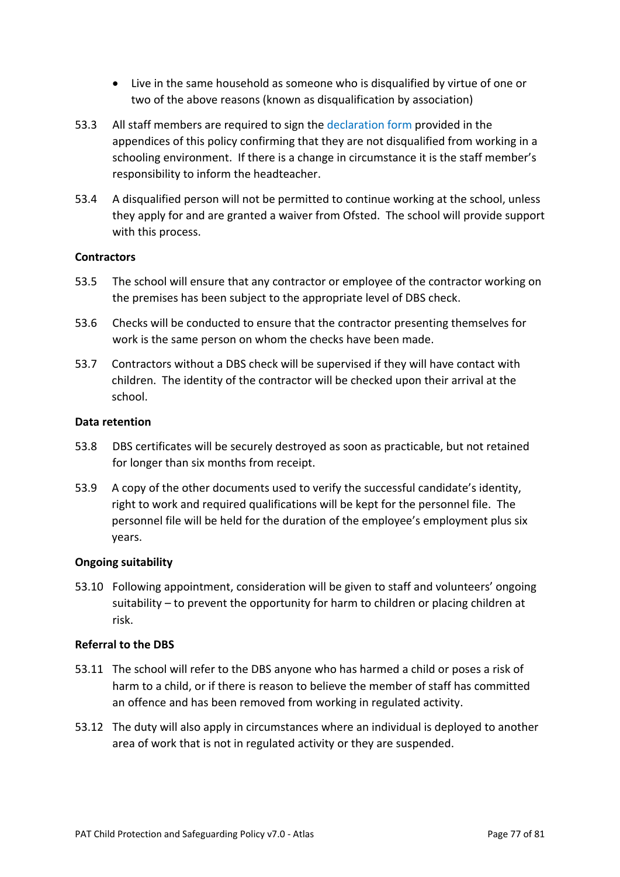- Live in the same household as someone who is disqualified by virtue of one or two of the above reasons (known as disqualification by association)

53.3 All staff members are required to sign the declaration form provided in the appendices of this policy confirming that they are not disqualified from working in a schooling environment. If there is a change in circumstance it is the staff member's responsibility to inform the headteacher.

53.4 A disqualified person will not be permitted to continue working at the school, unless they apply for and are granted a waiver from Ofsted. The school will provide support with this process.

**Contractors**

53.5 The school will ensure that any contractor or employee of the contractor working on the premises has been subject to the appropriate level of DBS check.

53.6 Checks will be conducted to ensure that the contractor presenting themselves for work is the same person on whom the checks have been made.

53.7 Contractors without a DBS check will be supervised if they will have contact with children. The identity of the contractor will be checked upon their arrival at the school.

**Data retention**

53.8 DBS certificates will be securely destroyed as soon as practicable, but not retained for longer than six months from receipt.

53.9 A copy of the other documents used to verify the successful candidate's identity, right to work and required qualifications will be kept for the personnel file. The personnel file will be held for the duration of the employee's employment plus six years.

**Ongoing suitability**

53.10 Following appointment, consideration will be given to staff and volunteers' ongoing suitability – to prevent the opportunity for harm to children or placing children at risk.

**Referral to the DBS**

53.11 The school will refer to the DBS anyone who has harmed a child or poses a risk of harm to a child, or if there is reason to believe the member of staff has committed an offence and has been removed from working in regulated activity.

53.12 The duty will also apply in circumstances where an individual is deployed to another area of work that is not in regulated activity or they are suspended.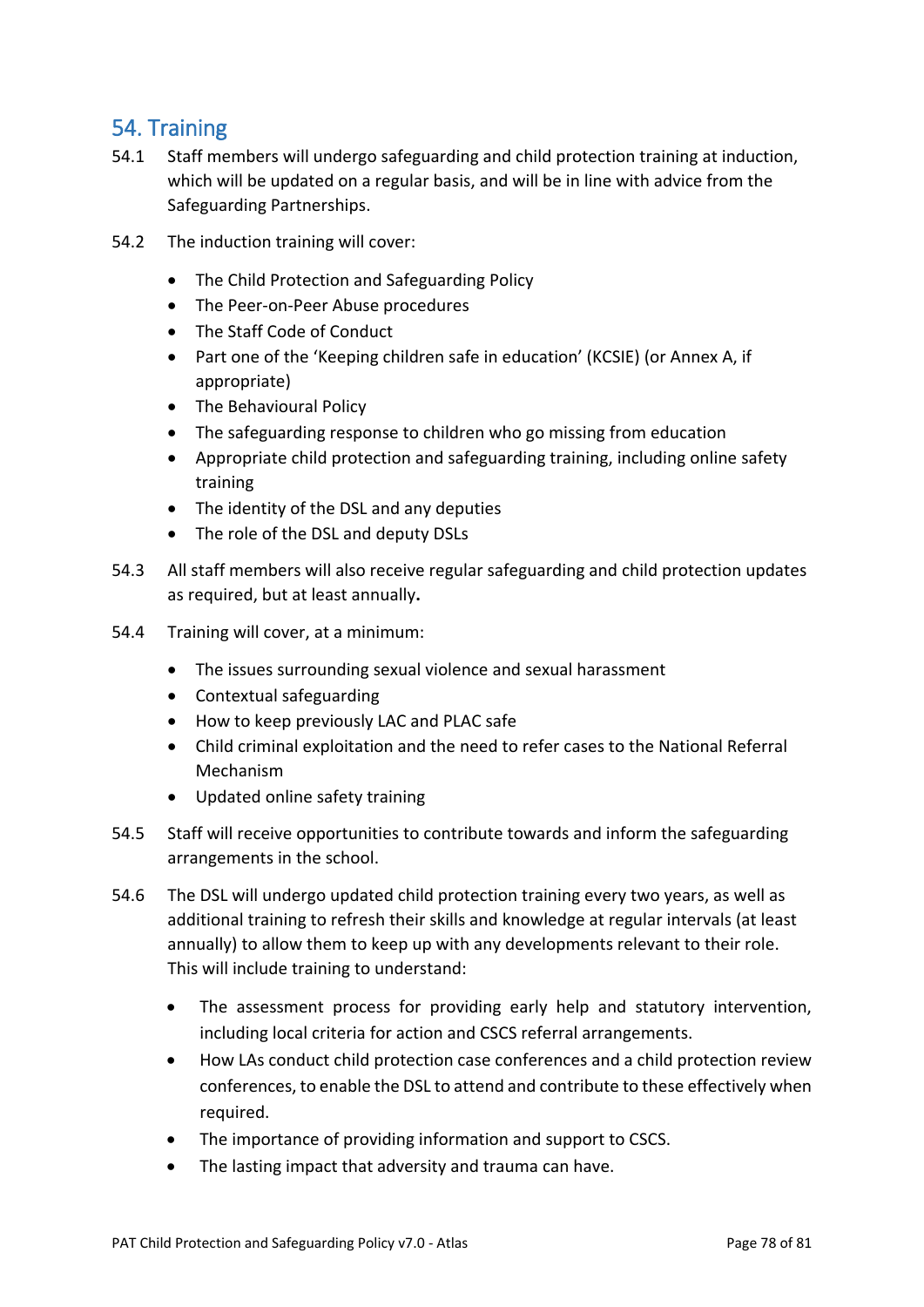## 54. Training

54.1 Staff members will undergo safeguarding and child protection training at induction, which will be updated on a regular basis, and will be in line with advice from the Safeguarding Partnerships.

54.2 The induction training will cover:

- The Child Protection and Safeguarding Policy
- The Peer-on-Peer Abuse procedures
- The Staff Code of Conduct
- Part one of the 'Keeping children safe in education' (KCSIE) (or Annex A, if appropriate)
- The Behavioural Policy
- The safeguarding response to children who go missing from education
- Appropriate child protection and safeguarding training, including online safety training
- The identity of the DSL and any deputies
- The role of the DSL and deputy DSLs

54.3 All staff members will also receive regular safeguarding and child protection updates as required, but at least annually**.**

54.4 Training will cover, at a minimum:

- The issues surrounding sexual violence and sexual harassment
- Contextual safeguarding
- How to keep previously LAC and PLAC safe
- Child criminal exploitation and the need to refer cases to the National Referral Mechanism
- Updated online safety training

54.5 Staff will receive opportunities to contribute towards and inform the safeguarding arrangements in the school.

54.6 The DSL will undergo updated child protection training every two years, as well as additional training to refresh their skills and knowledge at regular intervals (at least annually) to allow them to keep up with any developments relevant to their role. This will include training to understand:

- The assessment process for providing early help and statutory intervention, including local criteria for action and CSCS referral arrangements.
- How LAs conduct child protection case conferences and a child protection review conferences, to enable the DSL to attend and contribute to these effectively when required.
- The importance of providing information and support to CSCS.
- The lasting impact that adversity and trauma can have.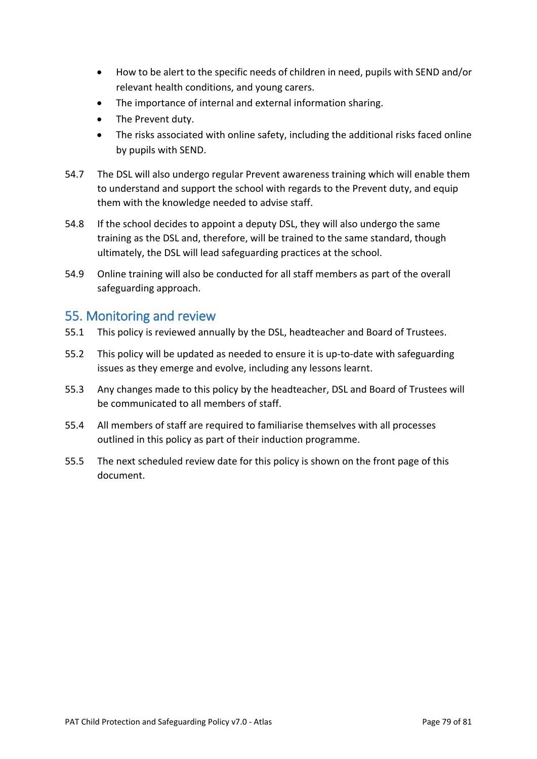- How to be alert to the specific needs of children in need, pupils with SEND and/or relevant health conditions, and young carers.
- The importance of internal and external information sharing.
- The Prevent duty.
- The risks associated with online safety, including the additional risks faced online by pupils with SEND.

54.7 The DSL will also undergo regular Prevent awareness training which will enable them to understand and support the school with regards to the Prevent duty, and equip them with the knowledge needed to advise staff.

54.8 If the school decides to appoint a deputy DSL, they will also undergo the same training as the DSL and, therefore, will be trained to the same standard, though ultimately, the DSL will lead safeguarding practices at the school.

54.9 Online training will also be conducted for all staff members as part of the overall safeguarding approach.

## 55. Monitoring and review

55.1 This policy is reviewed annually by the DSL, headteacher and Board of Trustees.

55.2 This policy will be updated as needed to ensure it is up-to-date with safeguarding issues as they emerge and evolve, including any lessons learnt.

55.3 Any changes made to this policy by the headteacher, DSL and Board of Trustees will be communicated to all members of staff.

55.4 All members of staff are required to familiarise themselves with all processes outlined in this policy as part of their induction programme.

55.5 The next scheduled review date for this policy is shown on the front page of this document.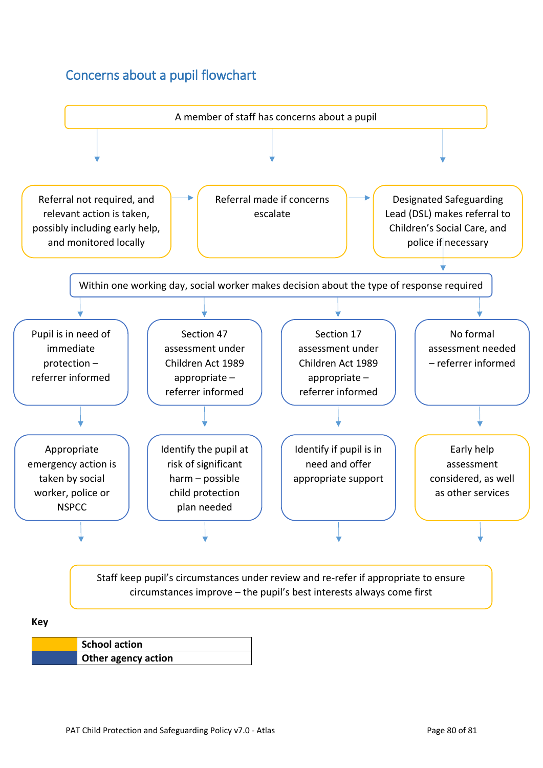## Concerns about a pupil flowchart

A member of staff has concerns about a pupil

- Referral not required, and relevant action is taken, possibly including early help, and monitored locally
- Referral made if concerns escalate
- Designated Safeguarding Lead (DSL) makes referral to Children's Social Care, and police if necessary

Within one working day, social worker makes decision about the type of response required

- Pupil is in need of immediate protection – referrer informed
  - Appropriate emergency action is taken by social worker, police or NSPCC
- Section 47 assessment under Children Act 1989 appropriate – referrer informed
  - Identify the pupil at risk of significant harm – possible child protection plan needed
- Section 17 assessment under Children Act 1989 appropriate – referrer informed
  - Identify if pupil is in need and offer appropriate support
- No formal assessment needed – referrer informed
  - Early help assessment considered, as well as other services

Staff keep pupil's circumstances under review and re-refer if appropriate to ensure circumstances improve – the pupil's best interests always come first

**Key**

| Colour | Meaning |
|---|---|
| Yellow | **School action** |
| Blue | **Other agency action** |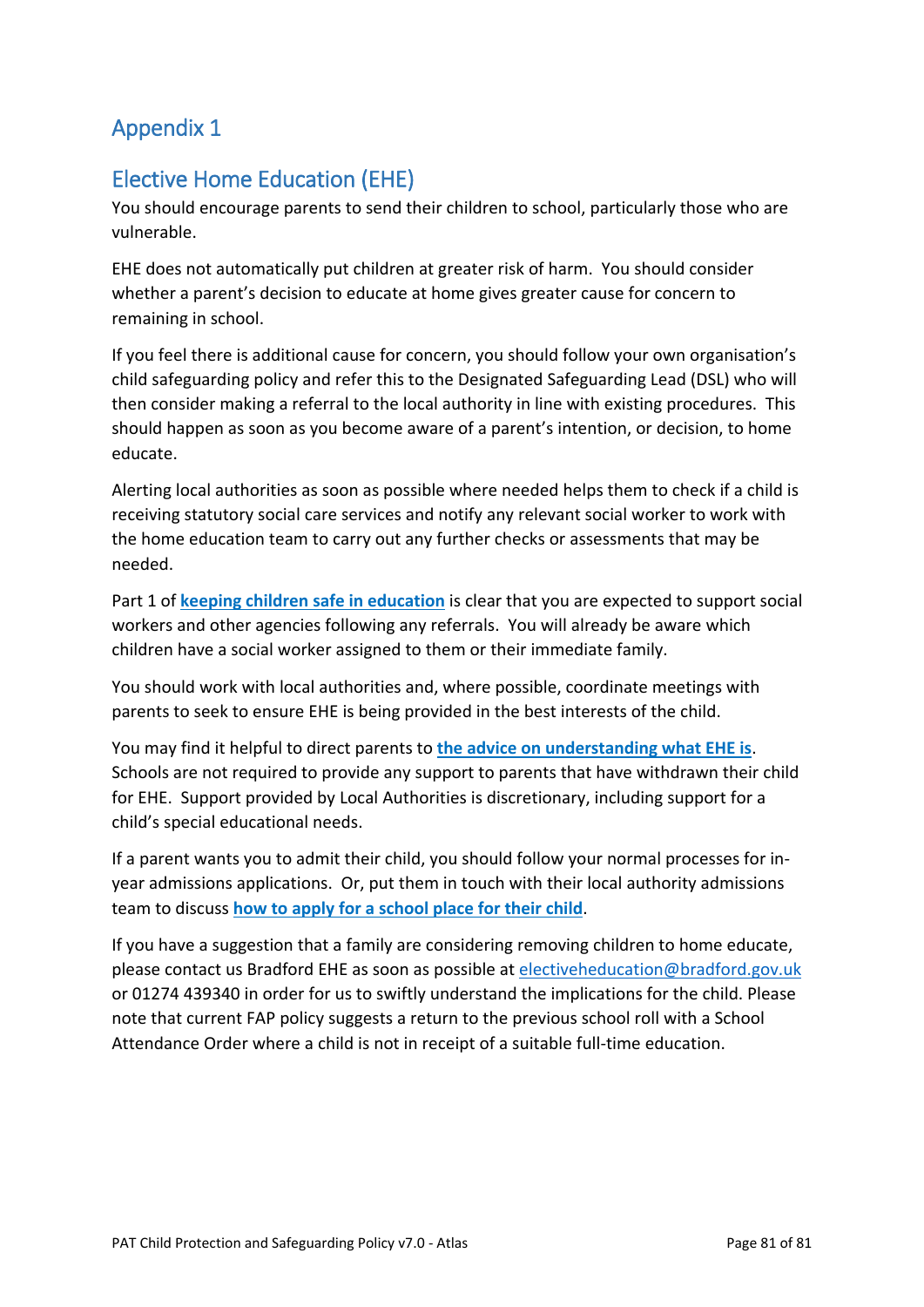# Appendix 1

## Elective Home Education (EHE)

You should encourage parents to send their children to school, particularly those who are vulnerable.

EHE does not automatically put children at greater risk of harm. You should consider whether a parent's decision to educate at home gives greater cause for concern to remaining in school.

If you feel there is additional cause for concern, you should follow your own organisation's child safeguarding policy and refer this to the Designated Safeguarding Lead (DSL) who will then consider making a referral to the local authority in line with existing procedures. This should happen as soon as you become aware of a parent's intention, or decision, to home educate.

Alerting local authorities as soon as possible where needed helps them to check if a child is receiving statutory social care services and notify any relevant social worker to work with the home education team to carry out any further checks or assessments that may be needed.

Part 1 of **keeping children safe in education** is clear that you are expected to support social workers and other agencies following any referrals. You will already be aware which children have a social worker assigned to them or their immediate family.

You should work with local authorities and, where possible, coordinate meetings with parents to seek to ensure EHE is being provided in the best interests of the child.

You may find it helpful to direct parents to **the advice on understanding what EHE is**. Schools are not required to provide any support to parents that have withdrawn their child for EHE. Support provided by Local Authorities is discretionary, including support for a child's special educational needs.

If a parent wants you to admit their child, you should follow your normal processes for in-year admissions applications. Or, put them in touch with their local authority admissions team to discuss **how to apply for a school place for their child**.

If you have a suggestion that a family are considering removing children to home educate, please contact us Bradford EHE as soon as possible at electiveheducation@bradford.gov.uk or 01274 439340 in order for us to swiftly understand the implications for the child. Please note that current FAP policy suggests a return to the previous school roll with a School Attendance Order where a child is not in receipt of a suitable full-time education.